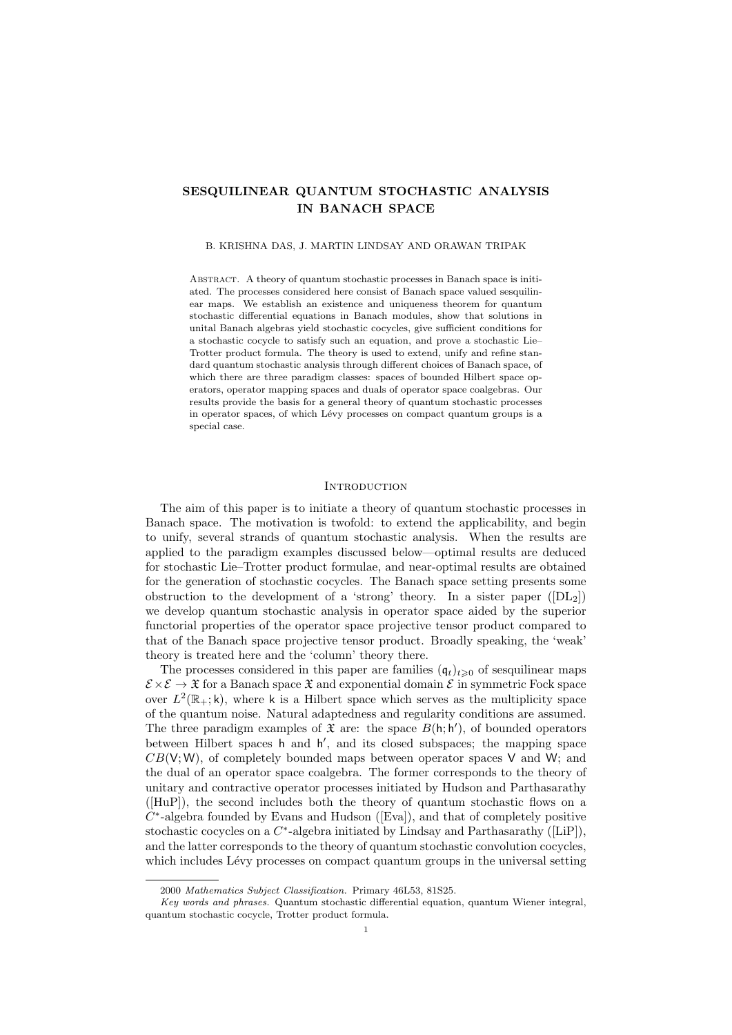# SESQUILINEAR QUANTUM STOCHASTIC ANALYSIS IN BANACH SPACE

B. KRISHNA DAS, J. MARTIN LINDSAY AND ORAWAN TRIPAK

Abstract. A theory of quantum stochastic processes in Banach space is initiated. The processes considered here consist of Banach space valued sesquilinear maps. We establish an existence and uniqueness theorem for quantum stochastic differential equations in Banach modules, show that solutions in unital Banach algebras yield stochastic cocycles, give sufficient conditions for a stochastic cocycle to satisfy such an equation, and prove a stochastic Lie–Trotter product formula. The theory is used to extend, unify and refine standard quantum stochastic analysis through different choices of Banach space, of which there are three paradigm classes: spaces of bounded Hilbert space operators, operator mapping spaces and duals of operator space coalgebras. Our results provide the basis for a general theory of quantum stochastic processes in operator spaces, of which Lévy processes on compact quantum groups is a special case.

## Introduction

The aim of this paper is to initiate a theory of quantum stochastic processes in Banach space. The motivation is twofold: to extend the applicability, and begin to unify, several strands of quantum stochastic analysis. When the results are applied to the paradigm examples discussed below—optimal results are deduced for stochastic Lie–Trotter product formulae, and near-optimal results are obtained for the generation of stochastic cocycles. The Banach space setting presents some obstruction to the development of a 'strong' theory. In a sister paper ([DL$_2$]) we develop quantum stochastic analysis in operator space aided by the superior functorial properties of the operator space projective tensor product compared to that of the Banach space projective tensor product. Broadly speaking, the 'weak' theory is treated here and the 'column' theory there.

The processes considered in this paper are families $(\mathsf{q}_t)_{t \geqslant 0}$ of sesquilinear maps $\mathcal{E} \times \mathcal{E} \to \mathfrak{X}$ for a Banach space $\mathfrak{X}$ and exponential domain $\mathcal{E}$ in symmetric Fock space over $L^2(\mathbb{R}_+; \mathsf{k})$, where $\mathsf{k}$ is a Hilbert space which serves as the multiplicity space of the quantum noise. Natural adaptedness and regularity conditions are assumed. The three paradigm examples of $\mathfrak{X}$ are: the space $B(\mathsf{h}; \mathsf{h}')$, of bounded operators between Hilbert spaces $\mathsf{h}$ and $\mathsf{h}'$, and its closed subspaces; the mapping space $CB(\mathsf{V}; \mathsf{W})$, of completely bounded maps between operator spaces $\mathsf{V}$ and $\mathsf{W}$; and the dual of an operator space coalgebra. The former corresponds to the theory of unitary and contractive operator processes initiated by Hudson and Parthasarathy ([HuP]), the second includes both the theory of quantum stochastic flows on a $C^*$-algebra founded by Evans and Hudson ([Eva]), and that of completely positive stochastic cocycles on a $C^*$-algebra initiated by Lindsay and Parthasarathy ([LiP]), and the latter corresponds to the theory of quantum stochastic convolution cocycles, which includes Lévy processes on compact quantum groups in the universal setting

---

2000 *Mathematics Subject Classification.* Primary 46L53, 81S25.

*Key words and phrases.* Quantum stochastic differential equation, quantum Wiener integral, quantum stochastic cocycle, Trotter product formula.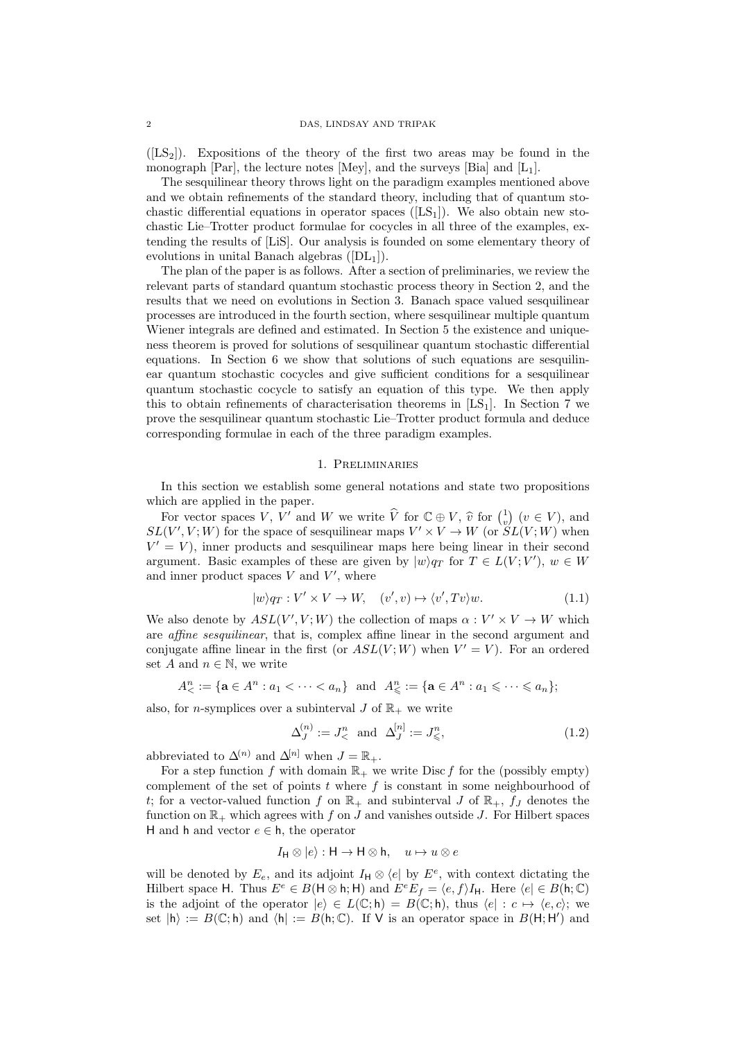([LS$_2$]). Expositions of the theory of the first two areas may be found in the monograph [Par], the lecture notes [Mey], and the surveys [Bia] and [L$_1$].

The sesquilinear theory throws light on the paradigm examples mentioned above and we obtain refinements of the standard theory, including that of quantum stochastic differential equations in operator spaces ([LS$_1$]). We also obtain new stochastic Lie–Trotter product formulae for cocycles in all three of the examples, extending the results of [LiS]. Our analysis is founded on some elementary theory of evolutions in unital Banach algebras ([DL$_1$]).

The plan of the paper is as follows. After a section of preliminaries, we review the relevant parts of standard quantum stochastic process theory in Section 2, and the results that we need on evolutions in Section 3. Banach space valued sesquilinear processes are introduced in the fourth section, where sesquilinear multiple quantum Wiener integrals are defined and estimated. In Section 5 the existence and uniqueness theorem is proved for solutions of sesquilinear quantum stochastic differential equations. In Section 6 we show that solutions of such equations are sesquilinear quantum stochastic cocycles and give sufficient conditions for a sesquilinear quantum stochastic cocycle to satisfy an equation of this type. We then apply this to obtain refinements of characterisation theorems in [LS$_1$]. In Section 7 we prove the sesquilinear quantum stochastic Lie–Trotter product formula and deduce corresponding formulae in each of the three paradigm examples.

## 1. Preliminaries

In this section we establish some general notations and state two propositions which are applied in the paper.

For vector spaces $V$, $V'$ and $W$ we write $\widehat{V}$ for $\mathbb{C} \oplus V$, $\widehat{v}$ for $\binom{1}{v}$ $(v \in V)$, and $SL(V', V; W)$ for the space of sesquilinear maps $V' \times V \to W$ (or $SL(V; W)$ when $V' = V$), inner products and sesquilinear maps here being linear in their second argument. Basic examples of these are given by $|w\rangle q_T$ for $T \in L(V; V')$, $w \in W$ and inner product spaces $V$ and $V'$, where

$$|w\rangle q_T : V' \times V \to W, \quad (v', v) \mapsto \langle v', Tv \rangle w. \tag{1.1}$$

We also denote by $ASL(V', V; W)$ the collection of maps $\alpha : V' \times V \to W$ which are *affine sesquilinear*, that is, complex affine linear in the second argument and conjugate affine linear in the first (or $ASL(V; W)$ when $V' = V$). For an ordered set $A$ and $n \in \mathbb{N}$, we write

$$A^n_< := \{\mathbf{a} \in A^n : a_1 < \cdots < a_n\} \ \text{ and } \ A^n_\leqslant := \{\mathbf{a} \in A^n : a_1 \leqslant \cdots \leqslant a_n\};$$

also, for $n$-symplices over a subinterval $J$ of $\mathbb{R}_+$ we write

$$\Delta^{(n)}_J := J^n_< \ \text{ and } \ \Delta^{[n]}_J := J^n_\leqslant, \tag{1.2}$$

abbreviated to $\Delta^{(n)}$ and $\Delta^{[n]}$ when $J = \mathbb{R}_+$.

For a step function $f$ with domain $\mathbb{R}_+$ we write $\operatorname{Disc} f$ for the (possibly empty) complement of the set of points $t$ where $f$ is constant in some neighbourhood of $t$; for a vector-valued function $f$ on $\mathbb{R}_+$ and subinterval $J$ of $\mathbb{R}_+$, $f_J$ denotes the function on $\mathbb{R}_+$ which agrees with $f$ on $J$ and vanishes outside $J$. For Hilbert spaces $\mathsf{H}$ and $\mathsf{h}$ and vector $e \in \mathsf{h}$, the operator

$$I_\mathsf{H} \otimes |e\rangle : \mathsf{H} \to \mathsf{H} \otimes \mathsf{h}, \quad u \mapsto u \otimes e$$

will be denoted by $E_e$, and its adjoint $I_\mathsf{H} \otimes \langle e|$ by $E^e$, with context dictating the Hilbert space $\mathsf{H}$. Thus $E^e \in B(\mathsf{H} \otimes \mathsf{h}; \mathsf{H})$ and $E^e E_f = \langle e, f \rangle I_\mathsf{H}$. Here $\langle e| \in B(\mathsf{h}; \mathbb{C})$ is the adjoint of the operator $|e\rangle \in L(\mathbb{C}; \mathsf{h}) = B(\mathbb{C}; \mathsf{h})$, thus $\langle e| : c \mapsto \langle e, c \rangle$; we set $|\mathsf{h}\rangle := B(\mathbb{C}; \mathsf{h})$ and $\langle \mathsf{h}| := B(\mathsf{h}; \mathbb{C})$. If $\mathsf{V}$ is an operator space in $B(\mathsf{H}; \mathsf{H}')$ and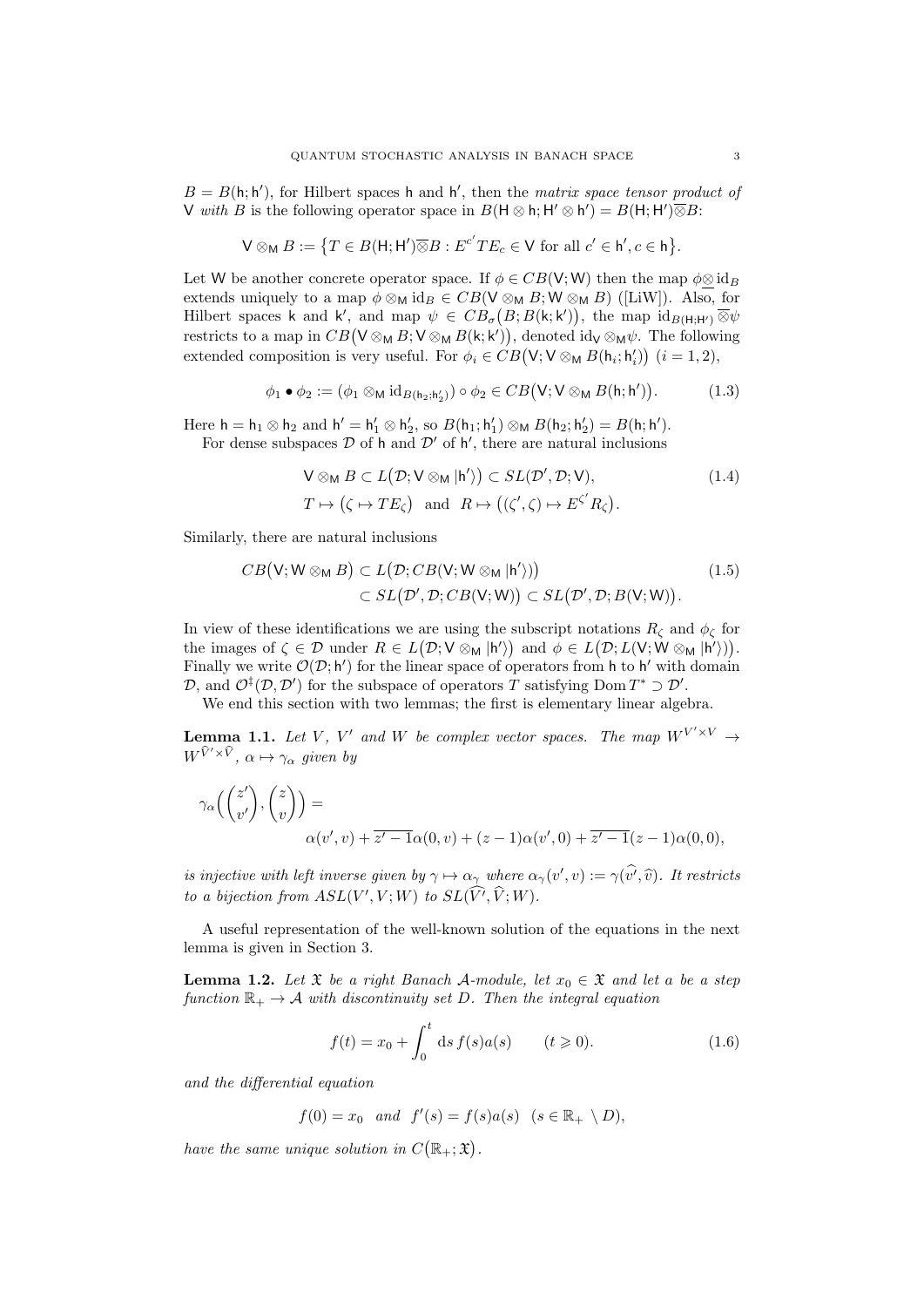$B = B(\mathsf{h}; \mathsf{h}')$, for Hilbert spaces $\mathsf{h}$ and $\mathsf{h}'$, then the *matrix space tensor product of* $\mathsf{V}$ *with* $B$ is the following operator space in $B(\mathsf{H} \otimes \mathsf{h}; \mathsf{H}' \otimes \mathsf{h}') = B(\mathsf{H}; \mathsf{H}')\overline{\otimes} B$:

$$\mathsf{V} \otimes_{\mathsf{M}} B := \big\{ T \in B(\mathsf{H}; \mathsf{H}')\overline{\otimes} B : E^{c'} T E_c \in \mathsf{V} \text{ for all } c' \in \mathsf{h}', c \in \mathsf{h} \big\}.$$

Let $\mathsf{W}$ be another concrete operator space. If $\phi \in CB(\mathsf{V}; \mathsf{W})$ then the map $\phi \underline{\otimes} \operatorname{id}_B$ extends uniquely to a map $\phi \otimes_{\mathsf{M}} \operatorname{id}_B \in CB(\mathsf{V} \otimes_{\mathsf{M}} B; \mathsf{W} \otimes_{\mathsf{M}} B)$ ([LiW]). Also, for Hilbert spaces $\mathsf{k}$ and $\mathsf{k}'$, and map $\psi \in CB_\sigma\big(B; B(\mathsf{k}; \mathsf{k}')\big)$, the map $\operatorname{id}_{B(\mathsf{H};\mathsf{H}')} \overline{\otimes} \psi$ restricts to a map in $CB\big(\mathsf{V} \otimes_{\mathsf{M}} B; \mathsf{V} \otimes_{\mathsf{M}} B(\mathsf{k}; \mathsf{k}')\big)$, denoted $\operatorname{id}_{\mathsf{V}} \otimes_{\mathsf{M}} \psi$. The following extended composition is very useful. For $\phi_i \in CB\big(\mathsf{V}; \mathsf{V} \otimes_{\mathsf{M}} B(\mathsf{h}_i; \mathsf{h}_i')\big)$ $(i = 1, 2)$,

$$\phi_1 \bullet \phi_2 := \big(\phi_1 \otimes_{\mathsf{M}} \operatorname{id}_{B(\mathsf{h}_2;\mathsf{h}_2')}\big) \circ \phi_2 \in CB\big(\mathsf{V}; \mathsf{V} \otimes_{\mathsf{M}} B(\mathsf{h}; \mathsf{h}')\big). \tag{1.3}$$

Here $\mathsf{h} = \mathsf{h}_1 \otimes \mathsf{h}_2$ and $\mathsf{h}' = \mathsf{h}_1' \otimes \mathsf{h}_2'$, so $B(\mathsf{h}_1; \mathsf{h}_1') \otimes_{\mathsf{M}} B(\mathsf{h}_2; \mathsf{h}_2') = B(\mathsf{h}; \mathsf{h}')$.

For dense subspaces $\mathcal{D}$ of $\mathsf{h}$ and $\mathcal{D}'$ of $\mathsf{h}'$, there are natural inclusions

$$\begin{aligned} &\mathsf{V} \otimes_{\mathsf{M}} B \subset L\big(\mathcal{D}; \mathsf{V} \otimes_{\mathsf{M}} |\mathsf{h}'\rangle\big) \subset SL(\mathcal{D}', \mathcal{D}; \mathsf{V}), \\ &T \mapsto \big(\zeta \mapsto T E_\zeta\big) \quad \text{and} \quad R \mapsto \big((\zeta', \zeta) \mapsto E^{\zeta'} R_\zeta\big). \end{aligned} \tag{1.4}$$

Similarly, there are natural inclusions

$$\begin{aligned} CB\big(\mathsf{V}; \mathsf{W} \otimes_{\mathsf{M}} B\big) &\subset L\big(\mathcal{D}; CB(\mathsf{V}; \mathsf{W} \otimes_{\mathsf{M}} |\mathsf{h}'\rangle)\big) \\ &\subset SL\big(\mathcal{D}', \mathcal{D}; CB(\mathsf{V}; \mathsf{W})\big) \subset SL\big(\mathcal{D}', \mathcal{D}; B(\mathsf{V}; \mathsf{W})\big). \end{aligned} \tag{1.5}$$

In view of these identifications we are using the subscript notations $R_\zeta$ and $\phi_\zeta$ for the images of $\zeta \in \mathcal{D}$ under $R \in L\big(\mathcal{D}; \mathsf{V} \otimes_{\mathsf{M}} |\mathsf{h}'\rangle\big)$ and $\phi \in L\big(\mathcal{D}; L(\mathsf{V}; \mathsf{W} \otimes_{\mathsf{M}} |\mathsf{h}'\rangle)\big)$. Finally we write $\mathcal{O}(\mathcal{D}; \mathsf{h}')$ for the linear space of operators from $\mathsf{h}$ to $\mathsf{h}'$ with domain $\mathcal{D}$, and $\mathcal{O}^\ddagger(\mathcal{D}, \mathcal{D}')$ for the subspace of operators $T$ satisfying $\operatorname{Dom} T^* \supset \mathcal{D}'$.

We end this section with two lemmas; the first is elementary linear algebra.

**Lemma 1.1.** *Let $V$, $V'$ and $W$ be complex vector spaces. The map $W^{V' \times V} \to W^{\widehat{V}' \times \widehat{V}}$, $\alpha \mapsto \gamma_\alpha$ given by*

$$\gamma_\alpha\Big(\binom{z'}{v'}, \binom{z}{v}\Big) = \\ \alpha(v', v) + \overline{z' - 1}\alpha(0, v) + (z - 1)\alpha(v', 0) + \overline{z' - 1}(z - 1)\alpha(0, 0),$$

*is injective with left inverse given by $\gamma \mapsto \alpha_\gamma$ where $\alpha_\gamma(v', v) := \gamma(\widehat{v'}, \widehat{v})$. It restricts to a bijection from $ASL(V', V; W)$ to $SL(\widehat{V'}, \widehat{V}; W)$.*

A useful representation of the well-known solution of the equations in the next lemma is given in Section 3.

**Lemma 1.2.** *Let $\mathfrak{X}$ be a right Banach $\mathcal{A}$-module, let $x_0 \in \mathfrak{X}$ and let $a$ be a step function $\mathbb{R}_+ \to \mathcal{A}$ with discontinuity set $D$. Then the integral equation*

$$f(t) = x_0 + \int_0^t \mathrm{d}s\, f(s) a(s) \qquad (t \geqslant 0). \tag{1.6}$$

*and the differential equation*

$$f(0) = x_0 \quad \text{and} \quad f'(s) = f(s) a(s) \quad (s \in \mathbb{R}_+ \setminus D),$$

*have the same unique solution in $C\big(\mathbb{R}_+; \mathfrak{X}\big)$.*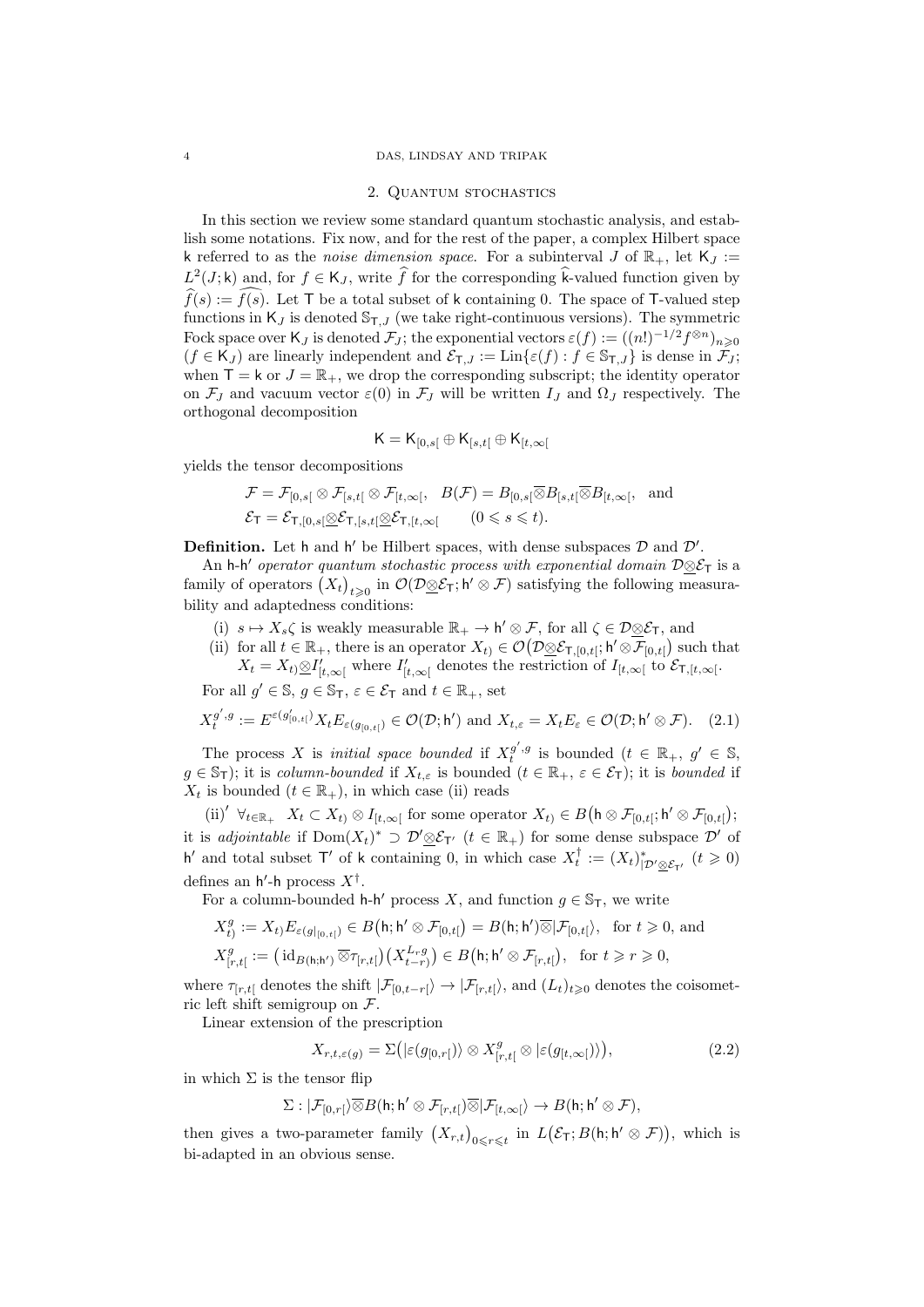## 2. Quantum stochastics

In this section we review some standard quantum stochastic analysis, and establish some notations. Fix now, and for the rest of the paper, a complex Hilbert space $\mathsf{k}$ referred to as the *noise dimension space*. For a subinterval $J$ of $\mathbb{R}_+$, let $\mathsf{K}_J := L^2(J;\mathsf{k})$ and, for $f \in \mathsf{K}_J$, write $\widehat{f}$ for the corresponding $\widehat{\mathsf{k}}$-valued function given by $\widehat{f}(s) := \widehat{f(s)}$. Let $\mathsf{T}$ be a total subset of $\mathsf{k}$ containing 0. The space of $\mathsf{T}$-valued step functions in $\mathsf{K}_J$ is denoted $\mathbb{S}_{\mathsf{T},J}$ (we take right-continuous versions). The symmetric Fock space over $\mathsf{K}_J$ is denoted $\mathcal{F}_J$; the exponential vectors $\varepsilon(f) := ((n!)^{-1/2} f^{\otimes n})_{n\geqslant 0}$ ($f \in \mathsf{K}_J$) are linearly independent and $\mathcal{E}_{\mathsf{T},J} := \operatorname{Lin}\{\varepsilon(f) : f \in \mathbb{S}_{\mathsf{T},J}\}$ is dense in $\mathcal{F}_J$; when $\mathsf{T} = \mathsf{k}$ or $J = \mathbb{R}_+$, we drop the corresponding subscript; the identity operator on $\mathcal{F}_J$ and vacuum vector $\varepsilon(0)$ in $\mathcal{F}_J$ will be written $I_J$ and $\Omega_J$ respectively. The orthogonal decomposition

$$\mathsf{K} = \mathsf{K}_{[0,s[} \oplus \mathsf{K}_{[s,t[} \oplus \mathsf{K}_{[t,\infty[}$$

yields the tensor decompositions

$$\mathcal{F} = \mathcal{F}_{[0,s[} \otimes \mathcal{F}_{[s,t[} \otimes \mathcal{F}_{[t,\infty[}, \quad B(\mathcal{F}) = B_{[0,s[} \overline{\otimes} B_{[s,t[} \overline{\otimes} B_{[t,\infty[}, \quad \text{and}$$
$$\mathcal{E}_{\mathsf{T}} = \mathcal{E}_{\mathsf{T},[0,s[} \underline{\otimes} \mathcal{E}_{\mathsf{T},[s,t[} \underline{\otimes} \mathcal{E}_{\mathsf{T},[t,\infty[} \qquad (0 \leqslant s \leqslant t).$$

**Definition.** Let $\mathsf{h}$ and $\mathsf{h}'$ be Hilbert spaces, with dense subspaces $\mathcal{D}$ and $\mathcal{D}'$.

An $\mathsf{h}$-$\mathsf{h}'$ *operator quantum stochastic process with exponential domain* $\mathcal{D}\underline{\otimes}\mathcal{E}_{\mathsf{T}}$ is a family of operators $(X_t)_{t\geqslant 0}$ in $\mathcal{O}(\mathcal{D}\underline{\otimes}\mathcal{E}_{\mathsf{T}}; \mathsf{h}' \otimes \mathcal{F})$ satisfying the following measurability and adaptedness conditions:

(i) $s \mapsto X_s\zeta$ is weakly measurable $\mathbb{R}_+ \to \mathsf{h}' \otimes \mathcal{F}$, for all $\zeta \in \mathcal{D}\underline{\otimes}\mathcal{E}_{\mathsf{T}}$, and

(ii) for all $t \in \mathbb{R}_+$, there is an operator $X_{t)} \in \mathcal{O}\big(\mathcal{D}\underline{\otimes}\mathcal{E}_{\mathsf{T},[0,t[}; \mathsf{h}' \otimes \mathcal{F}_{[0,t[}\big)$ such that $X_t = X_{t)} \underline{\otimes} I'_{[t,\infty[}$ where $I'_{[t,\infty[}$ denotes the restriction of $I_{[t,\infty[}$ to $\mathcal{E}_{\mathsf{T},[t,\infty[}$.

For all $g' \in \mathbb{S}$, $g \in \mathbb{S}_{\mathsf{T}}$, $\varepsilon \in \mathcal{E}_{\mathsf{T}}$ and $t \in \mathbb{R}_+$, set

$$X_t^{g',g} := E^{\varepsilon(g'_{[0,t[})} X_t E_{\varepsilon(g_{[0,t[})} \in \mathcal{O}(\mathcal{D}; \mathsf{h}') \text{ and } X_{t,\varepsilon} = X_t E_\varepsilon \in \mathcal{O}(\mathcal{D}; \mathsf{h}' \otimes \mathcal{F}). \tag{2.1}$$

The process $X$ is *initial space bounded* if $X_t^{g',g}$ is bounded ($t \in \mathbb{R}_+$, $g' \in \mathbb{S}$, $g \in \mathbb{S}_{\mathsf{T}}$); it is *column-bounded* if $X_{t,\varepsilon}$ is bounded ($t \in \mathbb{R}_+$, $\varepsilon \in \mathcal{E}_{\mathsf{T}}$); it is *bounded* if $X_t$ is bounded ($t \in \mathbb{R}_+$), in which case (ii) reads

(ii)$'$ $\forall_{t\in\mathbb{R}_+}$ $X_t \subset X_{t)} \otimes I_{[t,\infty[}$ for some operator $X_{t)} \in B\big(\mathsf{h} \otimes \mathcal{F}_{[0,t[}; \mathsf{h}' \otimes \mathcal{F}_{[0,t[}\big)$;

it is *adjointable* if $\operatorname{Dom}(X_t)^* \supset \mathcal{D}'\underline{\otimes}\mathcal{E}_{\mathsf{T}'}$ ($t \in \mathbb{R}_+$) for some dense subspace $\mathcal{D}'$ of $\mathsf{h}'$ and total subset $\mathsf{T}'$ of $\mathsf{k}$ containing 0, in which case $X_t^\dagger := (X_t)^*_{|\mathcal{D}'\underline{\otimes}\mathcal{E}_{\mathsf{T}'}}$ ($t \geqslant 0$) defines an $\mathsf{h}'$-$\mathsf{h}$ process $X^\dagger$.

For a column-bounded $\mathsf{h}$-$\mathsf{h}'$ process $X$, and function $g \in \mathbb{S}_{\mathsf{T}}$, we write

$$X^g_{t)} := X_{t)} E_{\varepsilon(g|_{[0,t[})} \in B\big(\mathsf{h}; \mathsf{h}' \otimes \mathcal{F}_{[0,t[}\big) = B(\mathsf{h}; \mathsf{h}') \overline{\otimes} |\mathcal{F}_{[0,t[}\rangle, \quad \text{for } t \geqslant 0, \text{ and}$$
$$X^g_{[r,t[} := \big(\operatorname{id}_{B(\mathsf{h};\mathsf{h}')} \overline{\otimes} \tau_{[r,t[}\big)\big(X^{L_r g}_{t-r)}\big) \in B\big(\mathsf{h}; \mathsf{h}' \otimes \mathcal{F}_{[r,t[}\big), \quad \text{for } t \geqslant r \geqslant 0,$$

where $\tau_{[r,t[}$ denotes the shift $|\mathcal{F}_{[0,t-r[}\rangle \to |\mathcal{F}_{[r,t[}\rangle$, and $(L_t)_{t\geqslant 0}$ denotes the coisometric left shift semigroup on $\mathcal{F}$.

Linear extension of the prescription

$$X_{r,t,\varepsilon(g)} = \Sigma\big(|\varepsilon(g_{[0,r[})\rangle \otimes X^g_{[r,t[} \otimes |\varepsilon(g_{[t,\infty[})\rangle\big), \tag{2.2}$$

in which $\Sigma$ is the tensor flip

$$\Sigma : |\mathcal{F}_{[0,r[}\rangle \overline{\otimes} B(\mathsf{h}; \mathsf{h}' \otimes \mathcal{F}_{[r,t[}) \overline{\otimes} |\mathcal{F}_{[t,\infty[}\rangle \to B(\mathsf{h}; \mathsf{h}' \otimes \mathcal{F}),$$

then gives a two-parameter family $\big(X_{r,t}\big)_{0\leqslant r\leqslant t}$ in $L\big(\mathcal{E}_{\mathsf{T}}; B(\mathsf{h}; \mathsf{h}' \otimes \mathcal{F})\big)$, which is bi-adapted in an obvious sense.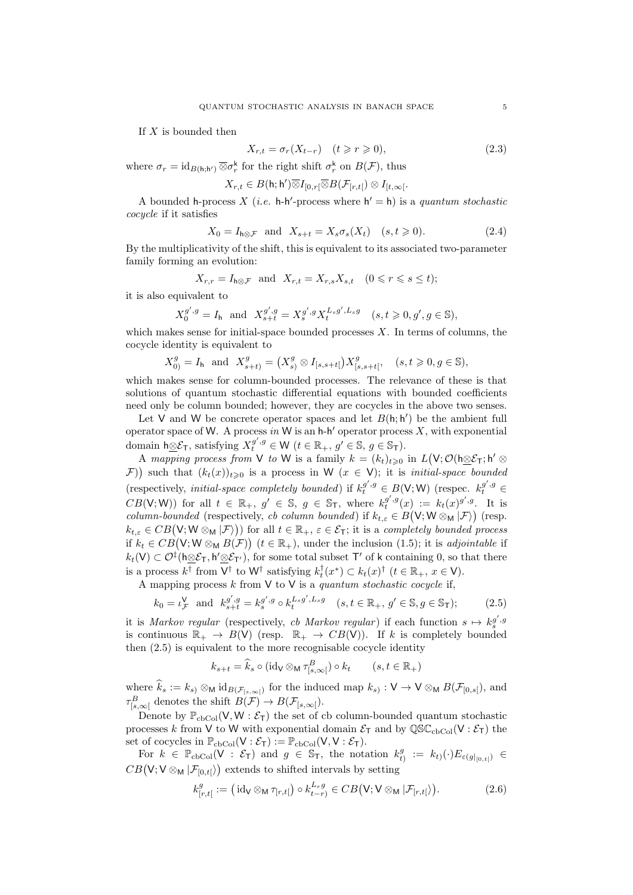If $X$ is bounded then

$$X_{r,t} = \sigma_r(X_{t-r}) \quad (t \geqslant r \geqslant 0), \tag{2.3}$$

where $\sigma_r = \mathrm{id}_{B(\mathsf{h};\mathsf{h}')} \overline{\otimes} \sigma_r^{\mathsf{k}}$ for the right shift $\sigma_r^{\mathsf{k}}$ on $B(\mathcal{F})$, thus

$$X_{r,t} \in B(\mathsf{h};\mathsf{h}') \overline{\otimes} I_{[0,r[} \overline{\otimes} B(\mathcal{F}_{[r,t[}) \otimes I_{[t,\infty[}.$$

A bounded $\mathsf{h}$-process $X$ (*i.e.* $\mathsf{h}$-$\mathsf{h}'$-process where $\mathsf{h}' = \mathsf{h}$) is a *quantum stochastic cocycle* if it satisfies

$$X_0 = I_{\mathsf{h}\otimes\mathcal{F}} \ \text{ and } \ X_{s+t} = X_s \sigma_s(X_t) \quad (s, t \geqslant 0). \tag{2.4}$$

By the multiplicativity of the shift, this is equivalent to its associated two-parameter family forming an evolution:

$$X_{r,r} = I_{\mathsf{h}\otimes\mathcal{F}} \ \text{ and } \ X_{r,t} = X_{r,s} X_{s,t} \quad (0 \leqslant r \leqslant s \leq t);$$

it is also equivalent to

$$X_0^{g',g} = I_{\mathsf{h}} \ \text{ and } \ X_{s+t}^{g',g} = X_s^{g',g} X_t^{L_s g', L_s g} \quad (s, t \geqslant 0, g', g \in \mathbb{S}),$$

which makes sense for initial-space bounded processes $X$. In terms of columns, the cocycle identity is equivalent to

$$X_{0)}^g = I_{\mathsf{h}} \ \text{ and } \ X_{s+t)}^g = \big(X_{s)}^g \otimes I_{[s,s+t[}\big) X_{[s,s+t[}^g, \quad (s, t \geqslant 0, g \in \mathbb{S}),$$

which makes sense for column-bounded processes. The relevance of these is that solutions of quantum stochastic differential equations with bounded coefficients need only be column bounded; however, they are cocycles in the above two senses.

Let $\mathsf{V}$ and $\mathsf{W}$ be concrete operator spaces and let $B(\mathsf{h};\mathsf{h}')$ be the ambient full operator space of $\mathsf{W}$. A process *in* $\mathsf{W}$ is an $\mathsf{h}$-$\mathsf{h}'$ operator process $X$, with exponential domain $\mathsf{h} \underline{\otimes} \mathcal{E}_{\mathsf{T}}$, satisfying $X_t^{g',g} \in \mathsf{W}$ ($t \in \mathbb{R}_+$, $g' \in \mathbb{S}$, $g \in \mathbb{S}_{\mathsf{T}}$).

A *mapping process from* $\mathsf{V}$ *to* $\mathsf{W}$ is a family $k = (k_t)_{t\geqslant 0}$ in $L\big(\mathsf{V}; \mathcal{O}(\mathsf{h}\underline{\otimes}\mathcal{E}_{\mathsf{T}}; \mathsf{h}' \otimes \mathcal{F})\big)$ such that $(k_t(x))_{t\geqslant 0}$ is a process in $\mathsf{W}$ ($x \in \mathsf{V}$); it is *initial-space bounded* (respectively, *initial-space completely bounded*) if $k_t^{g',g} \in B(\mathsf{V};\mathsf{W})$ (respec. $k_t^{g',g} \in CB(\mathsf{V};\mathsf{W})$) for all $t \in \mathbb{R}_+$, $g' \in \mathbb{S}$, $g \in \mathbb{S}_{\mathsf{T}}$, where $k_t^{g',g}(x) := k_t(x)^{g',g}$. It is *column-bounded* (respectively, *cb column bounded*) if $k_{t,\varepsilon} \in B\big(\mathsf{V}; \mathsf{W} \otimes_{\mathsf{M}} |\mathcal{F}\rangle\big)$ (resp. $k_{t,\varepsilon} \in CB\big(\mathsf{V}; \mathsf{W} \otimes_{\mathsf{M}} |\mathcal{F}\rangle\big)$) for all $t \in \mathbb{R}_+$, $\varepsilon \in \mathcal{E}_{\mathsf{T}}$; it is a *completely bounded process* if $k_t \in CB\big(\mathsf{V}; \mathsf{W} \otimes_{\mathsf{M}} B(\mathcal{F})\big)$ ($t \in \mathbb{R}_+$), under the inclusion (1.5); it is *adjointable* if $k_t(\mathsf{V}) \subset \mathcal{O}^{\ddagger}(\mathsf{h}\underline{\otimes}\mathcal{E}_{\mathsf{T}}, \mathsf{h}'\underline{\otimes}\mathcal{E}_{\mathsf{T}'})$, for some total subset $\mathsf{T}'$ of $\mathsf{k}$ containing 0, so that there is a process $k^{\dagger}$ from $\mathsf{V}^{\dagger}$ to $\mathsf{W}^{\dagger}$ satisfying $k_t^{\dagger}(x^*) \subset k_t(x)^{\dagger}$ ($t \in \mathbb{R}_+$, $x \in \mathsf{V}$).

A mapping process $k$ from $\mathsf{V}$ to $\mathsf{V}$ is a *quantum stochastic cocycle* if,

$$k_0 = \iota_{\mathcal{F}}^{\mathsf{V}} \ \text{ and } \ k_{s+t}^{g',g} = k_s^{g',g} \circ k_t^{L_s g', L_s g} \quad (s, t \in \mathbb{R}_+, g' \in \mathbb{S}, g \in \mathbb{S}_{\mathsf{T}}); \tag{2.5}$$

it is *Markov regular* (respectively, *cb Markov regular*) if each function $s \mapsto k_s^{g',g}$ is continuous $\mathbb{R}_+ \to B(\mathsf{V})$ (resp. $\mathbb{R}_+ \to CB(\mathsf{V})$). If $k$ is completely bounded then (2.5) is equivalent to the more recognisable cocycle identity

$$k_{s+t} = \widehat{k}_s \circ (\mathrm{id}_{\mathsf{V}} \otimes_{\mathsf{M}} \tau^B_{[s,\infty[}) \circ k_t \qquad (s, t \in \mathbb{R}_+)$$

where $\widehat{k}_s := k_{s)} \otimes_{\mathsf{M}} \mathrm{id}_{B(\mathcal{F}_{[s,\infty[})}$ for the induced map $k_{s)} : \mathsf{V} \to \mathsf{V} \otimes_{\mathsf{M}} B(\mathcal{F}_{[0,s[})$, and $\tau^B_{[s,\infty[}$ denotes the shift $B(\mathcal{F}) \to B(\mathcal{F}_{[s,\infty[})$.

Denote by $\mathbb{P}_{\mathrm{cbCol}}(\mathsf{V}, \mathsf{W} : \mathcal{E}_{\mathsf{T}})$ the set of cb column-bounded quantum stochastic processes $k$ from $\mathsf{V}$ to $\mathsf{W}$ with exponential domain $\mathcal{E}_{\mathsf{T}}$ and by $\mathbb{QSC}_{\mathrm{cbCol}}(\mathsf{V} : \mathcal{E}_{\mathsf{T}})$ the set of cocycles in $\mathbb{P}_{\mathrm{cbCol}}(\mathsf{V} : \mathcal{E}_{\mathsf{T}}) := \mathbb{P}_{\mathrm{cbCol}}(\mathsf{V}, \mathsf{V} : \mathcal{E}_{\mathsf{T}})$.

For $k \in \mathbb{P}_{\mathrm{cbCol}}(\mathsf{V} : \mathcal{E}_{\mathsf{T}})$ and $g \in \mathbb{S}_{\mathsf{T}}$, the notation $k_{t)}^g := k_{t)}(\cdot) E_{\varepsilon(g|_{[0,t[})} \in CB\big(\mathsf{V}; \mathsf{V} \otimes_{\mathsf{M}} |\mathcal{F}_{[0,t[}\rangle\big)$ extends to shifted intervals by setting

$$k_{[r,t[}^g := \big(\mathrm{id}_{\mathsf{V}} \otimes_{\mathsf{M}} \tau_{[r,t[}\big) \circ k_{t-r)}^{L_r g} \in CB\big(\mathsf{V}; \mathsf{V} \otimes_{\mathsf{M}} |\mathcal{F}_{[r,t[}\rangle\big). \tag{2.6}$$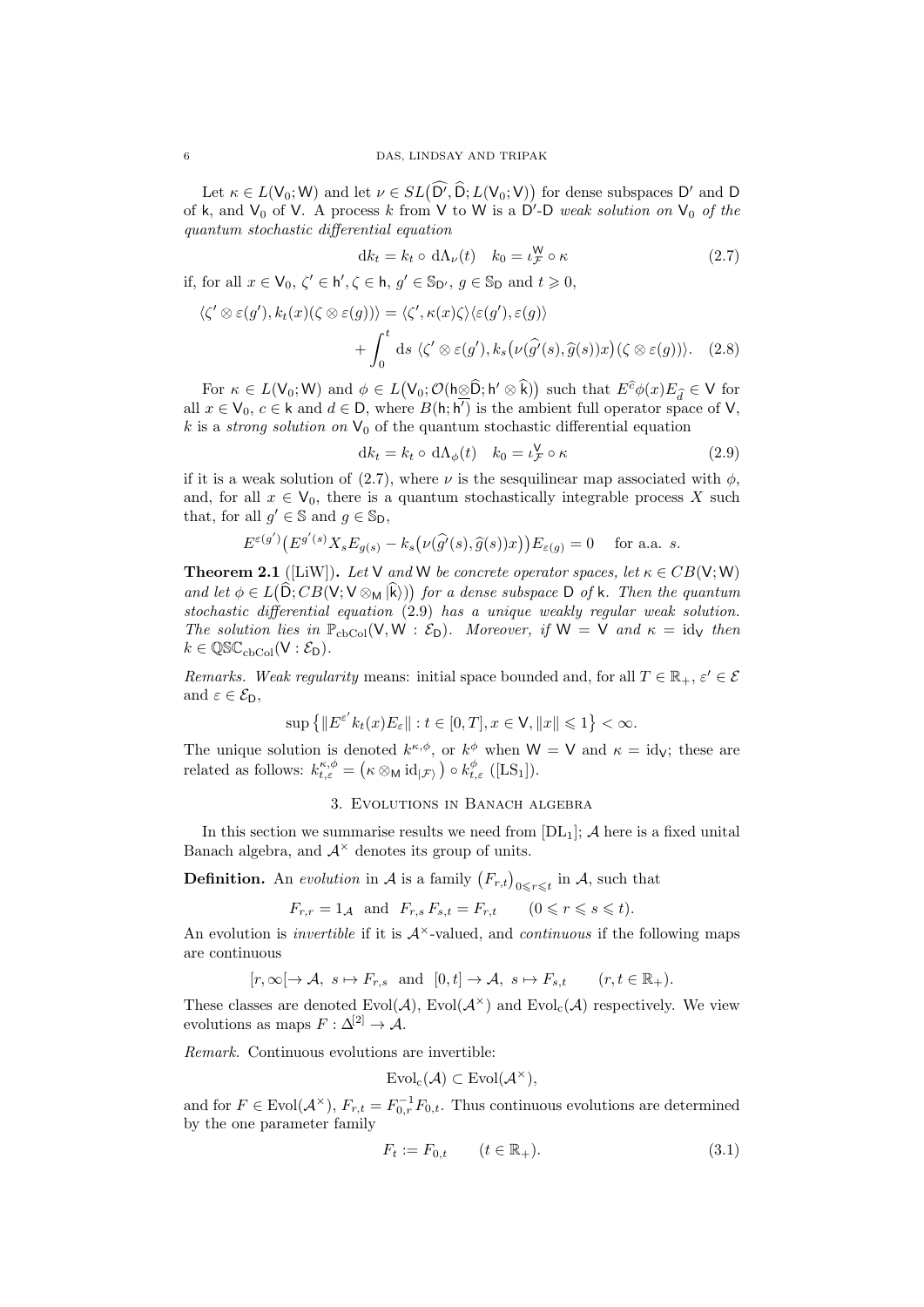Let $\kappa \in L(\mathsf{V}_0; \mathsf{W})$ and let $\nu \in SL\big(\widehat{\mathsf{D}'}, \widehat{\mathsf{D}}; L(\mathsf{V}_0; \mathsf{V})\big)$ for dense subspaces $\mathsf{D}'$ and $\mathsf{D}$ of $\mathsf{k}$, and $\mathsf{V}_0$ of $\mathsf{V}$. A process $k$ from $\mathsf{V}$ to $\mathsf{W}$ is a $\mathsf{D}'$-$\mathsf{D}$ *weak solution on* $\mathsf{V}_0$ *of the quantum stochastic differential equation*

$$dk_t = k_t \circ d\Lambda_\nu(t) \quad k_0 = \iota^{\mathsf{W}}_{\mathcal{F}} \circ \kappa \tag{2.7}$$

if, for all $x \in \mathsf{V}_0$, $\zeta' \in \mathsf{h}', \zeta \in \mathsf{h}$, $g' \in \mathbb{S}_{\mathsf{D}'}$, $g \in \mathbb{S}_{\mathsf{D}}$ and $t \geqslant 0$,

$$\begin{aligned}\langle \zeta' \otimes \varepsilon(g'), k_t(x)(\zeta \otimes \varepsilon(g))\rangle &= \langle \zeta', \kappa(x)\zeta\rangle\langle\varepsilon(g'), \varepsilon(g)\rangle \\ &+ \int_0^t ds\ \langle \zeta' \otimes \varepsilon(g'), k_s\big(\nu(\widehat{g'}(s), \widehat{g}(s))x\big)(\zeta \otimes \varepsilon(g))\rangle. \end{aligned} \tag{2.8}$$

For $\kappa \in L(\mathsf{V}_0; \mathsf{W})$ and $\phi \in L\big(\mathsf{V}_0; \mathcal{O}(\mathsf{h}\underline{\otimes}\widehat{\mathsf{D}}; \mathsf{h}' \otimes \widehat{\mathsf{k}})\big)$ such that $E^{\widehat{c}}\phi(x)E_{\widehat{d}} \in \mathsf{V}$ for all $x \in \mathsf{V}_0$, $c \in \mathsf{k}$ and $d \in \mathsf{D}$, where $B(\mathsf{h}; \mathsf{h}')$ is the ambient full operator space of $\mathsf{V}$, $k$ is a *strong solution on* $\mathsf{V}_0$ of the quantum stochastic differential equation

$$dk_t = k_t \circ d\Lambda_\phi(t) \quad k_0 = \iota^{\mathsf{V}}_{\mathcal{F}} \circ \kappa \tag{2.9}$$

if it is a weak solution of (2.7), where $\nu$ is the sesquilinear map associated with $\phi$, and, for all $x \in \mathsf{V}_0$, there is a quantum stochastically integrable process $X$ such that, for all $g' \in \mathbb{S}$ and $g \in \mathbb{S}_{\mathsf{D}}$,

$$E^{\varepsilon(g')}\big(E^{g'(s)}X_s E_{g(s)} - k_s\big(\nu(\widehat{g'}(s), \widehat{g}(s))x\big)\big)E_{\varepsilon(g)} = 0 \quad \text{ for a.a. } s.$$

**Theorem 2.1** ([LiW]). *Let* $\mathsf{V}$ *and* $\mathsf{W}$ *be concrete operator spaces, let* $\kappa \in CB(\mathsf{V}; \mathsf{W})$ *and let* $\phi \in L\big(\widehat{\mathsf{D}}; CB(\mathsf{V}; \mathsf{V} \otimes_{\mathsf{M}} |\widehat{\mathsf{k}}\rangle)\big)$ *for a dense subspace* $\mathsf{D}$ *of* $\mathsf{k}$. *Then the quantum stochastic differential equation* (2.9) *has a unique weakly regular weak solution. The solution lies in* $\mathbb{P}_{\mathrm{cbCol}}(\mathsf{V}, \mathsf{W} : \mathcal{E}_{\mathsf{D}})$. *Moreover, if* $\mathsf{W} = \mathsf{V}$ *and* $\kappa = \mathrm{id}_{\mathsf{V}}$ *then* $k \in \mathbb{QSC}_{\mathrm{cbCol}}(\mathsf{V} : \mathcal{E}_{\mathsf{D}})$.

*Remarks. Weak regularity* means: initial space bounded and, for all $T \in \mathbb{R}_+$, $\varepsilon' \in \mathcal{E}$ and $\varepsilon \in \mathcal{E}_{\mathsf{D}}$,

$$\sup\big\{\|E^{\varepsilon'}k_t(x)E_\varepsilon\| : t \in [0,T], x \in \mathsf{V}, \|x\| \leqslant 1\big\} < \infty.$$

The unique solution is denoted $k^{\kappa,\phi}$, or $k^\phi$ when $\mathsf{W} = \mathsf{V}$ and $\kappa = \mathrm{id}_{\mathsf{V}}$; these are related as follows: $k^{\kappa,\phi}_{t,\varepsilon} = \big(\kappa \otimes_{\mathsf{M}} \mathrm{id}_{|\mathcal{F}\rangle}\big) \circ k^\phi_{t,\varepsilon}$ ([LS$_1$]).

## 3. Evolutions in Banach algebra

In this section we summarise results we need from [DL$_1$]; $\mathcal{A}$ here is a fixed unital Banach algebra, and $\mathcal{A}^\times$ denotes its group of units.

**Definition.** An *evolution* in $\mathcal{A}$ is a family $\big(F_{r,t}\big)_{0\leqslant r\leqslant t}$ in $\mathcal{A}$, such that

$$F_{r,r} = 1_{\mathcal{A}} \text{ and } F_{r,s}\, F_{s,t} = F_{r,t} \qquad (0 \leqslant r \leqslant s \leqslant t).$$

An evolution is *invertible* if it is $\mathcal{A}^\times$-valued, and *continuous* if the following maps are continuous

$$[r, \infty[ \to \mathcal{A},\ s \mapsto F_{r,s} \text{ and } [0,t] \to \mathcal{A},\ s \mapsto F_{s,t} \qquad (r, t \in \mathbb{R}_+).$$

These classes are denoted $\mathrm{Evol}(\mathcal{A})$, $\mathrm{Evol}(\mathcal{A}^\times)$ and $\mathrm{Evol}_{\mathrm{c}}(\mathcal{A})$ respectively. We view evolutions as maps $F : \Delta^{[2]} \to \mathcal{A}$.

*Remark.* Continuous evolutions are invertible:

$$\mathrm{Evol}_{\mathrm{c}}(\mathcal{A}) \subset \mathrm{Evol}(\mathcal{A}^\times),$$

and for $F \in \mathrm{Evol}(\mathcal{A}^\times)$, $F_{r,t} = F^{-1}_{0,r}F_{0,t}$. Thus continuous evolutions are determined by the one parameter family

$$F_t := F_{0,t} \qquad (t \in \mathbb{R}_+). \tag{3.1}$$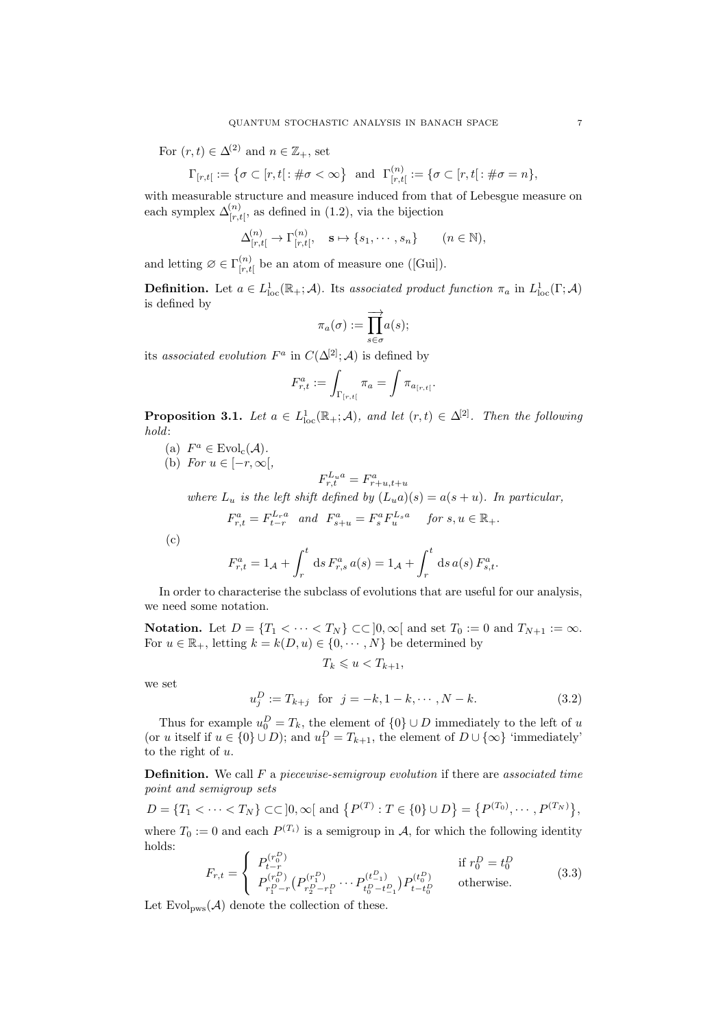For $(r,t) \in \Delta^{(2)}$ and $n \in \mathbb{Z}_+$, set

$$\Gamma_{[r,t[} := \{\sigma \subset [r,t[ : \#\sigma < \infty\} \ \text{ and } \ \Gamma^{(n)}_{[r,t[} := \{\sigma \subset [r,t[ : \#\sigma = n\},$$

with measurable structure and measure induced from that of Lebesgue measure on each symplex $\Delta^{(n)}_{[r,t[}$, as defined in (1.2), via the bijection

$$\Delta^{(n)}_{[r,t[} \to \Gamma^{(n)}_{[r,t[}, \quad \mathbf{s} \mapsto \{s_1, \cdots, s_n\} \qquad (n \in \mathbb{N}),$$

and letting $\varnothing \in \Gamma^{(n)}_{[r,t[}$ be an atom of measure one ([Gui]).

**Definition.** Let $a \in L^1_{\text{loc}}(\mathbb{R}_+; \mathcal{A})$. Its *associated product function* $\pi_a$ in $L^1_{\text{loc}}(\Gamma; \mathcal{A})$ is defined by

$$\pi_a(\sigma) := \overrightarrow{\prod_{s \in \sigma}} a(s);$$

its *associated evolution* $F^a$ in $C(\Delta^{[2]}; \mathcal{A})$ is defined by

$$F^a_{r,t} := \int_{\Gamma_{[r,t[}} \pi_a = \int \pi_{a_{[r,t[}}.$$

**Proposition 3.1.** *Let $a \in L^1_{\text{loc}}(\mathbb{R}_+; \mathcal{A})$, and let $(r,t) \in \Delta^{[2]}$. Then the following hold*:

(a) $F^a \in \text{Evol}_c(\mathcal{A})$.

(b) *For $u \in [-r, \infty[$,*

$$F^{L_u a}_{r,t} = F^a_{r+u,t+u}$$

*where $L_u$ is the left shift defined by $(L_u a)(s) = a(s+u)$. In particular,*

$$F^a_{r,t} = F^{L_r a}_{t-r} \quad \text{and} \quad F^a_{s+u} = F^a_s F^{L_s a}_u \qquad \text{for } s, u \in \mathbb{R}_+.$$

(c)

$$F^a_{r,t} = 1_{\mathcal{A}} + \int_r^t \mathrm{d}s\, F^a_{r,s}\, a(s) = 1_{\mathcal{A}} + \int_r^t \mathrm{d}s\, a(s)\, F^a_{s,t}.$$

In order to characterise the subclass of evolutions that are useful for our analysis, we need some notation.

**Notation.** Let $D = \{T_1 < \cdots < T_N\} \subset\subset ]0, \infty[$ and set $T_0 := 0$ and $T_{N+1} := \infty$. For $u \in \mathbb{R}_+$, letting $k = k(D,u) \in \{0, \cdots, N\}$ be determined by

$$T_k \leqslant u < T_{k+1},$$

we set

$$u^D_j := T_{k+j} \quad \text{for} \quad j = -k, 1-k, \cdots, N-k. \tag{3.2}$$

Thus for example $u^D_0 = T_k$, the element of $\{0\} \cup D$ immediately to the left of $u$ (or $u$ itself if $u \in \{0\} \cup D$); and $u^D_1 = T_{k+1}$, the element of $D \cup \{\infty\}$ 'immediately' to the right of $u$.

**Definition.** We call $F$ a *piecewise-semigroup evolution* if there are *associated time point and semigroup sets*

$$D = \{T_1 < \cdots < T_N\} \subset\subset ]0, \infty[ \text{ and } \{P^{(T)} : T \in \{0\} \cup D\} = \{P^{(T_0)}, \cdots, P^{(T_N)}\},$$

where $T_0 := 0$ and each $P^{(T_i)}$ is a semigroup in $\mathcal{A}$, for which the following identity holds:

$$F_{r,t} = \begin{cases} P^{(r^D_0)}_{t-r} & \text{if } r^D_0 = t^D_0 \\ P^{(r^D_0)}_{r^D_1 - r}\big(P^{(r^D_1)}_{r^D_2 - r^D_1} \cdots P^{(t^D_{-1})}_{t^D_0 - t^D_{-1}}\big) P^{(t^D_0)}_{t - t^D_0} & \text{otherwise.} \end{cases} \tag{3.3}$$

Let $\text{Evol}_{\text{pws}}(\mathcal{A})$ denote the collection of these.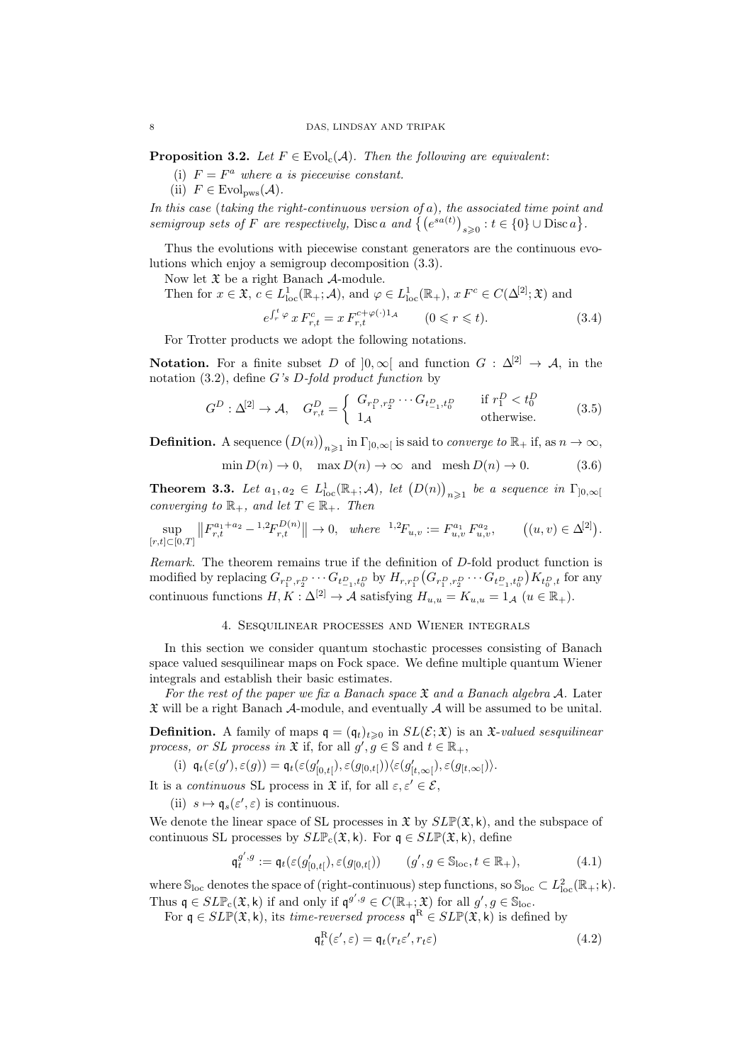**Proposition 3.2.** *Let $F \in \mathrm{Evol}_{\mathrm{c}}(\mathcal{A})$. Then the following are equivalent*:

(i) $F = F^a$ *where $a$ is piecewise constant.*

(ii) $F \in \mathrm{Evol}_{\mathrm{pws}}(\mathcal{A})$.

*In this case* (*taking the right-continuous version of $a$*), *the associated time point and semigroup sets of $F$ are respectively,* $\mathrm{Disc}\, a$ *and* $\big\{ \big(e^{sa(t)}\big)_{s \geqslant 0} : t \in \{0\} \cup \mathrm{Disc}\, a \big\}$.

Thus the evolutions with piecewise constant generators are the continuous evolutions which enjoy a semigroup decomposition (3.3).

Now let $\mathfrak{X}$ be a right Banach $\mathcal{A}$-module.

Then for $x \in \mathfrak{X}$, $c \in L^1_{\mathrm{loc}}(\mathbb{R}_+; \mathcal{A})$, and $\varphi \in L^1_{\mathrm{loc}}(\mathbb{R}_+)$, $x\, F^c \in C(\Delta^{[2]}; \mathfrak{X})$ and

$$e^{\int_r^t \varphi}\, x\, F^c_{r,t} = x\, F^{c + \varphi(\cdot) 1_{\mathcal{A}}}_{r,t} \qquad (0 \leqslant r \leqslant t). \tag{3.4}$$

For Trotter products we adopt the following notations.

**Notation.** For a finite subset $D$ of $]0, \infty[$ and function $G : \Delta^{[2]} \to \mathcal{A}$, in the notation (3.2), define *$G$'s $D$-fold product function* by

$$G^D : \Delta^{[2]} \to \mathcal{A}, \quad G^D_{r,t} = \begin{cases} G_{r_1^D, r_2^D} \cdots G_{t_{-1}^D, t_0^D} & \text{if } r_1^D < t_0^D \\ 1_{\mathcal{A}} & \text{otherwise.} \end{cases} \tag{3.5}$$

**Definition.** A sequence $\big(D(n)\big)_{n \geqslant 1}$ in $\Gamma_{]0,\infty[}$ is said to *converge to* $\mathbb{R}_+$ if, as $n \to \infty$,

$$\min D(n) \to 0, \quad \max D(n) \to \infty \quad \text{and} \quad \mathrm{mesh}\, D(n) \to 0. \tag{3.6}$$

**Theorem 3.3.** *Let $a_1, a_2 \in L^1_{\mathrm{loc}}(\mathbb{R}_+; \mathcal{A})$, let $\big(D(n)\big)_{n \geqslant 1}$ be a sequence in $\Gamma_{]0,\infty[}$ converging to $\mathbb{R}_+$, and let $T \in \mathbb{R}_+$. Then*

$$\sup_{[r,t] \subset [0,T]} \big\| F^{a_1 + a_2}_{r,t} - {}^{1,2}F^{D(n)}_{r,t} \big\| \to 0, \quad \text{where} \quad {}^{1,2}F_{u,v} := F^{a_1}_{u,v}\, F^{a_2}_{u,v}, \qquad \big((u,v) \in \Delta^{[2]}\big).$$

*Remark.* The theorem remains true if the definition of $D$-fold product function is modified by replacing $G_{r_1^D, r_2^D} \cdots G_{t_{-1}^D, t_0^D}$ by $H_{r, r_1^D}\big(G_{r_1^D, r_2^D} \cdots G_{t_{-1}^D, t_0^D}\big) K_{t_0^D, t}$ for any continuous functions $H, K : \Delta^{[2]} \to \mathcal{A}$ satisfying $H_{u,u} = K_{u,u} = 1_{\mathcal{A}}$ $(u \in \mathbb{R}_+)$.

## 4. Sesquilinear processes and Wiener integrals

In this section we consider quantum stochastic processes consisting of Banach space valued sesquilinear maps on Fock space. We define multiple quantum Wiener integrals and establish their basic estimates.

*For the rest of the paper we fix a Banach space $\mathfrak{X}$ and a Banach algebra $\mathcal{A}$.* Later $\mathfrak{X}$ will be a right Banach $\mathcal{A}$-module, and eventually $\mathcal{A}$ will be assumed to be unital.

**Definition.** A family of maps $\mathfrak{q} = (\mathfrak{q}_t)_{t \geqslant 0}$ in $SL(\mathcal{E}; \mathfrak{X})$ is an *$\mathfrak{X}$-valued sesquilinear process, or SL process in* $\mathfrak{X}$ if, for all $g', g \in \mathbb{S}$ and $t \in \mathbb{R}_+$,

(i) $\mathfrak{q}_t(\varepsilon(g'), \varepsilon(g)) = \mathfrak{q}_t(\varepsilon(g'_{[0,t[}), \varepsilon(g_{[0,t[})) \langle \varepsilon(g'_{[t,\infty[}), \varepsilon(g_{[t,\infty[}) \rangle$.

It is a *continuous* SL process in $\mathfrak{X}$ if, for all $\varepsilon, \varepsilon' \in \mathcal{E}$,

(ii) $s \mapsto \mathfrak{q}_s(\varepsilon', \varepsilon)$ is continuous.

We denote the linear space of SL processes in $\mathfrak{X}$ by $SL\mathbb{P}(\mathfrak{X}, \mathsf{k})$, and the subspace of continuous SL processes by $SL\mathbb{P}_{\mathrm{c}}(\mathfrak{X}, \mathsf{k})$. For $\mathfrak{q} \in SL\mathbb{P}(\mathfrak{X}, \mathsf{k})$, define

$$\mathfrak{q}^{g',g}_t := \mathfrak{q}_t(\varepsilon(g'_{[0,t[}), \varepsilon(g_{[0,t[})) \qquad (g', g \in \mathbb{S}_{\mathrm{loc}}, t \in \mathbb{R}_+), \tag{4.1}$$

where $\mathbb{S}_{\mathrm{loc}}$ denotes the space of (right-continuous) step functions, so $\mathbb{S}_{\mathrm{loc}} \subset L^2_{\mathrm{loc}}(\mathbb{R}_+; \mathsf{k})$. Thus $\mathfrak{q} \in SL\mathbb{P}_{\mathrm{c}}(\mathfrak{X}, \mathsf{k})$ if and only if $\mathfrak{q}^{g',g} \in C(\mathbb{R}_+; \mathfrak{X})$ for all $g', g \in \mathbb{S}_{\mathrm{loc}}$.

For $\mathfrak{q} \in SL\mathbb{P}(\mathfrak{X}, \mathsf{k})$, its *time-reversed process* $\mathfrak{q}^{\mathrm{R}} \in SL\mathbb{P}(\mathfrak{X}, \mathsf{k})$ is defined by

$$\mathfrak{q}^{\mathrm{R}}_t(\varepsilon', \varepsilon) = \mathfrak{q}_t(r_t \varepsilon', r_t \varepsilon) \tag{4.2}$$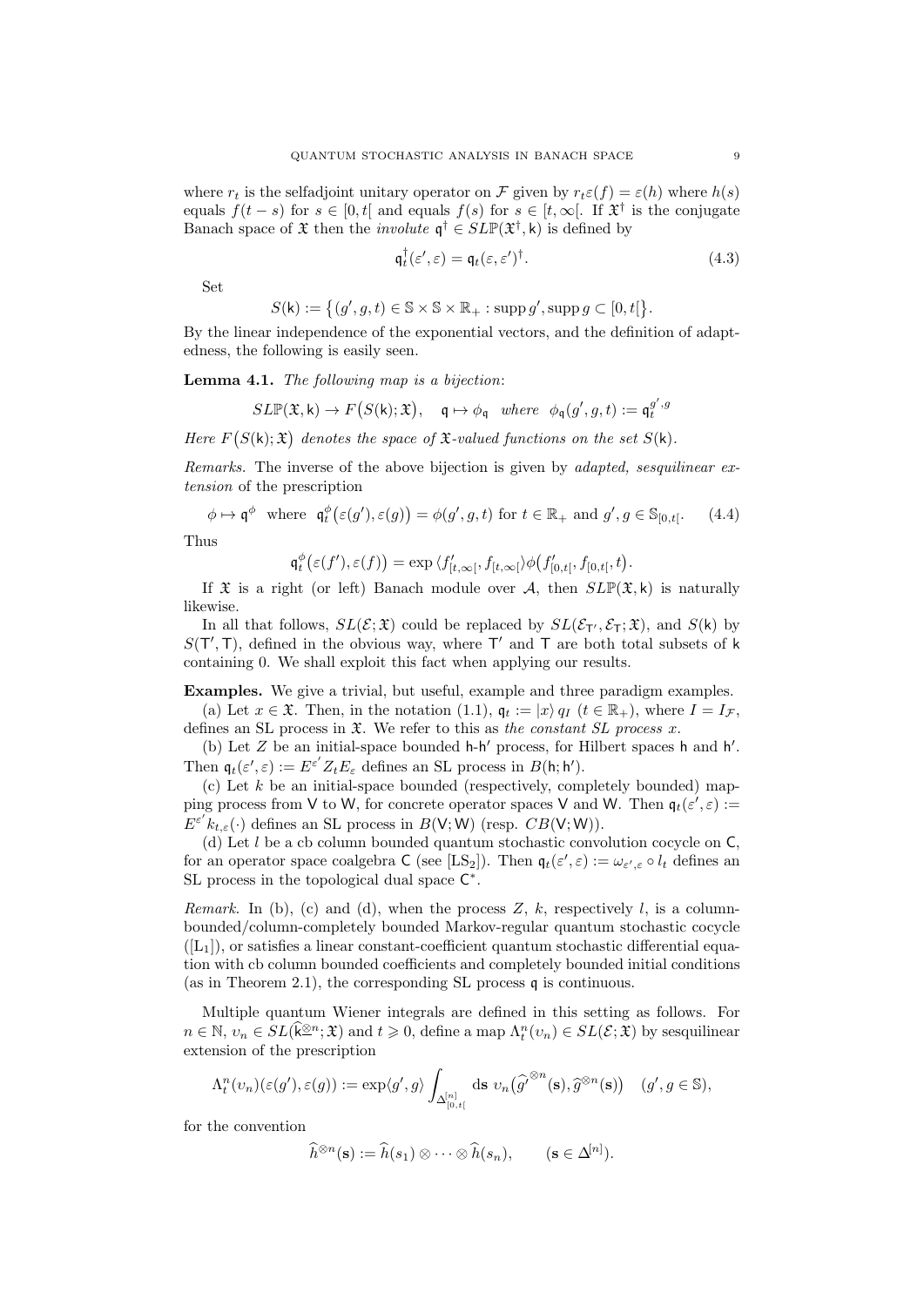where $r_t$ is the selfadjoint unitary operator on $\mathcal{F}$ given by $r_t\varepsilon(f) = \varepsilon(h)$ where $h(s)$ equals $f(t-s)$ for $s \in [0,t[$ and equals $f(s)$ for $s \in [t,\infty[$. If $\mathfrak{X}^\dagger$ is the conjugate Banach space of $\mathfrak{X}$ then the *involute* $\mathfrak{q}^\dagger \in SL\mathbb{P}(\mathfrak{X}^\dagger, \mathsf{k})$ is defined by

$$\mathfrak{q}^\dagger_t(\varepsilon', \varepsilon) = \mathfrak{q}_t(\varepsilon, \varepsilon')^\dagger. \tag{4.3}$$

Set

$$S(\mathsf{k}) := \big\{(g', g, t) \in \mathbb{S} \times \mathbb{S} \times \mathbb{R}_+ : \operatorname{supp} g', \operatorname{supp} g \subset [0, t[\big\}.$$

By the linear independence of the exponential vectors, and the definition of adaptedness, the following is easily seen.

**Lemma 4.1.** *The following map is a bijection*:

$$SL\mathbb{P}(\mathfrak{X}, \mathsf{k}) \to F\big(S(\mathsf{k}); \mathfrak{X}\big), \quad \mathfrak{q} \mapsto \phi_\mathfrak{q} \quad \textit{where} \quad \phi_\mathfrak{q}(g', g, t) := \mathfrak{q}_t^{g', g}$$

*Here* $F\big(S(\mathsf{k}); \mathfrak{X}\big)$ *denotes the space of* $\mathfrak{X}$*-valued functions on the set* $S(\mathsf{k})$.

*Remarks.* The inverse of the above bijection is given by *adapted, sesquilinear extension* of the prescription

$$\phi \mapsto \mathfrak{q}^\phi \quad \text{where} \quad \mathfrak{q}^\phi_t\big(\varepsilon(g'), \varepsilon(g)\big) = \phi(g', g, t) \text{ for } t \in \mathbb{R}_+ \text{ and } g', g \in \mathbb{S}_{[0,t[}. \tag{4.4}$$

Thus

$$\mathfrak{q}^\phi_t\big(\varepsilon(f'), \varepsilon(f)\big) = \exp\langle f'_{[t,\infty[}, f_{[t,\infty[}\rangle \phi\big(f'_{[0,t[}, f_{[0,t[}, t\big).$$

If $\mathfrak{X}$ is a right (or left) Banach module over $\mathcal{A}$, then $SL\mathbb{P}(\mathfrak{X}, \mathsf{k})$ is naturally likewise.

In all that follows, $SL(\mathcal{E}; \mathfrak{X})$ could be replaced by $SL(\mathcal{E}_{\mathsf{T}'}, \mathcal{E}_{\mathsf{T}}; \mathfrak{X})$, and $S(\mathsf{k})$ by $S(\mathsf{T}', \mathsf{T})$, defined in the obvious way, where $\mathsf{T}'$ and $\mathsf{T}$ are both total subsets of $\mathsf{k}$ containing 0. We shall exploit this fact when applying our results.

**Examples.** We give a trivial, but useful, example and three paradigm examples.

(a) Let $x \in \mathfrak{X}$. Then, in the notation (1.1), $\mathfrak{q}_t := |x\rangle\, q_I$ $(t \in \mathbb{R}_+)$, where $I = I_\mathcal{F}$, defines an SL process in $\mathfrak{X}$. We refer to this as *the constant SL process* $x$.

(b) Let $Z$ be an initial-space bounded $\mathsf{h}$-$\mathsf{h}'$ process, for Hilbert spaces $\mathsf{h}$ and $\mathsf{h}'$. Then $\mathfrak{q}_t(\varepsilon', \varepsilon) := E^{\varepsilon'} Z_t E_\varepsilon$ defines an SL process in $B(\mathsf{h}; \mathsf{h}')$.

(c) Let $k$ be an initial-space bounded (respectively, completely bounded) mapping process from $\mathsf{V}$ to $\mathsf{W}$, for concrete operator spaces $\mathsf{V}$ and $\mathsf{W}$. Then $\mathfrak{q}_t(\varepsilon', \varepsilon) := E^{\varepsilon'} k_{t,\varepsilon}(\cdot)$ defines an SL process in $B(\mathsf{V}; \mathsf{W})$ (resp. $CB(\mathsf{V}; \mathsf{W})$).

(d) Let $l$ be a cb column bounded quantum stochastic convolution cocycle on $\mathsf{C}$, for an operator space coalgebra $\mathsf{C}$ (see [LS$_2$]). Then $\mathfrak{q}_t(\varepsilon', \varepsilon) := \omega_{\varepsilon', \varepsilon} \circ l_t$ defines an SL process in the topological dual space $\mathsf{C}^*$.

*Remark.* In (b), (c) and (d), when the process $Z$, $k$, respectively $l$, is a column-bounded/column-completely bounded Markov-regular quantum stochastic cocycle ([L$_1$]), or satisfies a linear constant-coefficient quantum stochastic differential equation with cb column bounded coefficients and completely bounded initial conditions (as in Theorem 2.1), the corresponding SL process $\mathfrak{q}$ is continuous.

Multiple quantum Wiener integrals are defined in this setting as follows. For $n \in \mathbb{N}$, $\upsilon_n \in SL(\widehat{\mathsf{k}}^{\otimes n}; \mathfrak{X})$ and $t \geqslant 0$, define a map $\Lambda^n_t(\upsilon_n) \in SL(\mathcal{E}; \mathfrak{X})$ by sesquilinear extension of the prescription

$$\Lambda^n_t(\upsilon_n)(\varepsilon(g'), \varepsilon(g)) := \exp\langle g', g\rangle \int_{\Delta^{[n]}_{[0,t[}} d\mathbf{s}\ \upsilon_n\big(\widehat{g'}^{\otimes n}(\mathbf{s}), \widehat{g}^{\otimes n}(\mathbf{s})\big) \quad (g', g \in \mathbb{S}),$$

for the convention

$$\widehat{h}^{\otimes n}(\mathbf{s}) := \widehat{h}(s_1) \otimes \cdots \otimes \widehat{h}(s_n), \qquad (\mathbf{s} \in \Delta^{[n]}).$$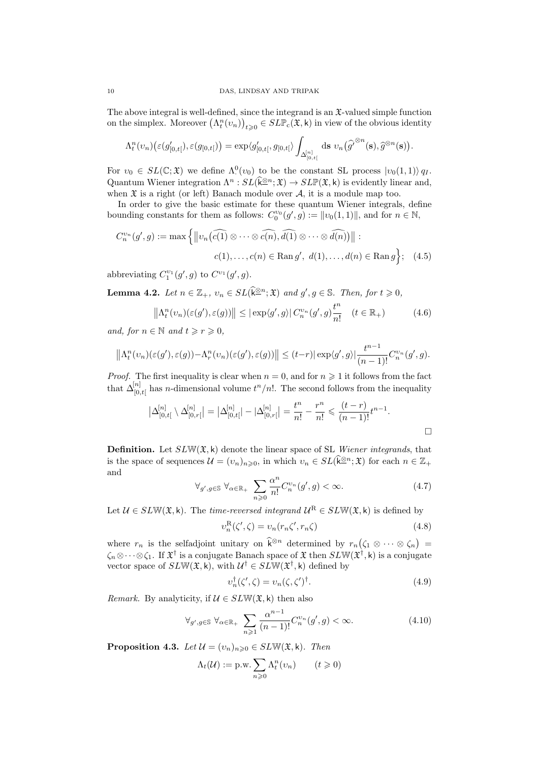The above integral is well-defined, since the integrand is an $\mathfrak{X}$-valued simple function on the simplex. Moreover $\big(\Lambda^n_t(\upsilon_n)\big)_{t\geqslant 0} \in SL\mathbb{P}_{\mathrm{c}}(\mathfrak{X},\mathsf{k})$ in view of the obvious identity

$$\Lambda^n_t(\upsilon_n)\big(\varepsilon(g'_{[0,t[}),\varepsilon(g_{[0,t[})\big) = \exp\langle g'_{[0,t[}, g_{[0,t[}\rangle \int_{\Delta^{[n]}_{[0,t[}} \mathrm{d}\mathbf{s}\ \upsilon_n\big(\widehat{g'}^{\otimes n}(\mathbf{s}), \widehat{g}^{\otimes n}(\mathbf{s})\big).$$

For $\upsilon_0 \in SL(\mathbb{C};\mathfrak{X})$ we define $\Lambda^0_\cdot(\upsilon_0)$ to be the constant SL process $|\upsilon_0(1,1)\rangle\, q_I$. Quantum Wiener integration $\Lambda^n : SL(\widehat{\mathsf{k}}^{\underline{\otimes} n};\mathfrak{X}) \to SL\mathbb{P}(\mathfrak{X},\mathsf{k})$ is evidently linear and, when $\mathfrak{X}$ is a right (or left) Banach module over $\mathcal{A}$, it is a module map too.

In order to give the basic estimate for these quantum Wiener integrals, define bounding constants for them as follows: $C^{\upsilon_0}_0(g',g) := \|\upsilon_0(1,1)\|$, and for $n \in \mathbb{N}$,

$$C^{\upsilon_n}_n(g',g) := \max\Big\{ \big\|\upsilon_n\big(\widehat{c(1)}\otimes\cdots\otimes\widehat{c(n)}, \widehat{d(1)}\otimes\cdots\otimes\widehat{d(n)}\big)\big\| : \\ c(1),\ldots,c(n) \in \operatorname{Ran} g',\ d(1),\ldots,d(n) \in \operatorname{Ran} g\Big\}; \quad (4.5)$$

abbreviating $C^{\upsilon_1}_1(g',g)$ to $C^{\upsilon_1}(g',g)$.

**Lemma 4.2.** *Let $n \in \mathbb{Z}_+$, $\upsilon_n \in SL(\widehat{\mathsf{k}}^{\underline{\otimes} n};\mathfrak{X})$ and $g',g \in \mathbb{S}$. Then, for $t \geqslant 0$,*

$$\big\|\Lambda^n_t(\upsilon_n)(\varepsilon(g'),\varepsilon(g))\big\| \leq |\exp\langle g',g\rangle|\, C^{\upsilon_n}_n(g',g)\frac{t^n}{n!} \quad (t \in \mathbb{R}_+) \tag{4.6}$$

*and, for $n \in \mathbb{N}$ and $t \geqslant r \geqslant 0$,*

$$\big\|\Lambda^n_t(\upsilon_n)(\varepsilon(g'),\varepsilon(g)) - \Lambda^n_r(\upsilon_n)(\varepsilon(g'),\varepsilon(g))\big\| \leq (t-r)|\exp\langle g',g\rangle|\frac{t^{n-1}}{(n-1)!}C^{\upsilon_n}_n(g',g).$$

*Proof.* The first inequality is clear when $n = 0$, and for $n \geqslant 1$ it follows from the fact that $\Delta^{[n]}_{[0,t[}$ has $n$-dimensional volume $t^n/n!$. The second follows from the inequality

$$\big|\Delta^{[n]}_{[0,t[} \setminus \Delta^{[n]}_{[0,r[}\big| = \big|\Delta^{[n]}_{[0,t[}\big| - \big|\Delta^{[n]}_{[0,r[}\big| = \frac{t^n}{n!} - \frac{r^n}{n!} \leqslant \frac{(t-r)}{(n-1)!}t^{n-1}.$$

□

**Definition.** Let $SL\mathbb{W}(\mathfrak{X},\mathsf{k})$ denote the linear space of SL *Wiener integrands*, that is the space of sequences $\mathcal{U} = (\upsilon_n)_{n\geqslant 0}$, in which $\upsilon_n \in SL(\widehat{\mathsf{k}}^{\underline{\otimes} n};\mathfrak{X})$ for each $n \in \mathbb{Z}_+$ and

$$\forall_{g',g\in\mathbb{S}}\ \forall_{\alpha\in\mathbb{R}_+}\ \sum_{n\geqslant 0}\frac{\alpha^n}{n!}C^{\upsilon_n}_n(g',g) < \infty. \tag{4.7}$$

Let $\mathcal{U} \in SL\mathbb{W}(\mathfrak{X},\mathsf{k})$. The *time-reversed integrand* $\mathcal{U}^{\mathrm{R}} \in SL\mathbb{W}(\mathfrak{X},\mathsf{k})$ is defined by

$$\upsilon^{\mathrm{R}}_n(\zeta',\zeta) = \upsilon_n(r_n\zeta', r_n\zeta) \tag{4.8}$$

where $r_n$ is the selfadjoint unitary on $\widehat{\mathsf{k}}^{\otimes n}$ determined by $r_n\big(\zeta_1\otimes\cdots\otimes\zeta_n\big) = \zeta_n\otimes\cdots\otimes\zeta_1$. If $\mathfrak{X}^\dagger$ is a conjugate Banach space of $\mathfrak{X}$ then $SL\mathbb{W}(\mathfrak{X}^\dagger,\mathsf{k})$ is a conjugate vector space of $SL\mathbb{W}(\mathfrak{X},\mathsf{k})$, with $\mathcal{U}^\dagger \in SL\mathbb{W}(\mathfrak{X}^\dagger,\mathsf{k})$ defined by

$$\upsilon^\dagger_n(\zeta',\zeta) = \upsilon_n(\zeta,\zeta')^\dagger. \tag{4.9}$$

*Remark.* By analyticity, if $\mathcal{U} \in SL\mathbb{W}(\mathfrak{X},\mathsf{k})$ then also

$$\forall_{g',g\in\mathbb{S}}\ \forall_{\alpha\in\mathbb{R}_+}\ \sum_{n\geqslant 1}\frac{\alpha^{n-1}}{(n-1)!}C^{\upsilon_n}_n(g',g) < \infty. \tag{4.10}$$

**Proposition 4.3.** *Let $\mathcal{U} = (\upsilon_n)_{n\geqslant 0} \in SL\mathbb{W}(\mathfrak{X},\mathsf{k})$. Then*

$$\Lambda_t(\mathcal{U}) := \text{p.w.}\sum_{n\geqslant 0}\Lambda^n_t(\upsilon_n) \qquad (t \geqslant 0)$$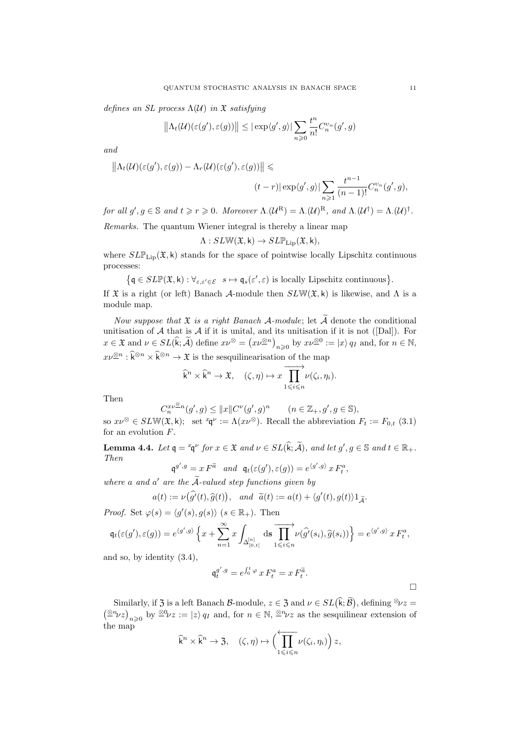*defines an SL process* $\Lambda(\mathcal{U})$ *in* $\mathfrak{X}$ *satisfying*

$$\big\|\Lambda_t(\mathcal{U})(\varepsilon(g'),\varepsilon(g))\big\| \leq |\exp\langle g',g\rangle| \sum_{n\geqslant 0} \frac{t^n}{n!} C_n^{\upsilon_n}(g',g)$$

*and*

$$\big\|\Lambda_t(\mathcal{U})(\varepsilon(g'),\varepsilon(g)) - \Lambda_r(\mathcal{U})(\varepsilon(g'),\varepsilon(g))\big\| \leqslant$$
$$(t-r)|\exp\langle g',g\rangle| \sum_{n\geqslant 1} \frac{t^{n-1}}{(n-1)!} C_n^{\upsilon_n}(g',g),$$

*for all* $g',g\in\mathbb{S}$ *and* $t\geqslant r\geqslant 0$. *Moreover* $\Lambda_\cdot(\mathcal{U}^{\mathrm{R}}) = \Lambda_\cdot(\mathcal{U})^{\mathrm{R}}$, *and* $\Lambda_\cdot(\mathcal{U}^\dagger) = \Lambda_\cdot(\mathcal{U})^\dagger$.

*Remarks.* The quantum Wiener integral is thereby a linear map

$$\Lambda : SL\mathbb{W}(\mathfrak{X},\mathsf{k}) \to SL\mathbb{P}_{\mathrm{Lip}}(\mathfrak{X},\mathsf{k}),$$

where $SL\mathbb{P}_{\mathrm{Lip}}(\mathfrak{X},\mathsf{k})$ stands for the space of pointwise locally Lipschitz continuous processes:

$$\big\{\mathsf{q}\in SL\mathbb{P}(\mathfrak{X},\mathsf{k}) : \forall_{\varepsilon,\varepsilon'\in\mathcal{E}}\ \ s\mapsto \mathsf{q}_s(\varepsilon',\varepsilon) \text{ is locally Lipschitz continuous}\big\}.$$

If $\mathfrak{X}$ is a right (or left) Banach $\mathcal{A}$-module then $SL\mathbb{W}(\mathfrak{X},\mathsf{k})$ is likewise, and $\Lambda$ is a module map.

*Now suppose that* $\mathfrak{X}$ *is a right Banach* $\mathcal{A}$*-module*; let $\widetilde{\mathcal{A}}$ denote the conditional unitisation of $\mathcal{A}$ that is $\mathcal{A}$ if it is unital, and its unitisation if it is not ([Dal]). For $x\in\mathfrak{X}$ and $\nu\in SL(\widehat{\mathsf{k}};\widetilde{\mathcal{A}})$ define $x\nu^{\otimes} = \big(x\nu^{\underline{\otimes} n}\big)_{n\geqslant 0}$ by $x\nu^{\underline{\otimes} 0} := |x\rangle\, q_I$ and, for $n\in\mathbb{N}$, $x\nu^{\underline{\otimes} n} : \widehat{\mathsf{k}}^{\otimes n}\times\widehat{\mathsf{k}}^{\otimes n}\to\mathfrak{X}$ is the sesquilinearisation of the map

$$\widehat{\mathsf{k}}^n\times\widehat{\mathsf{k}}^n\to\mathfrak{X},\quad (\zeta,\eta)\mapsto x\overrightarrow{\prod_{1\leqslant i\leqslant n}}\nu(\zeta_i,\eta_i).$$

Then

$$C_n^{x\nu^{\underline{\otimes} n}}(g',g) \leq \|x\| C^{\nu}(g',g)^n \qquad (n\in\mathbb{Z}_+, g',g\in\mathbb{S}),$$

so $x\nu^{\otimes}\in SL\mathbb{W}(\mathfrak{X},\mathsf{k})$; set ${}^{x}\mathsf{q}^{\nu} := \Lambda(x\nu^{\otimes})$. Recall the abbreviation $F_t := F_{0,t}$ (3.1) for an evolution $F$.

**Lemma 4.4.** *Let* $\mathsf{q} = {}^{x}\mathsf{q}^{\nu}$ *for* $x\in\mathfrak{X}$ *and* $\nu\in SL(\widehat{\mathsf{k}};\widetilde{\mathcal{A}})$, *and let* $g',g\in\mathbb{S}$ *and* $t\in\mathbb{R}_+$. *Then*

$$\mathsf{q}^{g',g} = x\,F^{\widetilde{a}} \quad \text{and} \quad \mathsf{q}_t(\varepsilon(g'),\varepsilon(g)) = e^{\langle g',g\rangle}\, x\, F^a_t,$$

*where* $a$ *and* $a'$ *are the* $\widetilde{\mathcal{A}}$*-valued step functions given by*

$$a(t) := \nu\big(\widehat{g'}(t),\widehat{g}(t)\big), \quad \text{and} \quad \widetilde{a}(t) := a(t) + \langle g'(t),g(t)\rangle 1_{\widetilde{\mathcal{A}}}.$$

*Proof.* Set $\varphi(s) = \langle g'(s),g(s)\rangle$ $(s\in\mathbb{R}_+)$. Then

$$\mathsf{q}_t(\varepsilon(g'),\varepsilon(g)) = e^{\langle g',g\rangle}\Big\{x + \sum_{n=1}^{\infty} x\int_{\Delta^{[n]}_{[0,t[}} \mathrm{d}\mathbf{s}\, \overrightarrow{\prod_{1\leqslant i\leqslant n}}\nu(\widehat{g'}(s_i),\widehat{g}(s_i))\Big\} = e^{\langle g',g\rangle}\, x\, F^a_t,$$

and so, by identity (3.4),

$$\mathsf{q}^{g',g}_t = e^{\int_0^t\varphi}\, x\, F^a_t = x\, F^{\widetilde{a}}_t.$$

$\square$

Similarly, if $\mathfrak{Z}$ is a left Banach $\mathcal{B}$-module, $z\in\mathfrak{Z}$ and $\nu\in SL\big(\widehat{\mathsf{k}};\widetilde{\mathcal{B}}\big)$, defining ${}^{\otimes}\nu z = \big({}^{\underline{\otimes} n}\nu z\big)_{n\geqslant 0}$ by ${}^{\underline{\otimes} 0}\nu z := |z\rangle\, q_I$ and, for $n\in\mathbb{N}$, ${}^{\underline{\otimes} n}\nu z$ as the sesquilinear extension of the map

$$\widehat{\mathsf{k}}^n\times\widehat{\mathsf{k}}^n\to\mathfrak{Z},\quad (\zeta,\eta)\mapsto \Big(\overleftarrow{\prod_{1\leqslant i\leqslant n}}\nu(\zeta_i,\eta_i)\Big)\, z,$$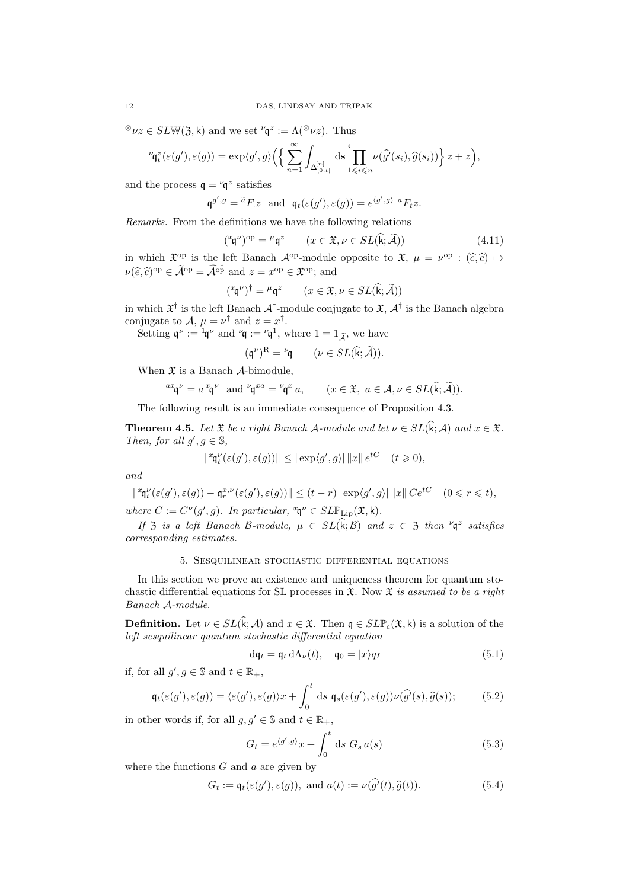${}^{\otimes}\nu z \in SL\mathbb{W}(\mathfrak{Z}, \mathsf{k})$ and we set ${}^{\nu}\mathfrak{q}^{z} := \Lambda({}^{\otimes}\nu z)$. Thus

$$
{}^{\nu}\mathfrak{q}^{z}_t(\varepsilon(g'), \varepsilon(g)) = \exp\langle g', g\rangle \Big( \Big\{ \sum_{n=1}^{\infty} \int_{\Delta^{[n]}_{[0,t[}} \mathrm{d}\mathbf{s} \overleftarrow{\prod_{1\leqslant i \leqslant n}} \nu(\widehat{g'}(s_i), \widehat{g}(s_i)) \Big\} z + z \Big),
$$

and the process $\mathfrak{q} = {}^{\nu}\mathfrak{q}^{z}$ satisfies

$$
\mathfrak{q}^{g',g} = {}^{\widetilde{a}}F.z \quad \text{and} \quad \mathfrak{q}_t(\varepsilon(g'), \varepsilon(g)) = e^{\langle g', g\rangle} \ {}^{a}F_t z.
$$

*Remarks.* From the definitions we have the following relations

$$
({}^{x}\mathfrak{q}^{\nu})^{\mathrm{op}} = {}^{\mu}\mathfrak{q}^{z} \qquad (x \in \mathfrak{X}, \nu \in SL(\widehat{\mathsf{k}}; \widetilde{\mathcal{A}})) \tag{4.11}
$$

in which $\mathfrak{X}^{\mathrm{op}}$ is the left Banach $\mathcal{A}^{\mathrm{op}}$-module opposite to $\mathfrak{X}$, $\mu = \nu^{\mathrm{op}} : (\widehat{e}, \widehat{c}) \mapsto \nu(\widehat{e}, \widehat{c})^{\mathrm{op}} \in \widetilde{\mathcal{A}}^{\mathrm{op}} = \widetilde{\mathcal{A}^{\mathrm{op}}}$ and $z = x^{\mathrm{op}} \in \mathfrak{X}^{\mathrm{op}}$; and

$$
({}^{x}\mathfrak{q}^{\nu})^{\dagger} = {}^{\mu}\mathfrak{q}^{z} \qquad (x \in \mathfrak{X}, \nu \in SL(\widehat{\mathsf{k}}; \widetilde{\mathcal{A}}))
$$

in which $\mathfrak{X}^{\dagger}$ is the left Banach $\mathcal{A}^{\dagger}$-module conjugate to $\mathfrak{X}$, $\mathcal{A}^{\dagger}$ is the Banach algebra conjugate to $\mathcal{A}$, $\mu = \nu^{\dagger}$ and $z = x^{\dagger}$.

Setting $\mathfrak{q}^{\nu} := {}^{1}\mathfrak{q}^{\nu}$ and ${}^{\nu}\mathfrak{q} := {}^{\nu}\mathfrak{q}^{1}$, where $1 = 1_{\widetilde{\mathcal{A}}}$, we have

$$
(\mathfrak{q}^{\nu})^{\mathrm{R}} = {}^{\nu}\mathfrak{q} \qquad (\nu \in SL(\widehat{\mathsf{k}}; \widetilde{\mathcal{A}})).
$$

When $\mathfrak{X}$ is a Banach $\mathcal{A}$-bimodule,

$$
{}^{ax}\mathfrak{q}^{\nu} = a\, {}^{x}\mathfrak{q}^{\nu} \quad \text{and} \quad {}^{\nu}\mathfrak{q}^{xa} = {}^{\nu}\mathfrak{q}^{x}\, a, \qquad (x \in \mathfrak{X},\ a \in \mathcal{A}, \nu \in SL(\widehat{\mathsf{k}}; \widetilde{\mathcal{A}})).
$$

The following result is an immediate consequence of Proposition 4.3.

**Theorem 4.5.** *Let $\mathfrak{X}$ be a right Banach $\mathcal{A}$-module and let $\nu \in SL(\widehat{\mathsf{k}}; \mathcal{A})$ and $x \in \mathfrak{X}$. Then, for all $g', g \in \mathbb{S}$,*

$$
\|{}^{x}\mathfrak{q}^{\nu}_t(\varepsilon(g'), \varepsilon(g))\| \leq |\exp\langle g', g\rangle|\, \|x\|\, e^{tC} \quad (t \geqslant 0),
$$

*and*

$$
\|{}^{x}\mathfrak{q}^{\nu}_t(\varepsilon(g'), \varepsilon(g)) - \mathfrak{q}^{x,\nu}_r(\varepsilon(g'), \varepsilon(g))\| \leq (t-r)\, |\exp\langle g', g\rangle|\, \|x\|\, C e^{tC} \quad (0 \leqslant r \leqslant t),
$$

*where $C := C^{\nu}(g', g)$. In particular, ${}^{x}\mathfrak{q}^{\nu} \in SL\mathbb{P}_{\mathrm{Lip}}(\mathfrak{X}, \mathsf{k})$.*

*If $\mathfrak{Z}$ is a left Banach $\mathcal{B}$-module, $\mu \in SL(\widehat{\mathsf{k}}; \mathcal{B})$ and $z \in \mathfrak{Z}$ then ${}^{\nu}\mathfrak{q}^{z}$ satisfies corresponding estimates.*

## 5. Sesquilinear stochastic differential equations

In this section we prove an existence and uniqueness theorem for quantum stochastic differential equations for SL processes in $\mathfrak{X}$. Now *$\mathfrak{X}$ is assumed to be a right Banach $\mathcal{A}$-module.*

**Definition.** Let $\nu \in SL(\widehat{\mathsf{k}}; \mathcal{A})$ and $x \in \mathfrak{X}$. Then $\mathfrak{q} \in SL\mathbb{P}_{\mathrm{c}}(\mathfrak{X}, \mathsf{k})$ is a solution of the *left sesquilinear quantum stochastic differential equation*

$$
\mathrm{d}\mathfrak{q}_t = \mathfrak{q}_t\, \mathrm{d}\Lambda_{\nu}(t), \quad \mathfrak{q}_0 = |x\rangle q_I \tag{5.1}
$$

if, for all $g', g \in \mathbb{S}$ and $t \in \mathbb{R}_+$,

$$
\mathfrak{q}_t(\varepsilon(g'), \varepsilon(g)) = \langle \varepsilon(g'), \varepsilon(g)\rangle x + \int_0^t \mathrm{d}s\ \mathfrak{q}_s(\varepsilon(g'), \varepsilon(g))\nu(\widehat{g'}(s), \widehat{g}(s)); \tag{5.2}
$$

in other words if, for all $g, g' \in \mathbb{S}$ and $t \in \mathbb{R}_+$,

$$
G_t = e^{\langle g', g\rangle} x + \int_0^t \mathrm{d}s\ G_s\, a(s) \tag{5.3}
$$

where the functions $G$ and $a$ are given by

$$
G_t := \mathfrak{q}_t(\varepsilon(g'), \varepsilon(g)), \text{ and } a(t) := \nu(\widehat{g'}(t), \widehat{g}(t)). \tag{5.4}
$$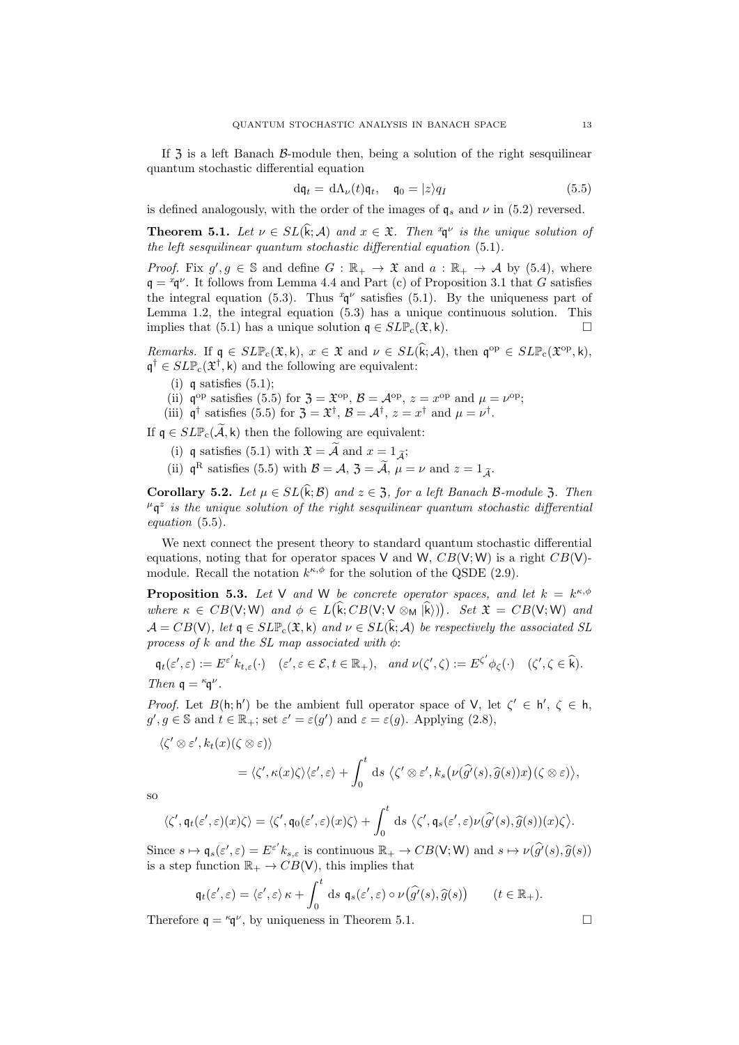If $\mathfrak{Z}$ is a left Banach $\mathcal{B}$-module then, being a solution of the right sesquilinear quantum stochastic differential equation

$$\mathrm{d}\mathfrak{q}_t = \mathrm{d}\Lambda_\nu(t)\mathfrak{q}_t, \quad \mathfrak{q}_0 = |z\rangle q_I \tag{5.5}$$

is defined analogously, with the order of the images of $\mathfrak{q}_s$ and $\nu$ in (5.2) reversed.

**Theorem 5.1.** *Let $\nu \in SL(\widehat{\mathsf{k}}; \mathcal{A})$ and $x \in \mathfrak{X}$. Then ${}^x\mathfrak{q}^\nu$ is the unique solution of the left sesquilinear quantum stochastic differential equation* (5.1).

*Proof.* Fix $g', g \in \mathbb{S}$ and define $G : \mathbb{R}_+ \to \mathfrak{X}$ and $a : \mathbb{R}_+ \to \mathcal{A}$ by (5.4), where $\mathfrak{q} = {}^x\mathfrak{q}^\nu$. It follows from Lemma 4.4 and Part (c) of Proposition 3.1 that $G$ satisfies the integral equation (5.3). Thus ${}^x\mathfrak{q}^\nu$ satisfies (5.1). By the uniqueness part of Lemma 1.2, the integral equation (5.3) has a unique continuous solution. This implies that (5.1) has a unique solution $\mathfrak{q} \in SL\mathbb{P}_c(\mathfrak{X}, \mathsf{k})$. $\square$

*Remarks.* If $\mathfrak{q} \in SL\mathbb{P}_c(\mathfrak{X}, \mathsf{k})$, $x \in \mathfrak{X}$ and $\nu \in SL(\widehat{\mathsf{k}}; \mathcal{A})$, then $\mathfrak{q}^{\mathrm{op}} \in SL\mathbb{P}_c(\mathfrak{X}^{\mathrm{op}}, \mathsf{k})$, $\mathfrak{q}^\dagger \in SL\mathbb{P}_c(\mathfrak{X}^\dagger, \mathsf{k})$ and the following are equivalent:

(i) $\mathfrak{q}$ satisfies (5.1);
(ii) $\mathfrak{q}^{\mathrm{op}}$ satisfies (5.5) for $\mathfrak{Z} = \mathfrak{X}^{\mathrm{op}}$, $\mathcal{B} = \mathcal{A}^{\mathrm{op}}$, $z = x^{\mathrm{op}}$ and $\mu = \nu^{\mathrm{op}}$;
(iii) $\mathfrak{q}^\dagger$ satisfies (5.5) for $\mathfrak{Z} = \mathfrak{X}^\dagger$, $\mathcal{B} = \mathcal{A}^\dagger$, $z = x^\dagger$ and $\mu = \nu^\dagger$.

If $\mathfrak{q} \in SL\mathbb{P}_c(\widetilde{\mathcal{A}}, \mathsf{k})$ then the following are equivalent:

(i) $\mathfrak{q}$ satisfies (5.1) with $\mathfrak{X} = \widetilde{\mathcal{A}}$ and $x = 1_{\widetilde{\mathcal{A}}}$;
(ii) $\mathfrak{q}^{\mathrm{R}}$ satisfies (5.5) with $\mathcal{B} = \mathcal{A}$, $\mathfrak{Z} = \widetilde{\mathcal{A}}$, $\mu = \nu$ and $z = 1_{\widetilde{\mathcal{A}}}$.

**Corollary 5.2.** *Let $\mu \in SL(\widehat{\mathsf{k}}; \mathcal{B})$ and $z \in \mathfrak{Z}$, for a left Banach $\mathcal{B}$-module $\mathfrak{Z}$. Then ${}^\mu\mathfrak{q}^z$ is the unique solution of the right sesquilinear quantum stochastic differential equation* (5.5).

We next connect the present theory to standard quantum stochastic differential equations, noting that for operator spaces $\mathsf{V}$ and $\mathsf{W}$, $CB(\mathsf{V}; \mathsf{W})$ is a right $CB(\mathsf{V})$-module. Recall the notation $k^{\kappa,\phi}$ for the solution of the QSDE (2.9).

**Proposition 5.3.** *Let $\mathsf{V}$ and $\mathsf{W}$ be concrete operator spaces, and let $k = k^{\kappa,\phi}$ where $\kappa \in CB(\mathsf{V}; \mathsf{W})$ and $\phi \in L\big(\widehat{\mathsf{k}}; CB(\mathsf{V}; \mathsf{V} \otimes_{\mathsf{M}} |\widehat{\mathsf{k}}\rangle)\big)$. Set $\mathfrak{X} = CB(\mathsf{V}; \mathsf{W})$ and $\mathcal{A} = CB(\mathsf{V})$, let $\mathfrak{q} \in SL\mathbb{P}_c(\mathfrak{X}, \mathsf{k})$ and $\nu \in SL(\widehat{\mathsf{k}}; \mathcal{A})$ be respectively the associated SL process of $k$ and the SL map associated with $\phi$:*

$$\mathfrak{q}_t(\varepsilon', \varepsilon) := E^{\varepsilon'} k_{t,\varepsilon}(\cdot) \quad (\varepsilon', \varepsilon \in \mathcal{E}, t \in \mathbb{R}_+), \quad \textit{and } \nu(\zeta', \zeta) := E^{\zeta'}\phi_\zeta(\cdot) \quad (\zeta', \zeta \in \widehat{\mathsf{k}}).$$

*Then $\mathfrak{q} = {}^\kappa\mathfrak{q}^\nu$.*

*Proof.* Let $B(\mathsf{h}; \mathsf{h}')$ be the ambient full operator space of $\mathsf{V}$, let $\zeta' \in \mathsf{h}'$, $\zeta \in \mathsf{h}$, $g', g \in \mathbb{S}$ and $t \in \mathbb{R}_+$; set $\varepsilon' = \varepsilon(g')$ and $\varepsilon = \varepsilon(g)$. Applying (2.8),

$$\begin{aligned}
&\langle \zeta' \otimes \varepsilon', k_t(x)(\zeta \otimes \varepsilon)\rangle \\
&\qquad = \langle \zeta', \kappa(x)\zeta\rangle\langle \varepsilon', \varepsilon\rangle + \int_0^t \mathrm{d}s \, \big\langle \zeta' \otimes \varepsilon', k_s\big(\nu(\widehat{g'}(s), \widehat{g}(s))x\big)(\zeta \otimes \varepsilon)\big\rangle,
\end{aligned}$$

so

$$\langle \zeta', \mathfrak{q}_t(\varepsilon', \varepsilon)(x)\zeta\rangle = \langle \zeta', \mathfrak{q}_0(\varepsilon', \varepsilon)(x)\zeta\rangle + \int_0^t \mathrm{d}s \, \big\langle \zeta', \mathfrak{q}_s(\varepsilon', \varepsilon)\nu(\widehat{g'}(s), \widehat{g}(s))(x)\zeta\big\rangle.$$

Since $s \mapsto \mathfrak{q}_s(\varepsilon', \varepsilon) = E^{\varepsilon'} k_{s,\varepsilon}$ is continuous $\mathbb{R}_+ \to CB(\mathsf{V}; \mathsf{W})$ and $s \mapsto \nu(\widehat{g'}(s), \widehat{g}(s))$ is a step function $\mathbb{R}_+ \to CB(\mathsf{V})$, this implies that

$$\mathfrak{q}_t(\varepsilon', \varepsilon) = \langle \varepsilon', \varepsilon\rangle \, \kappa + \int_0^t \mathrm{d}s \, \mathfrak{q}_s(\varepsilon', \varepsilon) \circ \nu\big(\widehat{g'}(s), \widehat{g}(s)\big) \qquad (t \in \mathbb{R}_+).$$

Therefore $\mathfrak{q} = {}^\kappa\mathfrak{q}^\nu$, by uniqueness in Theorem 5.1. $\square$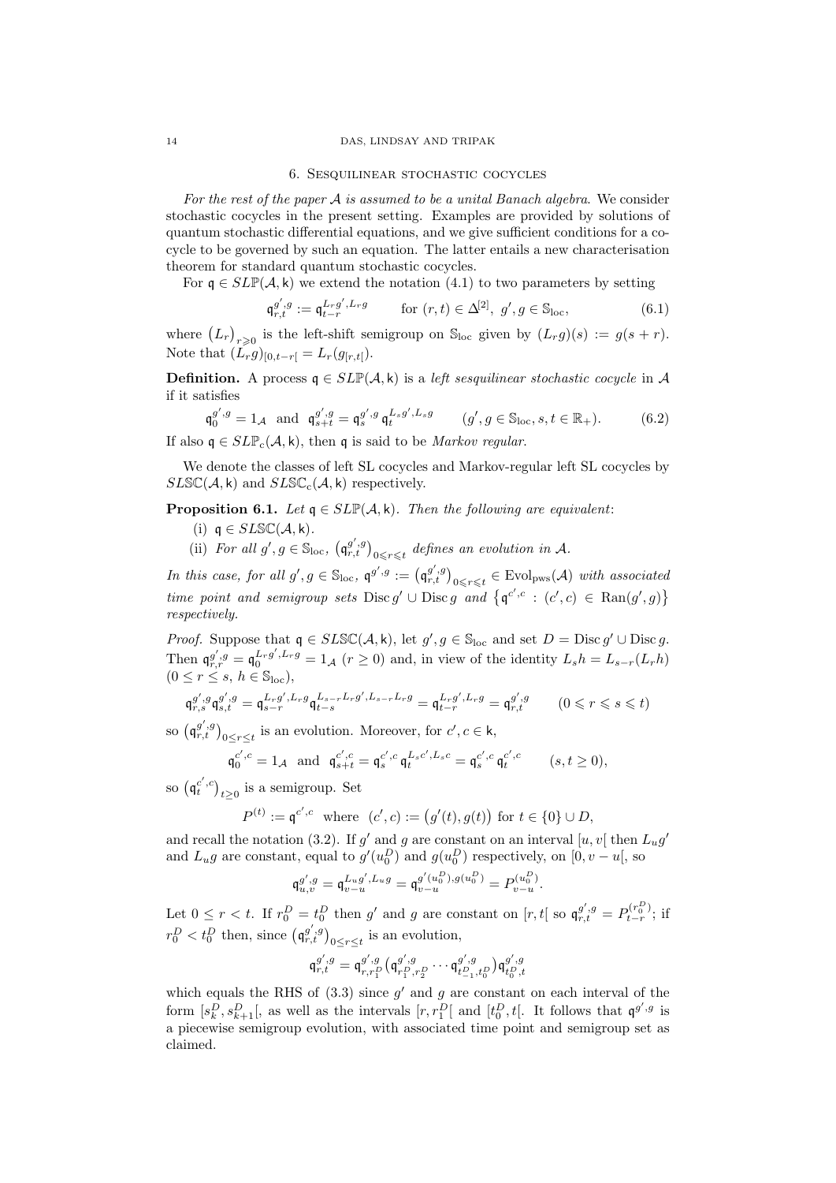## 6. Sesquilinear stochastic cocycles

*For the rest of the paper $\mathcal{A}$ is assumed to be a unital Banach algebra*. We consider stochastic cocycles in the present setting. Examples are provided by solutions of quantum stochastic differential equations, and we give sufficient conditions for a cocycle to be governed by such an equation. The latter entails a new characterisation theorem for standard quantum stochastic cocycles.

For $\mathfrak{q} \in SL\mathbb{P}(\mathcal{A}, \mathsf{k})$ we extend the notation (4.1) to two parameters by setting

$$\mathfrak{q}^{g',g}_{r,t} := \mathfrak{q}^{L_r g', L_r g}_{t-r} \qquad \text{for } (r,t) \in \Delta^{[2]},\ g', g \in \mathbb{S}_{\text{loc}}, \tag{6.1}$$

where $(L_r)_{r \geqslant 0}$ is the left-shift semigroup on $\mathbb{S}_{\text{loc}}$ given by $(L_r g)(s) := g(s+r)$. Note that $(L_r g)_{[0,t-r[} = L_r(g_{[r,t[})$.

**Definition.** A process $\mathfrak{q} \in SL\mathbb{P}(\mathcal{A}, \mathsf{k})$ is a *left sesquilinear stochastic cocycle* in $\mathcal{A}$ if it satisfies

$$\mathfrak{q}^{g',g}_0 = 1_{\mathcal{A}} \ \text{ and } \ \mathfrak{q}^{g',g}_{s+t} = \mathfrak{q}^{g',g}_s \, \mathfrak{q}^{L_s g', L_s g}_t \qquad (g', g \in \mathbb{S}_{\text{loc}}, s, t \in \mathbb{R}_+). \tag{6.2}$$

If also $\mathfrak{q} \in SL\mathbb{P}_{\text{c}}(\mathcal{A}, \mathsf{k})$, then $\mathfrak{q}$ is said to be *Markov regular*.

We denote the classes of left SL cocycles and Markov-regular left SL cocycles by $SL\mathbb{SC}(\mathcal{A}, \mathsf{k})$ and $SL\mathbb{SC}_{\text{c}}(\mathcal{A}, \mathsf{k})$ respectively.

**Proposition 6.1.** *Let $\mathfrak{q} \in SL\mathbb{P}(\mathcal{A}, \mathsf{k})$. Then the following are equivalent*:

(i) $\mathfrak{q} \in SL\mathbb{SC}(\mathcal{A}, \mathsf{k})$.

(ii) *For all $g', g \in \mathbb{S}_{\text{loc}}$, $\big(\mathfrak{q}^{g',g}_{r,t}\big)_{0 \leqslant r \leqslant t}$ defines an evolution in $\mathcal{A}$.*

*In this case, for all $g', g \in \mathbb{S}_{\text{loc}}$, $\mathfrak{q}^{g',g} := \big(\mathfrak{q}^{g',g}_{r,t}\big)_{0 \leqslant r \leqslant t} \in \text{Evol}_{\text{pws}}(\mathcal{A})$ with associated time point and semigroup sets $\operatorname{Disc} g' \cup \operatorname{Disc} g$ and $\big\{\mathfrak{q}^{c',c} : (c',c) \in \operatorname{Ran}(g',g)\big\}$ respectively.*

*Proof.* Suppose that $\mathfrak{q} \in SL\mathbb{SC}(\mathcal{A}, \mathsf{k})$, let $g', g \in \mathbb{S}_{\text{loc}}$ and set $D = \operatorname{Disc} g' \cup \operatorname{Disc} g$. Then $\mathfrak{q}^{g',g}_{r,r} = \mathfrak{q}^{L_r g', L_r g}_0 = 1_{\mathcal{A}}$ $(r \geq 0)$ and, in view of the identity $L_s h = L_{s-r}(L_r h)$ $(0 \leq r \leq s,\ h \in \mathbb{S}_{\text{loc}})$,

$$\mathfrak{q}^{g',g}_{r,s}\mathfrak{q}^{g',g}_{s,t} = \mathfrak{q}^{L_r g', L_r g}_{s-r}\mathfrak{q}^{L_{s-r}L_r g', L_{s-r}L_r g}_{t-s} = \mathfrak{q}^{L_r g', L_r g}_{t-r} = \mathfrak{q}^{g',g}_{r,t} \qquad (0 \leqslant r \leqslant s \leqslant t)$$

so $\big(\mathfrak{q}^{g',g}_{r,t}\big)_{0 \leq r \leq t}$ is an evolution. Moreover, for $c', c \in \mathsf{k}$,

$$\mathfrak{q}^{c',c}_0 = 1_{\mathcal{A}} \ \text{ and } \ \mathfrak{q}^{c',c}_{s+t} = \mathfrak{q}^{c',c}_s \, \mathfrak{q}^{L_s c', L_s c}_t = \mathfrak{q}^{c',c}_s \, \mathfrak{q}^{c',c}_t \qquad (s,t \geq 0),$$

so $\big(\mathfrak{q}^{c',c}_t\big)_{t \geq 0}$ is a semigroup. Set

$$P^{(t)} := \mathfrak{q}^{c',c} \ \text{ where } \ (c',c) := \big(g'(t), g(t)\big) \text{ for } t \in \{0\} \cup D,$$

and recall the notation (3.2). If $g'$ and $g$ are constant on an interval $[u,v[$ then $L_u g'$ and $L_u g$ are constant, equal to $g'(u^D_0)$ and $g(u^D_0)$ respectively, on $[0, v-u[$, so

$$\mathfrak{q}^{g',g}_{u,v} = \mathfrak{q}^{L_u g', L_u g}_{v-u} = \mathfrak{q}^{g'(u^D_0), g(u^D_0)}_{v-u} = P^{(u^D_0)}_{v-u}.$$

Let $0 \leq r < t$. If $r^D_0 = t^D_0$ then $g'$ and $g$ are constant on $[r,t[$ so $\mathfrak{q}^{g',g}_{r,t} = P^{(r^D_0)}_{t-r}$; if $r^D_0 < t^D_0$ then, since $\big(\mathfrak{q}^{g',g}_{r,t}\big)_{0 \leq r \leq t}$ is an evolution,

$$\mathfrak{q}^{g',g}_{r,t} = \mathfrak{q}^{g',g}_{r,r^D_1}\big(\mathfrak{q}^{g',g}_{r^D_1, r^D_2} \cdots \mathfrak{q}^{g',g}_{t^D_{-1}, t^D_0}\big)\mathfrak{q}^{g',g}_{t^D_0, t}$$

which equals the RHS of (3.3) since $g'$ and $g$ are constant on each interval of the form $[s^D_k, s^D_{k+1}[$, as well as the intervals $[r, r^D_1[$ and $[t^D_0, t[$. It follows that $\mathfrak{q}^{g',g}$ is a piecewise semigroup evolution, with associated time point and semigroup set as claimed.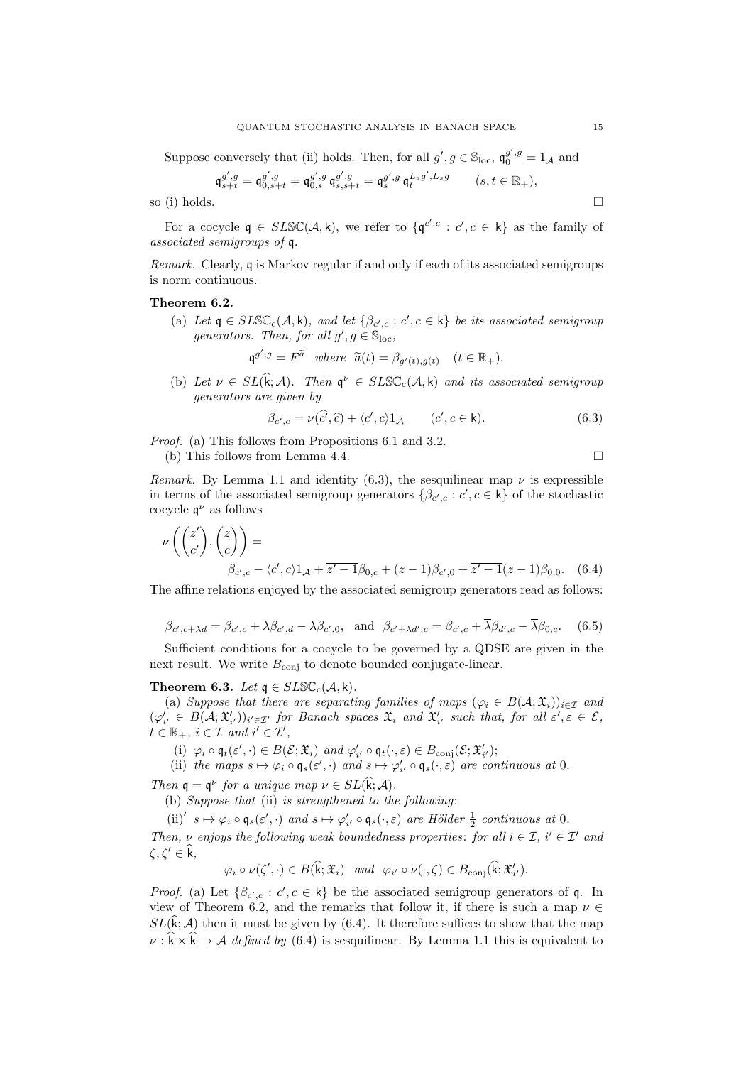Suppose conversely that (ii) holds. Then, for all $g', g \in \mathbb{S}_{\rm loc}$, $\mathfrak{q}_0^{g',g} = 1_{\mathcal{A}}$ and

$$\mathfrak{q}_{s+t}^{g',g} = \mathfrak{q}_{0,s+t}^{g',g} = \mathfrak{q}_{0,s}^{g',g}\,\mathfrak{q}_{s,s+t}^{g',g} = \mathfrak{q}_s^{g',g}\,\mathfrak{q}_t^{L_s g', L_s g} \qquad (s,t \in \mathbb{R}_+),$$

so (i) holds. $\square$

For a cocycle $\mathfrak{q} \in SL\mathbb{SC}(\mathcal{A}, \mathsf{k})$, we refer to $\{\mathfrak{q}^{c',c} : c', c \in \mathsf{k}\}$ as the family of *associated semigroups of* $\mathfrak{q}$.

*Remark.* Clearly, $\mathfrak{q}$ is Markov regular if and only if each of its associated semigroups is norm continuous.

**Theorem 6.2.**

(a) *Let $\mathfrak{q} \in SL\mathbb{SC}_{\rm c}(\mathcal{A}, \mathsf{k})$, and let $\{\beta_{c',c} : c', c \in \mathsf{k}\}$ be its associated semigroup generators. Then, for all $g', g \in \mathbb{S}_{\rm loc}$,*

$$\mathfrak{q}^{g',g} = F^{\widetilde{a}} \quad \textit{where} \quad \widetilde{a}(t) = \beta_{g'(t), g(t)} \quad (t \in \mathbb{R}_+).$$

(b) *Let $\nu \in SL(\widehat{\mathsf{k}}; \mathcal{A})$. Then $\mathfrak{q}^\nu \in SL\mathbb{SC}_{\rm c}(\mathcal{A}, \mathsf{k})$ and its associated semigroup generators are given by*

$$\beta_{c',c} = \nu(\widehat{c'}, \widehat{c}) + \langle c', c\rangle 1_{\mathcal{A}} \qquad (c', c \in \mathsf{k}). \tag{6.3}$$

*Proof.* (a) This follows from Propositions 6.1 and 3.2.

(b) This follows from Lemma 4.4. $\square$

*Remark.* By Lemma 1.1 and identity (6.3), the sesquilinear map $\nu$ is expressible in terms of the associated semigroup generators $\{\beta_{c',c} : c', c \in \mathsf{k}\}$ of the stochastic cocycle $\mathfrak{q}^\nu$ as follows

$$\nu\left( \begin{pmatrix} z' \\ c' \end{pmatrix}, \begin{pmatrix} z \\ c \end{pmatrix} \right) = \beta_{c',c} - \langle c', c\rangle 1_{\mathcal{A}} + \overline{z'-1}\beta_{0,c} + (z-1)\beta_{c',0} + \overline{z'-1}(z-1)\beta_{0,0}. \tag{6.4}$$

The affine relations enjoyed by the associated semigroup generators read as follows:

$$\beta_{c',c+\lambda d} = \beta_{c',c} + \lambda\beta_{c',d} - \lambda\beta_{c',0}, \quad \text{and} \quad \beta_{c'+\lambda d',c} = \beta_{c',c} + \overline{\lambda}\beta_{d',c} - \overline{\lambda}\beta_{0,c}. \tag{6.5}$$

Sufficient conditions for a cocycle to be governed by a QDSE are given in the next result. We write $B_{\rm conj}$ to denote bounded conjugate-linear.

**Theorem 6.3.** *Let $\mathfrak{q} \in SL\mathbb{SC}_{\rm c}(\mathcal{A}, \mathsf{k})$.*

(a) *Suppose that there are separating families of maps $(\varphi_i \in B(\mathcal{A}; \mathfrak{X}_i))_{i \in \mathcal{I}}$ and $(\varphi'_{i'} \in B(\mathcal{A}; \mathfrak{X}'_{i'}))_{i' \in \mathcal{I}'}$ for Banach spaces $\mathfrak{X}_i$ and $\mathfrak{X}'_{i'}$ such that, for all $\varepsilon', \varepsilon \in \mathcal{E}$, $t \in \mathbb{R}_+$, $i \in \mathcal{I}$ and $i' \in \mathcal{I}'$,*

(i) *$\varphi_i \circ \mathfrak{q}_t(\varepsilon', \cdot) \in B(\mathcal{E}; \mathfrak{X}_i)$ and $\varphi'_{i'} \circ \mathfrak{q}_t(\cdot, \varepsilon) \in B_{\rm conj}(\mathcal{E}; \mathfrak{X}'_{i'})$;*

(ii) *the maps $s \mapsto \varphi_i \circ \mathfrak{q}_s(\varepsilon', \cdot)$ and $s \mapsto \varphi'_{i'} \circ \mathfrak{q}_s(\cdot, \varepsilon)$ are continuous at 0.*

*Then $\mathfrak{q} = \mathfrak{q}^\nu$ for a unique map $\nu \in SL(\widehat{\mathsf{k}}; \mathcal{A})$.*

(b) *Suppose that* (ii) *is strengthened to the following*:

(ii)$'$ *$s \mapsto \varphi_i \circ \mathfrak{q}_s(\varepsilon', \cdot)$ and $s \mapsto \varphi'_{i'} \circ \mathfrak{q}_s(\cdot, \varepsilon)$ are Hölder $\frac{1}{2}$ continuous at 0.*

*Then, $\nu$ enjoys the following weak boundedness properties*: *for all $i \in \mathcal{I}$, $i' \in \mathcal{I}'$ and $\zeta, \zeta' \in \widehat{\mathsf{k}}$,*

$$\varphi_i \circ \nu(\zeta', \cdot) \in B(\widehat{\mathsf{k}}; \mathfrak{X}_i) \quad \textit{and} \quad \varphi_{i'} \circ \nu(\cdot, \zeta) \in B_{\rm conj}(\widehat{\mathsf{k}}; \mathfrak{X}'_{i'}).$$

*Proof.* (a) Let $\{\beta_{c',c} : c', c \in \mathsf{k}\}$ be the associated semigroup generators of $\mathfrak{q}$. In view of Theorem 6.2, and the remarks that follow it, if there is such a map $\nu \in SL(\widehat{\mathsf{k}}; \mathcal{A})$ then it must be given by (6.4). It therefore suffices to show that the map $\nu : \widehat{\mathsf{k}} \times \widehat{\mathsf{k}} \to \mathcal{A}$ *defined by* (6.4) is sesquilinear. By Lemma 1.1 this is equivalent to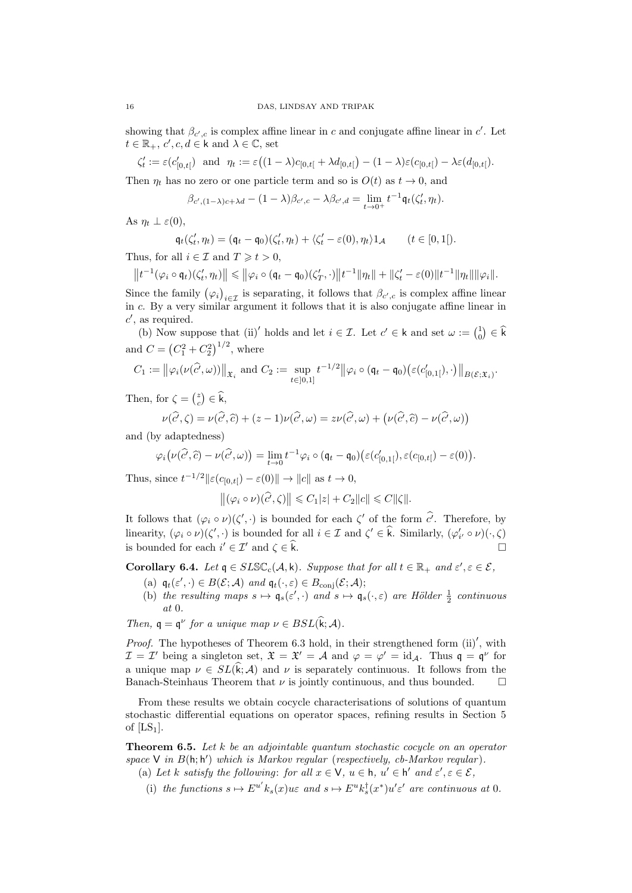showing that $\beta_{c',c}$ is complex affine linear in $c$ and conjugate affine linear in $c'$. Let $t \in \mathbb{R}_+$, $c', c, d \in \mathsf{k}$ and $\lambda \in \mathbb{C}$, set

$$\zeta'_t := \varepsilon(c'_{[0,t[}) \text{ and } \eta_t := \varepsilon\big((1-\lambda)c_{[0,t[} + \lambda d_{[0,t[}\big) - (1-\lambda)\varepsilon(c_{[0,t[}) - \lambda\varepsilon(d_{[0,t[}).$$

Then $\eta_t$ has no zero or one particle term and so is $O(t)$ as $t \to 0$, and

$$\beta_{c',(1-\lambda)c+\lambda d} - (1-\lambda)\beta_{c',c} - \lambda\beta_{c',d} = \lim_{t\to 0^+} t^{-1}\mathfrak{q}_t(\zeta'_t, \eta_t).$$

As $\eta_t \perp \varepsilon(0)$,

$$\mathfrak{q}_t(\zeta'_t, \eta_t) = (\mathfrak{q}_t - \mathfrak{q}_0)(\zeta'_t, \eta_t) + \langle \zeta'_t - \varepsilon(0), \eta_t \rangle 1_{\mathcal{A}} \qquad (t \in [0,1[).$$

Thus, for all $i \in \mathcal{I}$ and $T \geqslant t > 0$,

$$\big\| t^{-1}(\varphi_i \circ \mathfrak{q}_t)(\zeta'_t, \eta_t)\big\| \leqslant \big\|\varphi_i \circ (\mathfrak{q}_t - \mathfrak{q}_0)(\zeta'_T, \cdot)\big\| t^{-1}\|\eta_t\| + \|\zeta'_t - \varepsilon(0)\| t^{-1}\|\eta_t\| \|\varphi_i\|.$$

Since the family $(\varphi_i)_{i\in\mathcal{I}}$ is separating, it follows that $\beta_{c',c}$ is complex affine linear in $c$. By a very similar argument it follows that it is also conjugate affine linear in $c'$, as required.

(b) Now suppose that (ii)$'$ holds and let $i \in \mathcal{I}$. Let $c' \in \mathsf{k}$ and set $\omega := \binom{1}{0} \in \widehat{\mathsf{k}}$ and $C = \big(C_1^2 + C_2^2\big)^{1/2}$, where

$$C_1 := \big\|\varphi_i(\nu(\widehat{c'}, \omega))\big\|_{\mathfrak{X}_i} \text{ and } C_2 := \sup_{t\in]0,1]} t^{-1/2}\big\|\varphi_i \circ (\mathfrak{q}_t - \mathfrak{q}_0)\big(\varepsilon(c'_{[0,1[}), \cdot\big)\big\|_{B(\mathcal{E};\mathfrak{X}_i)}.$$

Then, for $\zeta = \binom{z}{c} \in \widehat{\mathsf{k}}$,

$$\nu(\widehat{c'}, \zeta) = \nu(\widehat{c'}, \widehat{c}) + (z-1)\nu(\widehat{c'}, \omega) = z\nu(\widehat{c'}, \omega) + \big(\nu(\widehat{c'}, \widehat{c}) - \nu(\widehat{c'}, \omega)\big)$$

and (by adaptedness)

$$\varphi_i\big(\nu(\widehat{c'}, \widehat{c}) - \nu(\widehat{c'}, \omega)\big) = \lim_{t\to 0} t^{-1}\varphi_i \circ (\mathfrak{q}_t - \mathfrak{q}_0)\big(\varepsilon(c'_{[0,1[}), \varepsilon(c_{[0,t[}) - \varepsilon(0)\big).$$

Thus, since $t^{-1/2}\|\varepsilon(c_{[0,t[}) - \varepsilon(0)\| \to \|c\|$ as $t \to 0$,

$$\big\|(\varphi_i \circ \nu)(\widehat{c'}, \zeta)\big\| \leqslant C_1|z| + C_2\|c\| \leqslant C\|\zeta\|.$$

It follows that $(\varphi_i \circ \nu)(\zeta', \cdot)$ is bounded for each $\zeta'$ of the form $\widehat{c'}$. Therefore, by linearity, $(\varphi_i \circ \nu)(\zeta', \cdot)$ is bounded for all $i \in \mathcal{I}$ and $\zeta' \in \widehat{\mathsf{k}}$. Similarly, $(\varphi'_{i'} \circ \nu)(\cdot, \zeta)$ is bounded for each $i' \in \mathcal{I}'$ and $\zeta \in \widehat{\mathsf{k}}$. □

**Corollary 6.4.** *Let $\mathfrak{q} \in SL\mathbb{SC}_c(\mathcal{A}, \mathsf{k})$. Suppose that for all $t \in \mathbb{R}_+$ and $\varepsilon', \varepsilon \in \mathcal{E}$,*

(a) *$\mathfrak{q}_t(\varepsilon', \cdot) \in B(\mathcal{E}; \mathcal{A})$ and $\mathfrak{q}_t(\cdot, \varepsilon) \in B_{\text{conj}}(\mathcal{E}; \mathcal{A})$;*

(b) *the resulting maps $s \mapsto \mathfrak{q}_s(\varepsilon', \cdot)$ and $s \mapsto \mathfrak{q}_s(\cdot, \varepsilon)$ are Hölder $\frac{1}{2}$ continuous at 0.*

*Then, $\mathfrak{q} = \mathfrak{q}^\nu$ for a unique map $\nu \in BSL(\widehat{\mathsf{k}}; \mathcal{A})$.*

*Proof.* The hypotheses of Theorem 6.3 hold, in their strengthened form (ii)$'$, with $\mathcal{I} = \mathcal{I}'$ being a singleton set, $\mathfrak{X} = \mathfrak{X}' = \mathcal{A}$ and $\varphi = \varphi' = \mathrm{id}_{\mathcal{A}}$. Thus $\mathfrak{q} = \mathfrak{q}^\nu$ for a unique map $\nu \in SL(\widehat{\mathsf{k}}; \mathcal{A})$ and $\nu$ is separately continuous. It follows from the Banach-Steinhaus Theorem that $\nu$ is jointly continuous, and thus bounded. □

From these results we obtain cocycle characterisations of solutions of quantum stochastic differential equations on operator spaces, refining results in Section 5 of [LS$_1$].

**Theorem 6.5.** *Let $k$ be an adjointable quantum stochastic cocycle on an operator space $\mathsf{V}$ in $B(\mathsf{h}; \mathsf{h}')$ which is Markov regular (respectively, cb-Markov regular).*

(a) *Let $k$ satisfy the following: for all $x \in \mathsf{V}$, $u \in \mathsf{h}$, $u' \in \mathsf{h}'$ and $\varepsilon', \varepsilon \in \mathcal{E}$,*

(i) *the functions $s \mapsto E^{u'}k_s(x)u\varepsilon$ and $s \mapsto E^u k_s^\dagger(x^*)u'\varepsilon'$ are continuous at 0.*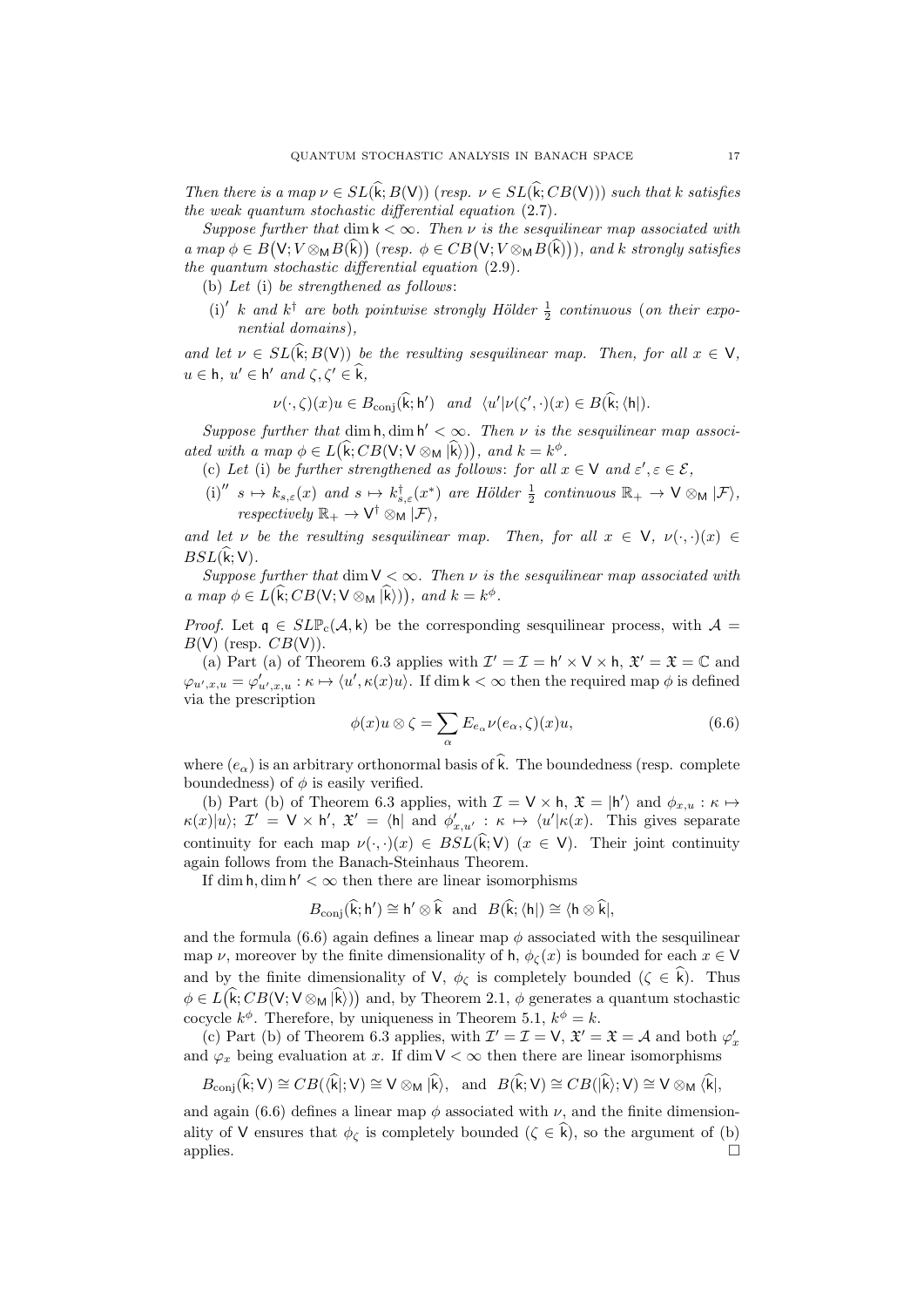*Then there is a map $\nu \in SL(\widehat{\mathsf{k}}; B(\mathsf{V}))$ (resp. $\nu \in SL(\widehat{\mathsf{k}}; CB(\mathsf{V}))$) such that $k$ satisfies the weak quantum stochastic differential equation* (2.7).

*Suppose further that* $\dim \mathsf{k} < \infty$. *Then $\nu$ is the sesquilinear map associated with a map $\phi \in B\big(\mathsf{V}; V \otimes_{\mathsf{M}} B(\widehat{\mathsf{k}})\big)$ (resp. $\phi \in CB\big(\mathsf{V}; V \otimes_{\mathsf{M}} B(\widehat{\mathsf{k}})\big)$), and $k$ strongly satisfies the quantum stochastic differential equation* (2.9).

(b) *Let* (i) *be strengthened as follows*:

(i)$'$ *$k$ and $k^\dagger$ are both pointwise strongly Hölder $\frac{1}{2}$ continuous* (*on their exponential domains*),

*and let $\nu \in SL(\widehat{\mathsf{k}}; B(\mathsf{V}))$ be the resulting sesquilinear map. Then, for all $x \in \mathsf{V}$, $u \in \mathsf{h}$, $u' \in \mathsf{h}'$ and $\zeta, \zeta' \in \widehat{\mathsf{k}}$,*

$$\nu(\cdot, \zeta)(x)u \in B_{\mathrm{conj}}(\widehat{\mathsf{k}}; \mathsf{h}') \quad \textit{and} \quad \langle u' | \nu(\zeta', \cdot)(x) \in B(\widehat{\mathsf{k}}; \langle \mathsf{h}|).$$

*Suppose further that* $\dim \mathsf{h}, \dim \mathsf{h}' < \infty$. *Then $\nu$ is the sesquilinear map associated with a map $\phi \in L\big(\widehat{\mathsf{k}}; CB(\mathsf{V}; \mathsf{V} \otimes_{\mathsf{M}} |\widehat{\mathsf{k}}\rangle)\big)$, and $k = k^\phi$.*

(c) *Let* (i) *be further strengthened as follows*: *for all $x \in \mathsf{V}$ and $\varepsilon', \varepsilon \in \mathcal{E}$,*

(i)$''$ *$s \mapsto k_{s,\varepsilon}(x)$ and $s \mapsto k^\dagger_{s,\varepsilon}(x^*)$ are Hölder $\frac{1}{2}$ continuous $\mathbb{R}_+ \to \mathsf{V} \otimes_{\mathsf{M}} |\mathcal{F}\rangle$, respectively $\mathbb{R}_+ \to \mathsf{V}^\dagger \otimes_{\mathsf{M}} |\mathcal{F}\rangle$,*

*and let $\nu$ be the resulting sesquilinear map. Then, for all $x \in \mathsf{V}$, $\nu(\cdot,\cdot)(x) \in BSL(\widehat{\mathsf{k}}; \mathsf{V})$.*

*Suppose further that* $\dim \mathsf{V} < \infty$. *Then $\nu$ is the sesquilinear map associated with a map $\phi \in L\big(\widehat{\mathsf{k}}; CB(\mathsf{V}; \mathsf{V} \otimes_{\mathsf{M}} |\widehat{\mathsf{k}}\rangle)\big)$, and $k = k^\phi$.*

*Proof.* Let $\mathsf{q} \in SL\mathbb{P}_{\mathrm{c}}(\mathcal{A}, \mathsf{k})$ be the corresponding sesquilinear process, with $\mathcal{A} = B(\mathsf{V})$ (resp. $CB(\mathsf{V})$).

(a) Part (a) of Theorem 6.3 applies with $\mathcal{I}' = \mathcal{I} = \mathsf{h}' \times \mathsf{V} \times \mathsf{h}$, $\mathfrak{X}' = \mathfrak{X} = \mathbb{C}$ and $\varphi_{u',x,u} = \varphi'_{u',x,u} : \kappa \mapsto \langle u', \kappa(x) u\rangle$. If $\dim \mathsf{k} < \infty$ then the required map $\phi$ is defined via the prescription

$$\phi(x)u \otimes \zeta = \sum_\alpha E_{e_\alpha} \nu(e_\alpha, \zeta)(x)u, \tag{6.6}$$

where $(e_\alpha)$ is an arbitrary orthonormal basis of $\widehat{\mathsf{k}}$. The boundedness (resp. complete boundedness) of $\phi$ is easily verified.

(b) Part (b) of Theorem 6.3 applies, with $\mathcal{I} = \mathsf{V} \times \mathsf{h}$, $\mathfrak{X} = |\mathsf{h}'\rangle$ and $\phi_{x,u} : \kappa \mapsto \kappa(x)|u\rangle$; $\mathcal{I}' = \mathsf{V} \times \mathsf{h}'$, $\mathfrak{X}' = \langle \mathsf{h}|$ and $\phi'_{x,u'} : \kappa \mapsto \langle u'|\kappa(x)$. This gives separate continuity for each map $\nu(\cdot,\cdot)(x) \in BSL(\widehat{\mathsf{k}}; \mathsf{V})$ ($x \in \mathsf{V}$). Their joint continuity again follows from the Banach-Steinhaus Theorem.

If $\dim \mathsf{h}, \dim \mathsf{h}' < \infty$ then there are linear isomorphisms

$$B_{\mathrm{conj}}(\widehat{\mathsf{k}}; \mathsf{h}') \cong \mathsf{h}' \otimes \widehat{\mathsf{k}} \quad \text{and} \quad B(\widehat{\mathsf{k}}; \langle \mathsf{h}|) \cong \langle \mathsf{h} \otimes \widehat{\mathsf{k}}|,$$

and the formula (6.6) again defines a linear map $\phi$ associated with the sesquilinear map $\nu$, moreover by the finite dimensionality of $\mathsf{h}$, $\phi_\zeta(x)$ is bounded for each $x \in \mathsf{V}$ and by the finite dimensionality of $\mathsf{V}$, $\phi_\zeta$ is completely bounded ($\zeta \in \widehat{\mathsf{k}}$). Thus $\phi \in L\big(\widehat{\mathsf{k}}; CB(\mathsf{V}; \mathsf{V} \otimes_{\mathsf{M}} |\widehat{\mathsf{k}}\rangle)\big)$ and, by Theorem 2.1, $\phi$ generates a quantum stochastic cocycle $k^\phi$. Therefore, by uniqueness in Theorem 5.1, $k^\phi = k$.

(c) Part (b) of Theorem 6.3 applies, with $\mathcal{I}' = \mathcal{I} = \mathsf{V}$, $\mathfrak{X}' = \mathfrak{X} = \mathcal{A}$ and both $\varphi'_x$ and $\varphi_x$ being evaluation at $x$. If $\dim \mathsf{V} < \infty$ then there are linear isomorphisms

$$B_{\mathrm{conj}}(\widehat{\mathsf{k}}; \mathsf{V}) \cong CB(\langle \widehat{\mathsf{k}}|; \mathsf{V}) \cong \mathsf{V} \otimes_{\mathsf{M}} |\widehat{\mathsf{k}}\rangle, \quad \text{and} \quad B(\widehat{\mathsf{k}}; \mathsf{V}) \cong CB(|\widehat{\mathsf{k}}\rangle; \mathsf{V}) \cong \mathsf{V} \otimes_{\mathsf{M}} \langle \widehat{\mathsf{k}}|,$$

and again (6.6) defines a linear map $\phi$ associated with $\nu$, and the finite dimensionality of $\mathsf{V}$ ensures that $\phi_\zeta$ is completely bounded ($\zeta \in \widehat{\mathsf{k}}$), so the argument of (b) applies. $\square$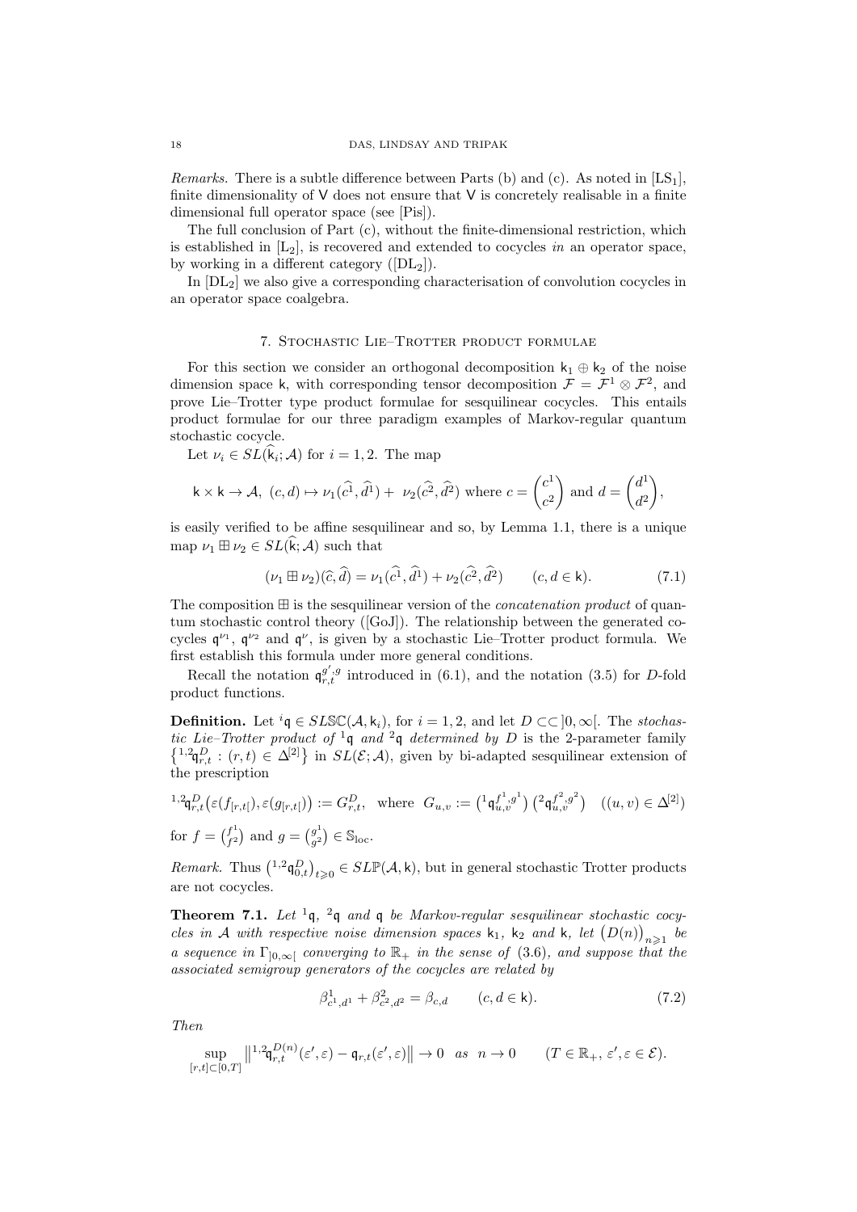*Remarks.* There is a subtle difference between Parts (b) and (c). As noted in [LS$_1$], finite dimensionality of $\mathsf{V}$ does not ensure that $\mathsf{V}$ is concretely realisable in a finite dimensional full operator space (see [Pis]).

The full conclusion of Part (c), without the finite-dimensional restriction, which is established in [L$_2$], is recovered and extended to cocycles *in* an operator space, by working in a different category ([DL$_2$]).

In [DL$_2$] we also give a corresponding characterisation of convolution cocycles in an operator space coalgebra.

## 7. Stochastic Lie–Trotter product formulae

For this section we consider an orthogonal decomposition $\mathsf{k}_1 \oplus \mathsf{k}_2$ of the noise dimension space $\mathsf{k}$, with corresponding tensor decomposition $\mathcal{F} = \mathcal{F}^1 \otimes \mathcal{F}^2$, and prove Lie–Trotter type product formulae for sesquilinear cocycles. This entails product formulae for our three paradigm examples of Markov-regular quantum stochastic cocycle.

Let $\nu_i \in SL(\widehat{\mathsf{k}}_i; \mathcal{A})$ for $i = 1, 2$. The map

$$\mathsf{k} \times \mathsf{k} \to \mathcal{A},\ (c, d) \mapsto \nu_1(\widehat{c^1}, \widehat{d^1}) +\ \nu_2(\widehat{c^2}, \widehat{d^2}) \text{ where } c = \begin{pmatrix} c^1 \\ c^2 \end{pmatrix} \text{ and } d = \begin{pmatrix} d^1 \\ d^2 \end{pmatrix},$$

is easily verified to be affine sesquilinear and so, by Lemma 1.1, there is a unique map $\nu_1 \boxplus \nu_2 \in SL(\widehat{\mathsf{k}}; \mathcal{A})$ such that

$$(\nu_1 \boxplus \nu_2)(\widehat{c}, \widehat{d}) = \nu_1(\widehat{c^1}, \widehat{d^1}) + \nu_2(\widehat{c^2}, \widehat{d^2}) \qquad (c, d \in \mathsf{k}). \tag{7.1}$$

The composition $\boxplus$ is the sesquilinear version of the *concatenation product* of quantum stochastic control theory ([GoJ]). The relationship between the generated cocycles $\mathfrak{q}^{\nu_1}$, $\mathfrak{q}^{\nu_2}$ and $\mathfrak{q}^{\nu}$, is given by a stochastic Lie–Trotter product formula. We first establish this formula under more general conditions.

Recall the notation $\mathfrak{q}^{g',g}_{r,t}$ introduced in (6.1), and the notation (3.5) for $D$-fold product functions.

**Definition.** Let ${}^i\mathfrak{q} \in SL\mathbb{SC}(\mathcal{A}, \mathsf{k}_i)$, for $i = 1, 2$, and let $D \subset\subset ]0, \infty[$. The *stochastic Lie–Trotter product of* ${}^1\mathfrak{q}$ *and* ${}^2\mathfrak{q}$ *determined by* $D$ is the 2-parameter family $\big\{{}^{1,2}\mathfrak{q}^D_{r,t} : (r, t) \in \Delta^{[2]}\big\}$ in $SL(\mathcal{E}; \mathcal{A})$, given by bi-adapted sesquilinear extension of the prescription

$${}^{1,2}\mathfrak{q}^D_{r,t}\big(\varepsilon(f_{[r,t[}), \varepsilon(g_{[r,t[})\big) := G^D_{r,t}, \quad \text{where } G_{u,v} := \big({}^1\mathfrak{q}^{f^1,g^1}_{u,v}\big)\big({}^2\mathfrak{q}^{f^2,g^2}_{u,v}\big) \quad ((u, v) \in \Delta^{[2]})$$

for $f = \binom{f^1}{f^2}$ and $g = \binom{g^1}{g^2} \in \mathbb{S}_{\rm loc}$.

*Remark.* Thus $\big({}^{1,2}\mathfrak{q}^D_{0,t}\big)_{t \geqslant 0} \in SL\mathbb{P}(\mathcal{A}, \mathsf{k})$, but in general stochastic Trotter products are not cocycles.

**Theorem 7.1.** *Let* ${}^1\mathfrak{q}$, ${}^2\mathfrak{q}$ *and* $\mathfrak{q}$ *be Markov-regular sesquilinear stochastic cocycles in* $\mathcal{A}$ *with respective noise dimension spaces* $\mathsf{k}_1$, $\mathsf{k}_2$ *and* $\mathsf{k}$, *let* $\big(D(n)\big)_{n \geqslant 1}$ *be a sequence in* $\Gamma_{]0,\infty[}$ *converging to* $\mathbb{R}_+$ *in the sense of* (3.6), *and suppose that the associated semigroup generators of the cocycles are related by*

$$\beta^1_{c^1,d^1} + \beta^2_{c^2,d^2} = \beta_{c,d} \qquad (c, d \in \mathsf{k}). \tag{7.2}$$

*Then*

$$\sup_{[r,t] \subset [0,T]} \big\| {}^{1,2}\mathfrak{q}^{D(n)}_{r,t}(\varepsilon', \varepsilon) - \mathfrak{q}_{r,t}(\varepsilon', \varepsilon) \big\| \to 0 \ \ as \ \ n \to 0 \qquad (T \in \mathbb{R}_+,\ \varepsilon', \varepsilon \in \mathcal{E}).$$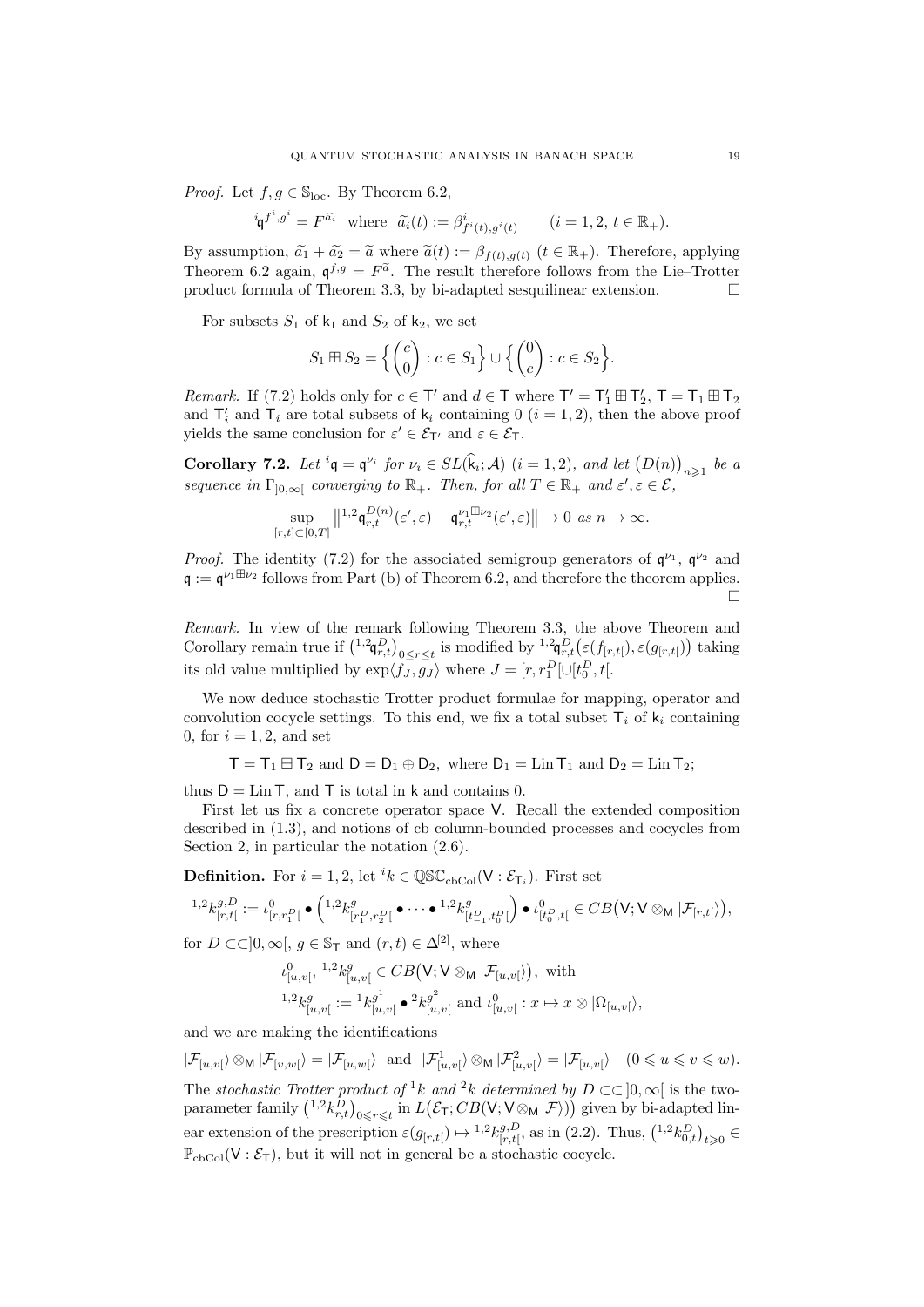*Proof.* Let $f, g \in \mathbb{S}_{\rm loc}$. By Theorem 6.2,

$$ {}^i\mathfrak{q}^{f^i, g^i} = F^{\widetilde{a}_i} \quad \text{where} \quad \widetilde{a}_i(t) := \beta^i_{f^i(t), g^i(t)} \qquad (i = 1, 2,\ t \in \mathbb{R}_+). $$

By assumption, $\widetilde{a}_1 + \widetilde{a}_2 = \widetilde{a}$ where $\widetilde{a}(t) := \beta_{f(t), g(t)}$ $(t \in \mathbb{R}_+)$. Therefore, applying Theorem 6.2 again, $\mathfrak{q}^{f,g} = F^{\widetilde{a}}$. The result therefore follows from the Lie–Trotter product formula of Theorem 3.3, by bi-adapted sesquilinear extension. $\square$

For subsets $S_1$ of $\mathsf{k}_1$ and $S_2$ of $\mathsf{k}_2$, we set

$$ S_1 \boxplus S_2 = \Big\{ \begin{pmatrix} c \\ 0 \end{pmatrix} : c \in S_1 \Big\} \cup \Big\{ \begin{pmatrix} 0 \\ c \end{pmatrix} : c \in S_2 \Big\}. $$

*Remark.* If (7.2) holds only for $c \in \mathsf{T}'$ and $d \in \mathsf{T}$ where $\mathsf{T}' = \mathsf{T}'_1 \boxplus \mathsf{T}'_2$, $\mathsf{T} = \mathsf{T}_1 \boxplus \mathsf{T}_2$ and $\mathsf{T}'_i$ and $\mathsf{T}_i$ are total subsets of $\mathsf{k}_i$ containing 0 $(i = 1, 2)$, then the above proof yields the same conclusion for $\varepsilon' \in \mathcal{E}_{\mathsf{T}'}$ and $\varepsilon \in \mathcal{E}_{\mathsf{T}}$.

**Corollary 7.2.** *Let ${}^i\mathfrak{q} = \mathfrak{q}^{\nu_i}$ for $\nu_i \in SL(\widehat{\mathsf{k}}_i; \mathcal{A})$ $(i = 1, 2)$, and let $\big(D(n)\big)_{n \geqslant 1}$ be a sequence in $\Gamma_{]0,\infty[}$ converging to $\mathbb{R}_+$. Then, for all $T \in \mathbb{R}_+$ and $\varepsilon', \varepsilon \in \mathcal{E}$,*

$$ \sup_{[r,t[ \subset [0,T]} \big\| {}^{1,2}\mathfrak{q}^{D(n)}_{r,t}(\varepsilon', \varepsilon) - \mathfrak{q}^{\nu_1 \boxplus \nu_2}_{r,t}(\varepsilon', \varepsilon) \big\| \to 0 \ \text{as}\ n \to \infty. $$

*Proof.* The identity (7.2) for the associated semigroup generators of $\mathfrak{q}^{\nu_1}$, $\mathfrak{q}^{\nu_2}$ and $\mathfrak{q} := \mathfrak{q}^{\nu_1 \boxplus \nu_2}$ follows from Part (b) of Theorem 6.2, and therefore the theorem applies. $\square$

*Remark.* In view of the remark following Theorem 3.3, the above Theorem and Corollary remain true if $\big({}^{1,2}\mathfrak{q}^D_{r,t}\big)_{0 \leq r \leq t}$ is modified by ${}^{1,2}\mathfrak{q}^D_{r,t}\big(\varepsilon(f_{[r,t[}), \varepsilon(g_{[r,t[})\big)$ taking its old value multiplied by $\exp\langle f_J, g_J \rangle$ where $J = [r, r_1^D[ \cup [t_0^D, t[$.

We now deduce stochastic Trotter product formulae for mapping, operator and convolution cocycle settings. To this end, we fix a total subset $\mathsf{T}_i$ of $\mathsf{k}_i$ containing 0, for $i = 1, 2$, and set

$$ \mathsf{T} = \mathsf{T}_1 \boxplus \mathsf{T}_2 \text{ and } \mathsf{D} = \mathsf{D}_1 \oplus \mathsf{D}_2, \text{ where } \mathsf{D}_1 = \operatorname{Lin} \mathsf{T}_1 \text{ and } \mathsf{D}_2 = \operatorname{Lin} \mathsf{T}_2; $$

thus $\mathsf{D} = \operatorname{Lin} \mathsf{T}$, and $\mathsf{T}$ is total in $\mathsf{k}$ and contains 0.

First let us fix a concrete operator space $\mathsf{V}$. Recall the extended composition described in (1.3), and notions of cb column-bounded processes and cocycles from Section 2, in particular the notation (2.6).

**Definition.** For $i = 1, 2$, let ${}^i k \in \mathbb{QSC}_{\rm cbCol}(\mathsf{V} : \mathcal{E}_{\mathsf{T}_i})$. First set

$$ {}^{1,2}k^{g,D}_{[r,t[} := \iota^0_{[r, r_1^D[} \bullet \Big( {}^{1,2}k^g_{[r_1^D, r_2^D[} \bullet \cdots \bullet {}^{1,2}k^g_{[t^D_{-1}, t^D_0[} \Big) \bullet \iota^0_{[t_0^D, t[} \in CB\big(\mathsf{V}; \mathsf{V} \otimes_{\mathsf{M}} |\mathcal{F}_{[r,t[}\rangle\big), $$

for $D \subset\subset ]0, \infty[$, $g \in \mathbb{S}_{\mathsf{T}}$ and $(r, t) \in \Delta^{[2]}$, where

$$ \iota^0_{[u,v[},\ {}^{1,2}k^g_{[u,v[} \in CB\big(\mathsf{V}; \mathsf{V} \otimes_{\mathsf{M}} |\mathcal{F}_{[u,v[}\rangle\big), \text{ with} $$
$$ {}^{1,2}k^g_{[u,v[} := {}^1k^{g^1}_{[u,v[} \bullet {}^2k^{g^2}_{[u,v[} \text{ and } \iota^0_{[u,v[} : x \mapsto x \otimes |\Omega_{[u,v[}\rangle, $$

and we are making the identifications

$$ |\mathcal{F}_{[u,v[}\rangle \otimes_{\mathsf{M}} |\mathcal{F}_{[v,w[}\rangle = |\mathcal{F}_{[u,w[}\rangle \ \text{ and } \ |\mathcal{F}^1_{[u,v[}\rangle \otimes_{\mathsf{M}} |\mathcal{F}^2_{[u,v[}\rangle = |\mathcal{F}_{[u,v[}\rangle \quad (0 \leqslant u \leqslant v \leqslant w). $$

The *stochastic Trotter product of ${}^1k$ and ${}^2k$ determined by $D \subset\subset ]0, \infty[$* is the two-parameter family $\big({}^{1,2}k^D_{r,t}\big)_{0 \leqslant r \leqslant t}$ in $L\big(\mathcal{E}_{\mathsf{T}}; CB(\mathsf{V}; \mathsf{V} \otimes_{\mathsf{M}} |\mathcal{F}\rangle)\big)$ given by bi-adapted linear extension of the prescription $\varepsilon(g_{[r,t[}) \mapsto {}^{1,2}k^{g,D}_{[r,t[}$, as in (2.2). Thus, $\big({}^{1,2}k^D_{0,t}\big)_{t \geqslant 0} \in \mathbb{P}_{\rm cbCol}(\mathsf{V} : \mathcal{E}_{\mathsf{T}})$, but it will not in general be a stochastic cocycle.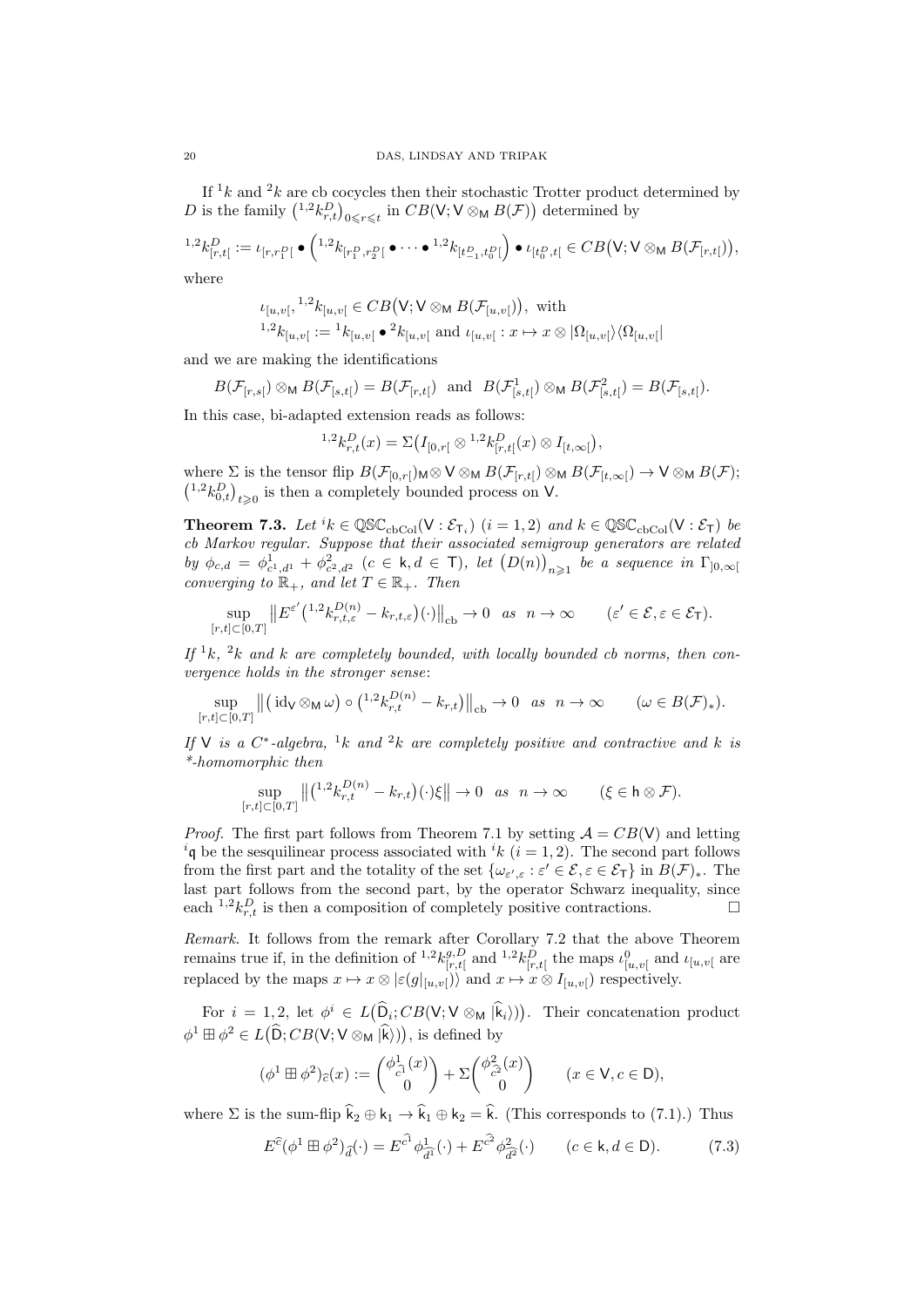If ${}^1k$ and ${}^2k$ are cb cocycles then their stochastic Trotter product determined by $D$ is the family $\big({}^{1,2}k^D_{r,t}\big)_{0\leqslant r\leqslant t}$ in $CB(\mathsf{V};\mathsf{V}\otimes_{\mathsf{M}} B(\mathcal{F}))$ determined by

$${}^{1,2}k^D_{[r,t[} := \iota_{[r,r^D_1[} \bullet \Big({}^{1,2}k_{[r^D_1,r^D_2[} \bullet \cdots \bullet {}^{1,2}k_{[t^D_{-1},t^D_0[}\Big) \bullet \iota_{[t^D_0,t[} \in CB\big(\mathsf{V};\mathsf{V}\otimes_{\mathsf{M}} B(\mathcal{F}_{[r,t[})\big),$$

where

$$\iota_{[u,v[},\, {}^{1,2}k_{[u,v[} \in CB\big(\mathsf{V};\mathsf{V}\otimes_{\mathsf{M}} B(\mathcal{F}_{[u,v[})\big), \text{ with}$$
$${}^{1,2}k_{[u,v[} := {}^1k_{[u,v[} \bullet {}^2k_{[u,v[} \text{ and } \iota_{[u,v[} : x \mapsto x \otimes |\Omega_{[u,v[}\rangle\langle\Omega_{[u,v[}|$$

and we are making the identifications

$$B(\mathcal{F}_{[r,s[}) \otimes_{\mathsf{M}} B(\mathcal{F}_{[s,t[}) = B(\mathcal{F}_{[r,t[}) \text{ and } B(\mathcal{F}^1_{[s,t[}) \otimes_{\mathsf{M}} B(\mathcal{F}^2_{[s,t[}) = B(\mathcal{F}_{[s,t[}).$$

In this case, bi-adapted extension reads as follows:

$${}^{1,2}k^D_{r,t}(x) = \Sigma\big(I_{[0,r[} \otimes {}^{1,2}k^D_{[r,t[}(x) \otimes I_{[t,\infty[}\big),$$

where $\Sigma$ is the tensor flip $B(\mathcal{F}_{[0,r[})_{\mathsf{M}} \otimes \mathsf{V} \otimes_{\mathsf{M}} B(\mathcal{F}_{[r,t[}) \otimes_{\mathsf{M}} B(\mathcal{F}_{[t,\infty[}) \to \mathsf{V} \otimes_{\mathsf{M}} B(\mathcal{F})$; $\big({}^{1,2}k^D_{0,t}\big)_{t\geqslant 0}$ is then a completely bounded process on $\mathsf{V}$.

**Theorem 7.3.** *Let ${}^ik \in \mathbb{QSC}_{\mathrm{cbCol}}(\mathsf{V}:\mathcal{E}_{\mathsf{T}_i})$ $(i=1,2)$ and $k \in \mathbb{QSC}_{\mathrm{cbCol}}(\mathsf{V}:\mathcal{E}_{\mathsf{T}})$ be cb Markov regular. Suppose that their associated semigroup generators are related by $\phi_{c,d} = \phi^1_{c^1,d^1} + \phi^2_{c^2,d^2}$ $(c \in \mathsf{k}, d \in \mathsf{T})$, let $\big(D(n)\big)_{n\geqslant 1}$ be a sequence in $\Gamma_{]0,\infty[}$ converging to $\mathbb{R}_+$, and let $T \in \mathbb{R}_+$. Then*

$$\sup_{[r,t]\subset[0,T]} \big\| E^{\varepsilon'}\big({}^{1,2}k^{D(n)}_{r,t,\varepsilon} - k_{r,t,\varepsilon}\big)(\cdot)\big\|_{\mathrm{cb}} \to 0 \quad \text{as} \quad n\to\infty \qquad (\varepsilon' \in \mathcal{E}, \varepsilon \in \mathcal{E}_{\mathsf{T}}).$$

*If ${}^1k$, ${}^2k$ and $k$ are completely bounded, with locally bounded cb norms, then convergence holds in the stronger sense*:

$$\sup_{[r,t]\subset[0,T]} \big\| \big(\mathrm{id}_{\mathsf{V}} \otimes_{\mathsf{M}} \omega\big) \circ \big({}^{1,2}k^{D(n)}_{r,t} - k_{r,t}\big)\big\|_{\mathrm{cb}} \to 0 \quad \text{as} \quad n\to\infty \qquad (\omega \in B(\mathcal{F})_*).$$

*If $\mathsf{V}$ is a $C^*$-algebra, ${}^1k$ and ${}^2k$ are completely positive and contractive and $k$ is \*-homomorphic then*

$$\sup_{[r,t]\subset[0,T]} \big\| \big({}^{1,2}k^{D(n)}_{r,t} - k_{r,t}\big)(\cdot)\xi\big\| \to 0 \quad \text{as} \quad n\to\infty \qquad (\xi \in \mathsf{h}\otimes\mathcal{F}).$$

*Proof.* The first part follows from Theorem 7.1 by setting $\mathcal{A} = CB(\mathsf{V})$ and letting ${}^i\mathfrak{q}$ be the sesquilinear process associated with ${}^ik$ $(i=1,2)$. The second part follows from the first part and the totality of the set $\{\omega_{\varepsilon',\varepsilon} : \varepsilon' \in \mathcal{E}, \varepsilon \in \mathcal{E}_{\mathsf{T}}\}$ in $B(\mathcal{F})_*$. The last part follows from the second part, by the operator Schwarz inequality, since each ${}^{1,2}k^D_{r,t}$ is then a composition of completely positive contractions. □

*Remark.* It follows from the remark after Corollary 7.2 that the above Theorem remains true if, in the definition of ${}^{1,2}k^{g,D}_{[r,t[}$ and ${}^{1,2}k^D_{[r,t[}$ the maps $\iota^0_{[u,v[}$ and $\iota_{[u,v[}$ are replaced by the maps $x \mapsto x \otimes |\varepsilon(g|_{[u,v[})\rangle$ and $x \mapsto x \otimes I_{[u,v[}$ respectively.

For $i=1,2$, let $\phi^i \in L\big(\widehat{\mathsf{D}}_i; CB(\mathsf{V};\mathsf{V}\otimes_{\mathsf{M}} |\widehat{\mathsf{k}}_i\rangle)\big)$. Their concatenation product $\phi^1 \boxplus \phi^2 \in L\big(\widehat{\mathsf{D}}; CB(\mathsf{V};\mathsf{V}\otimes_{\mathsf{M}} |\widehat{\mathsf{k}}\rangle)\big)$, is defined by

$$(\phi^1 \boxplus \phi^2)_{\widehat{c}}(x) := \begin{pmatrix} \phi^1_{\widehat{c^1}}(x) \\ 0 \end{pmatrix} + \Sigma\begin{pmatrix} \phi^2_{\widehat{c^2}}(x) \\ 0 \end{pmatrix} \qquad (x \in \mathsf{V}, c \in \mathsf{D}),$$

where $\Sigma$ is the sum-flip $\widehat{\mathsf{k}}_2 \oplus \mathsf{k}_1 \to \widehat{\mathsf{k}}_1 \oplus \mathsf{k}_2 = \widehat{\mathsf{k}}$. (This corresponds to (7.1).) Thus

$$E^{\widehat{c}}(\phi^1 \boxplus \phi^2)_{\widehat{d}}(\cdot) = E^{\widehat{c^1}}\phi^1_{\widehat{d^1}}(\cdot) + E^{\widehat{c^2}}\phi^2_{\widehat{d^2}}(\cdot) \qquad (c \in \mathsf{k}, d \in \mathsf{D}). \tag{7.3}$$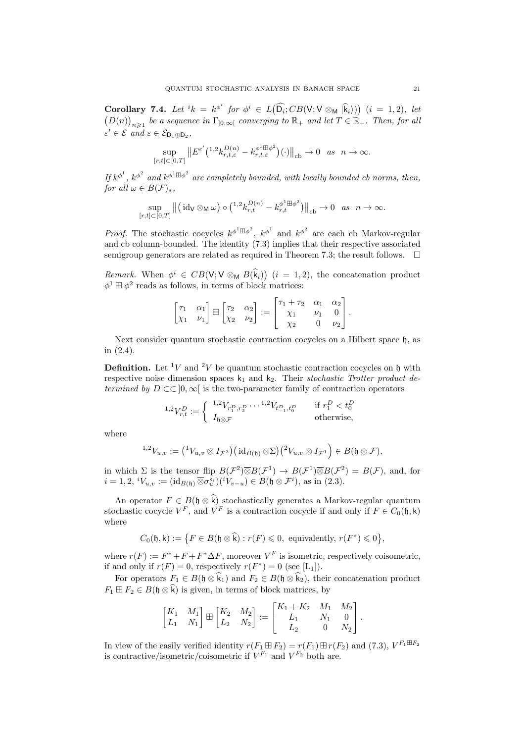**Corollary 7.4.** *Let* ${}^ik = k^{\phi^i}$ *for* $\phi^i \in L\big(\widehat{\mathsf{D}_i}; CB(\mathsf{V}; \mathsf{V} \otimes_{\mathsf{M}} |\widehat{\mathsf{k}}_i\rangle)\big)$ $(i = 1, 2)$*, let* $\big(D(n)\big)_{n\geqslant 1}$ *be a sequence in* $\Gamma_{]0,\infty[}$ *converging to* $\mathbb{R}_+$ *and let* $T \in \mathbb{R}_+$*. Then, for all* $\varepsilon' \in \mathcal{E}$ *and* $\varepsilon \in \mathcal{E}_{\mathsf{D}_1 \oplus \mathsf{D}_2}$*,*

$$\sup_{[r,t]\subset[0,T]} \big\| E^{\varepsilon'}\big({}^{1,2}k^{D(n)}_{r,t,\varepsilon} - k^{\phi^1 \boxplus \phi^2}_{r,t,\varepsilon}\big)(\cdot)\big\|_{\mathrm{cb}} \to 0 \quad \textit{as} \quad n \to \infty.$$

*If* $k^{\phi^1}$*,* $k^{\phi^2}$ *and* $k^{\phi^1\boxplus\phi^2}$ *are completely bounded, with locally bounded cb norms, then, for all* $\omega \in B(\mathcal{F})_*$*,*

$$\sup_{[r,t]\subset[0,T]} \big\| \big(\mathrm{id}_{\mathsf{V}} \otimes_{\mathsf{M}} \omega\big) \circ \big({}^{1,2}k^{D(n)}_{r,t} - k^{\phi^1 \boxplus \phi^2}_{r,t}\big)\big\|_{\mathrm{cb}} \to 0 \quad \textit{as} \quad n \to \infty.$$

*Proof.* The stochastic cocycles $k^{\phi^1\boxplus\phi^2}$, $k^{\phi^1}$ and $k^{\phi^2}$ are each cb Markov-regular and cb column-bounded. The identity (7.3) implies that their respective associated semigroup generators are related as required in Theorem 7.3; the result follows. □

*Remark.* When $\phi^i \in CB\big(\mathsf{V}; \mathsf{V} \otimes_{\mathsf{M}} B(\widehat{\mathsf{k}}_i)\big)$ $(i = 1, 2)$, the concatenation product $\phi^1 \boxplus \phi^2$ reads as follows, in terms of block matrices:

$$\begin{bmatrix} \tau_1 & \alpha_1 \\ \chi_1 & \nu_1 \end{bmatrix} \boxplus \begin{bmatrix} \tau_2 & \alpha_2 \\ \chi_2 & \nu_2 \end{bmatrix} := \begin{bmatrix} \tau_1 + \tau_2 & \alpha_1 & \alpha_2 \\ \chi_1 & \nu_1 & 0 \\ \chi_2 & 0 & \nu_2 \end{bmatrix}.$$

Next consider quantum stochastic contraction cocycles on a Hilbert space $\mathfrak{h}$, as in (2.4).

**Definition.** Let ${}^1V$ and ${}^2V$ be quantum stochastic contraction cocycles on $\mathfrak{h}$ with respective noise dimension spaces $\mathsf{k}_1$ and $\mathsf{k}_2$. Their *stochastic Trotter product determined by* $D \subset\subset ]0, \infty[$ is the two-parameter family of contraction operators

$${}^{1,2}V^D_{r,t} := \begin{cases} {}^{1,2}V_{r^D_1, r^D_2} \cdots {}^{1,2}V_{t^D_{-1}, t^D_0} & \text{if } r^D_1 < t^D_0 \\ I_{\mathfrak{h}\otimes\mathcal{F}} & \text{otherwise,} \end{cases}$$

where

$${}^{1,2}V_{u,v} := \big({}^1V_{u,v} \otimes I_{\mathcal{F}^2}\big)\big(\mathrm{id}_{B(\mathfrak{h})} \otimes \Sigma\big)\big({}^2V_{u,v} \otimes I_{\mathcal{F}^1}\big) \in B(\mathfrak{h} \otimes \mathcal{F}),$$

in which $\Sigma$ is the tensor flip $B(\mathcal{F}^2)\overline{\otimes}B(\mathcal{F}^1) \to B(\mathcal{F}^1)\overline{\otimes}B(\mathcal{F}^2) = B(\mathcal{F})$, and, for $i = 1, 2$, ${}^iV_{u,v} := (\mathrm{id}_{B(\mathfrak{h})} \overline{\otimes} \sigma^{\mathsf{k}_i}_u)({}^iV_{v-u}) \in B(\mathfrak{h} \otimes \mathcal{F}^i)$, as in (2.3).

An operator $F \in B(\mathfrak{h} \otimes \widehat{\mathsf{k}})$ stochastically generates a Markov-regular quantum stochastic cocycle $V^F$, and $V^F$ is a contraction cocycle if and only if $F \in C_0(\mathfrak{h}, \mathsf{k})$ where

$$C_0(\mathfrak{h}, \mathsf{k}) := \big\{F \in B(\mathfrak{h} \otimes \widehat{\mathsf{k}}) : r(F) \leqslant 0, \text{ equivalently, } r(F^*) \leqslant 0\big\},$$

where $r(F) := F^* + F + F^*\Delta F$, moreover $V^F$ is isometric, respectively coisometric, if and only if $r(F) = 0$, respectively $r(F^*) = 0$ (see [L$_1$]).

For operators $F_1 \in B(\mathfrak{h} \otimes \widehat{\mathsf{k}}_1)$ and $F_2 \in B(\mathfrak{h} \otimes \widehat{\mathsf{k}}_2)$, their concatenation product $F_1 \boxplus F_2 \in B(\mathfrak{h} \otimes \widehat{\mathsf{k}})$ is given, in terms of block matrices, by

$$\begin{bmatrix} K_1 & M_1 \\ L_1 & N_1 \end{bmatrix} \boxplus \begin{bmatrix} K_2 & M_2 \\ L_2 & N_2 \end{bmatrix} := \begin{bmatrix} K_1 + K_2 & M_1 & M_2 \\ L_1 & N_1 & 0 \\ L_2 & 0 & N_2 \end{bmatrix}.$$

In view of the easily verified identity $r(F_1 \boxplus F_2) = r(F_1) \boxplus r(F_2)$ and (7.3), $V^{F_1\boxplus F_2}$ is contractive/isometric/coisometric if $V^{F_1}$ and $V^{F_2}$ both are.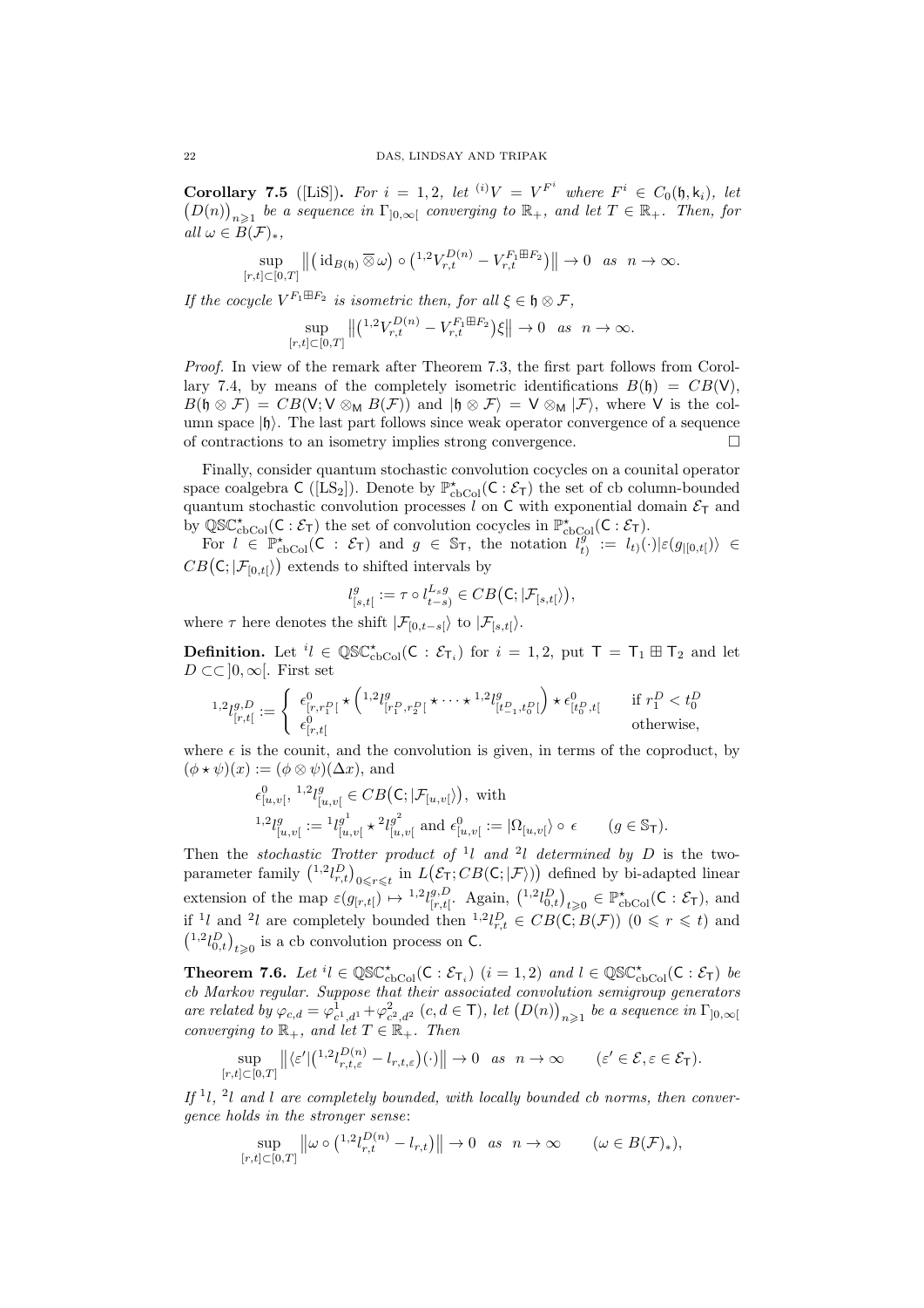**Corollary 7.5** ([LiS]). *For $i = 1, 2$, let ${}^{(i)}V = V^{F^i}$ where $F^i \in C_0(\mathfrak{h}, \mathsf{k}_i)$, let $\big(D(n)\big)_{n\geqslant 1}$ be a sequence in $\Gamma_{]0,\infty[}$ converging to $\mathbb{R}_+$, and let $T \in \mathbb{R}_+$. Then, for all $\omega \in B(\mathcal{F})_*$,*

$$\sup_{[r,t[\subset[0,T]} \big\| \big( \mathrm{id}_{B(\mathfrak{h})} \overline{\otimes} \omega \big) \circ \big( {}^{1,2}V^{D(n)}_{r,t} - V^{F_1 \boxplus F_2}_{r,t} \big) \big\| \to 0 \quad as \quad n \to \infty.$$

*If the cocycle $V^{F_1 \boxplus F_2}$ is isometric then, for all $\xi \in \mathfrak{h} \otimes \mathcal{F}$,*

$$\sup_{[r,t[\subset[0,T]} \big\| \big( {}^{1,2}V^{D(n)}_{r,t} - V^{F_1 \boxplus F_2}_{r,t} \big) \xi \big\| \to 0 \quad as \quad n \to \infty.$$

*Proof.* In view of the remark after Theorem 7.3, the first part follows from Corollary 7.4, by means of the completely isometric identifications $B(\mathfrak{h}) = CB(\mathsf{V})$, $B(\mathfrak{h} \otimes \mathcal{F}) = CB(\mathsf{V}; \mathsf{V} \otimes_{\mathsf{M}} B(\mathcal{F}))$ and $|\mathfrak{h} \otimes \mathcal{F}\rangle = \mathsf{V} \otimes_{\mathsf{M}} |\mathcal{F}\rangle$, where $\mathsf{V}$ is the column space $|\mathfrak{h}\rangle$. The last part follows since weak operator convergence of a sequence of contractions to an isometry implies strong convergence. $\square$

Finally, consider quantum stochastic convolution cocycles on a counital operator space coalgebra $\mathsf{C}$ ([LS$_2$]). Denote by $\mathbb{P}^\star_{\mathrm{cbCol}}(\mathsf{C} : \mathcal{E}_\mathsf{T})$ the set of cb column-bounded quantum stochastic convolution processes $l$ on $\mathsf{C}$ with exponential domain $\mathcal{E}_\mathsf{T}$ and by $\mathbb{QSC}^\star_{\mathrm{cbCol}}(\mathsf{C} : \mathcal{E}_\mathsf{T})$ the set of convolution cocycles in $\mathbb{P}^\star_{\mathrm{cbCol}}(\mathsf{C} : \mathcal{E}_\mathsf{T})$.

For $l \in \mathbb{P}^\star_{\mathrm{cbCol}}(\mathsf{C} : \mathcal{E}_\mathsf{T})$ and $g \in \mathbb{S}_\mathsf{T}$, the notation $l^g_{t)} := l_{t)}(\cdot)|\varepsilon(g_{|[0,t[})\rangle \in CB\big(\mathsf{C}; |\mathcal{F}_{[0,t[}\rangle\big)$ extends to shifted intervals by

$$l^g_{[s,t[} := \tau \circ l^{L_s g}_{t-s)} \in CB\big(\mathsf{C}; |\mathcal{F}_{[s,t[}\rangle\big),$$

where $\tau$ here denotes the shift $|\mathcal{F}_{[0,t-s[}\rangle$ to $|\mathcal{F}_{[s,t[}\rangle$.

**Definition.** Let ${}^i l \in \mathbb{QSC}^\star_{\mathrm{cbCol}}(\mathsf{C} : \mathcal{E}_{\mathsf{T}_i})$ for $i = 1, 2$, put $\mathsf{T} = \mathsf{T}_1 \boxplus \mathsf{T}_2$ and let $D \subset\subset ]0, \infty[$. First set

$${}^{1,2}l^{g,D}_{[r,t[} := \begin{cases} \epsilon^0_{[r,r^D_1[} \star \Big( {}^{1,2}l^g_{[r^D_1,r^D_2[} \star \cdots \star {}^{1,2}l^g_{[t^D_{-1},t^D_0[} \Big) \star \epsilon^0_{[t^D_0,t[} & \text{if } r^D_1 < t^D_0 \\ \epsilon^0_{[r,t[} & \text{otherwise,} \end{cases}$$

where $\epsilon$ is the counit, and the convolution is given, in terms of the coproduct, by $(\phi \star \psi)(x) := (\phi \otimes \psi)(\Delta x)$, and

$$\epsilon^0_{[u,v[},\ {}^{1,2}l^g_{[u,v[} \in CB\big(\mathsf{C}; |\mathcal{F}_{[u,v[}\rangle\big), \text{ with}$$
$${}^{1,2}l^g_{[u,v[} := {}^1 l^{g^1}_{[u,v[} \star {}^2 l^{g^2}_{[u,v[} \text{ and } \epsilon^0_{[u,v[} := |\Omega_{[u,v[}\rangle \circ \epsilon \qquad (g \in \mathbb{S}_\mathsf{T}).$$

Then the *stochastic Trotter product of ${}^1 l$ and ${}^2 l$ determined by $D$* is the two-parameter family $\big({}^{1,2}l^D_{r,t)}\big)_{0 \leqslant r \leqslant t}$ in $L\big(\mathcal{E}_\mathsf{T}; CB(\mathsf{C}; |\mathcal{F}\rangle)\big)$ defined by bi-adapted linear extension of the map $\varepsilon(g_{[r,t[}) \mapsto {}^{1,2}l^{g,D}_{[r,t[}$. Again, $\big({}^{1,2}l^D_{0,t)}\big)_{t \geqslant 0} \in \mathbb{P}^\star_{\mathrm{cbCol}}(\mathsf{C} : \mathcal{E}_\mathsf{T})$, and if ${}^1 l$ and ${}^2 l$ are completely bounded then ${}^{1,2}l^D_{r,t} \in CB(\mathsf{C}; B(\mathcal{F}))$ $(0 \leqslant r \leqslant t)$ and $\big({}^{1,2}l^D_{0,t}\big)_{t \geqslant 0}$ is a cb convolution process on $\mathsf{C}$.

**Theorem 7.6.** *Let ${}^i l \in \mathbb{QSC}^\star_{\mathrm{cbCol}}(\mathsf{C} : \mathcal{E}_{\mathsf{T}_i})$ $(i = 1, 2)$ and $l \in \mathbb{QSC}^\star_{\mathrm{cbCol}}(\mathsf{C} : \mathcal{E}_\mathsf{T})$ be cb Markov regular. Suppose that their associated convolution semigroup generators are related by $\varphi_{c,d} = \varphi^1_{c^1,d^1} + \varphi^2_{c^2,d^2}$ $(c, d \in \mathsf{T})$, let $\big(D(n)\big)_{n \geqslant 1}$ be a sequence in $\Gamma_{]0,\infty[}$ converging to $\mathbb{R}_+$, and let $T \in \mathbb{R}_+$. Then*

$$\sup_{[r,t[\subset[0,T]} \big\| \langle \varepsilon' | \big( {}^{1,2}l^{D(n)}_{r,t,\varepsilon} - l_{r,t,\varepsilon} \big)(\cdot) \big\| \to 0 \quad as \quad n \to \infty \qquad (\varepsilon' \in \mathcal{E}, \varepsilon \in \mathcal{E}_\mathsf{T}).$$

*If ${}^1 l$, ${}^2 l$ and $l$ are completely bounded, with locally bounded cb norms, then convergence holds in the stronger sense:*

$$\sup_{[r,t[\subset[0,T]} \big\| \omega \circ \big( {}^{1,2}l^{D(n)}_{r,t} - l_{r,t} \big) \big\| \to 0 \quad as \quad n \to \infty \qquad (\omega \in B(\mathcal{F})_*),$$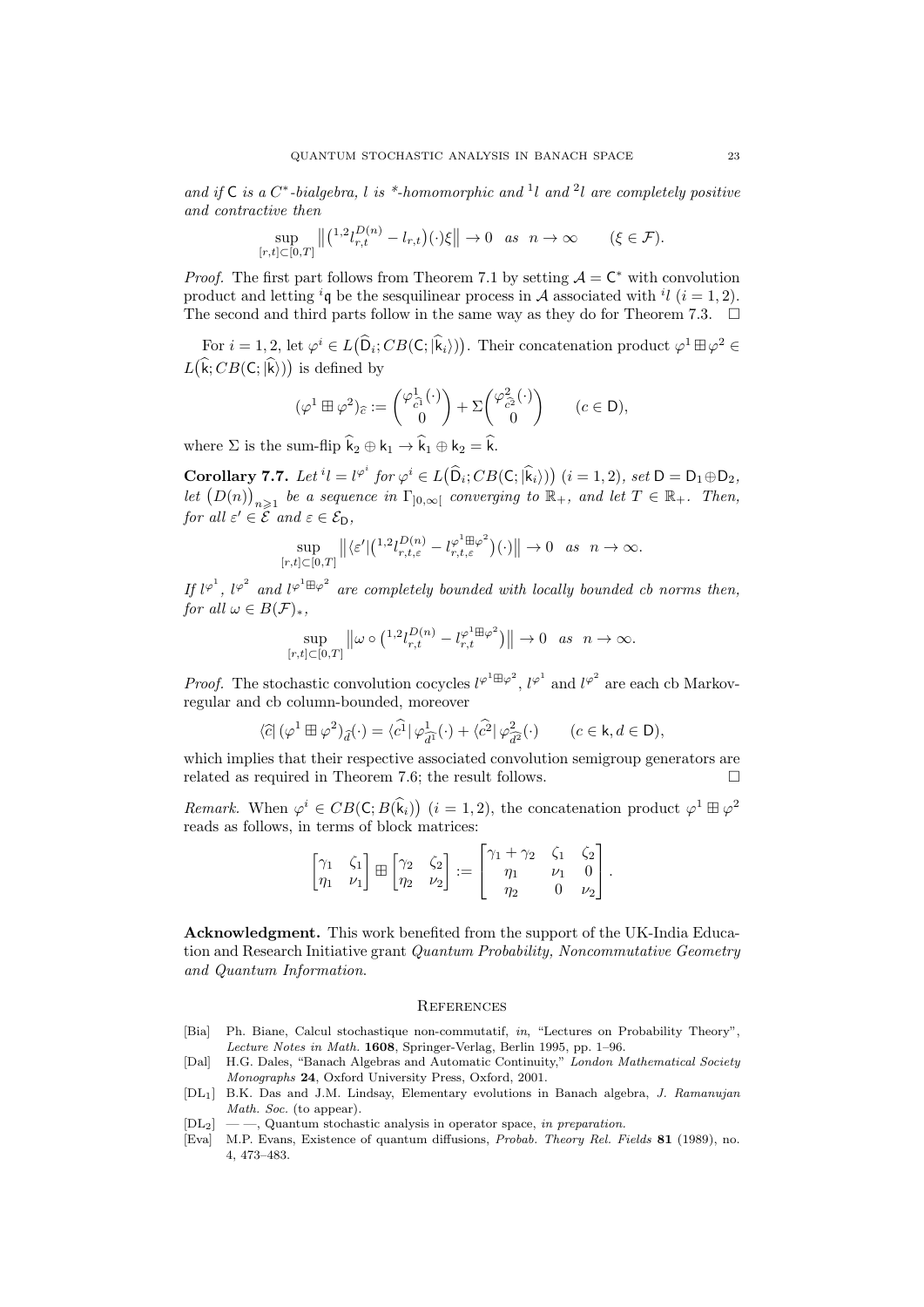*and if* $\mathsf{C}$ *is a* $C^*$*-bialgebra,* $l$ *is \*-homomorphic and* ${}^1l$ *and* ${}^2l$ *are completely positive and contractive then*

$$\sup_{[r,t]\subset[0,T]} \big\| \big({}^{1,2}l^{D(n)}_{r,t} - l_{r,t}\big)(\cdot)\xi \big\| \to 0 \quad as \quad n \to \infty \qquad (\xi \in \mathcal{F}).$$

*Proof.* The first part follows from Theorem 7.1 by setting $\mathcal{A} = \mathsf{C}^*$ with convolution product and letting ${}^i\mathfrak{q}$ be the sesquilinear process in $\mathcal{A}$ associated with ${}^il$ $(i = 1, 2)$. The second and third parts follow in the same way as they do for Theorem 7.3. $\square$

For $i = 1, 2$, let $\varphi^i \in L\big(\widehat{\mathsf{D}}_i; CB(\mathsf{C}; |\widehat{\mathsf{k}}_i\rangle)\big)$. Their concatenation product $\varphi^1 \boxplus \varphi^2 \in L\big(\widehat{\mathsf{k}}; CB(\mathsf{C}; |\widehat{\mathsf{k}}\rangle)\big)$ is defined by

$$(\varphi^1 \boxplus \varphi^2)_{\widehat{c}} := \begin{pmatrix} \varphi^1_{\widehat{c^1}}(\cdot) \\ 0 \end{pmatrix} + \Sigma \begin{pmatrix} \varphi^2_{\widehat{c^2}}(\cdot) \\ 0 \end{pmatrix} \qquad (c \in \mathsf{D}),$$

where $\Sigma$ is the sum-flip $\widehat{\mathsf{k}}_2 \oplus \mathsf{k}_1 \to \widehat{\mathsf{k}}_1 \oplus \mathsf{k}_2 = \widehat{\mathsf{k}}$.

**Corollary 7.7.** *Let* ${}^il = l^{\varphi^i}$ *for* $\varphi^i \in L\big(\widehat{\mathsf{D}}_i; CB(\mathsf{C}; |\widehat{\mathsf{k}}_i\rangle)\big)$ $(i = 1, 2)$*, set* $\mathsf{D} = \mathsf{D}_1 \oplus \mathsf{D}_2$*, let* $\big(D(n)\big)_{n\geqslant 1}$ *be a sequence in* $\Gamma_{]0,\infty[}$ *converging to* $\mathbb{R}_+$*, and let* $T \in \mathbb{R}_+$*. Then, for all* $\varepsilon' \in \mathcal{E}$ *and* $\varepsilon \in \mathcal{E}_{\mathsf{D}}$*,*

$$\sup_{[r,t]\subset[0,T]} \big\| \langle \varepsilon' | \big({}^{1,2}l^{D(n)}_{r,t,\varepsilon} - l^{\varphi^1\boxplus\varphi^2}_{r,t,\varepsilon}\big)(\cdot) \big\| \to 0 \quad as \quad n \to \infty.$$

*If* $l^{\varphi^1}$*,* $l^{\varphi^2}$ *and* $l^{\varphi^1\boxplus\varphi^2}$ *are completely bounded with locally bounded cb norms then, for all* $\omega \in B(\mathcal{F})_*$*,*

$$\sup_{[r,t]\subset[0,T]} \big\| \omega \circ \big({}^{1,2}l^{D(n)}_{r,t} - l^{\varphi^1\boxplus\varphi^2}_{r,t}\big) \big\| \to 0 \quad as \quad n \to \infty.$$

*Proof.* The stochastic convolution cocycles $l^{\varphi^1\boxplus\varphi^2}$, $l^{\varphi^1}$ and $l^{\varphi^2}$ are each cb Markov-regular and cb column-bounded, moreover

$$\langle \widehat{c} | \, (\varphi^1 \boxplus \varphi^2)_{\widehat{d}}(\cdot) = \langle \widehat{c^1} | \, \varphi^1_{\widehat{d^1}}(\cdot) + \langle \widehat{c^2} | \, \varphi^2_{\widehat{d^2}}(\cdot) \qquad (c \in \mathsf{k}, d \in \mathsf{D}),$$

which implies that their respective associated convolution semigroup generators are related as required in Theorem 7.6; the result follows. $\square$

*Remark.* When $\varphi^i \in CB\big(\mathsf{C}; B(\widehat{\mathsf{k}}_i)\big)$ $(i = 1, 2)$, the concatenation product $\varphi^1 \boxplus \varphi^2$ reads as follows, in terms of block matrices:

$$\begin{bmatrix} \gamma_1 & \zeta_1 \\ \eta_1 & \nu_1 \end{bmatrix} \boxplus \begin{bmatrix} \gamma_2 & \zeta_2 \\ \eta_2 & \nu_2 \end{bmatrix} := \begin{bmatrix} \gamma_1 + \gamma_2 & \zeta_1 & \zeta_2 \\ \eta_1 & \nu_1 & 0 \\ \eta_2 & 0 & \nu_2 \end{bmatrix}.$$

**Acknowledgment.** This work benefited from the support of the UK-India Education and Research Initiative grant *Quantum Probability, Noncommutative Geometry and Quantum Information*.

## References

[Bia] Ph. Biane, Calcul stochastique non-commutatif, *in*, "Lectures on Probability Theory", *Lecture Notes in Math.* **1608**, Springer-Verlag, Berlin 1995, pp. 1–96.

[Dal] H.G. Dales, "Banach Algebras and Automatic Continuity," *London Mathematical Society Monographs* **24**, Oxford University Press, Oxford, 2001.

[DL1] B.K. Das and J.M. Lindsay, Elementary evolutions in Banach algebra, *J. Ramanujan Math. Soc.* (to appear).

[DL2] — —, Quantum stochastic analysis in operator space, *in preparation*.

[Eva] M.P. Evans, Existence of quantum diffusions, *Probab. Theory Rel. Fields* **81** (1989), no. 4, 473–483.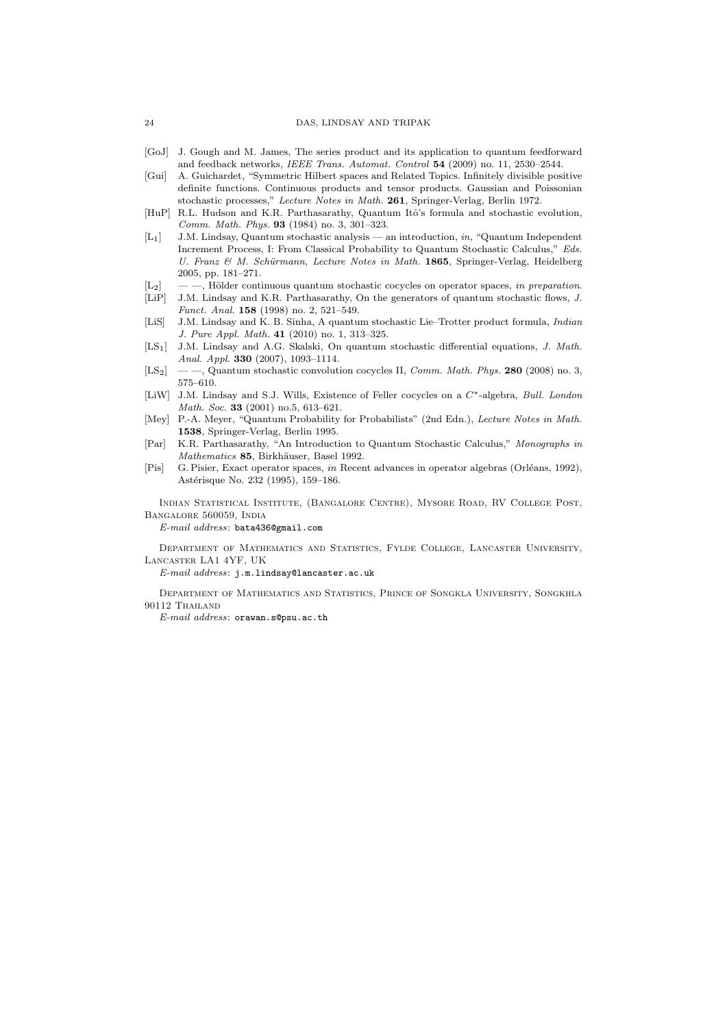[GoJ] J. Gough and M. James, The series product and its application to quantum feedforward and feedback networks, *IEEE Trans. Automat. Control* **54** (2009) no. 11, 2530–2544.

[Gui] A. Guichardet, "Symmetric Hilbert spaces and Related Topics. Infinitely divisible positive definite functions. Continuous products and tensor products. Gaussian and Poissonian stochastic processes," *Lecture Notes in Math.* **261**, Springer-Verlag, Berlin 1972.

[HuP] R.L. Hudson and K.R. Parthasarathy, Quantum Itô's formula and stochastic evolution, *Comm. Math. Phys.* **93** (1984) no. 3, 301–323.

[$L_1$] J.M. Lindsay, Quantum stochastic analysis — an introduction, *in*, "Quantum Independent Increment Process, I: From Classical Probability to Quantum Stochastic Calculus," *Eds. U. Franz & M. Schürmann*, *Lecture Notes in Math.* **1865**, Springer-Verlag, Heidelberg 2005, pp. 181–271.

[$L_2$] — —, Hölder continuous quantum stochastic cocycles on operator spaces, *in preparation.*

[LiP] J.M. Lindsay and K.R. Parthasarathy, On the generators of quantum stochastic flows, *J. Funct. Anal.* **158** (1998) no. 2, 521–549.

[LiS] J.M. Lindsay and K. B. Sinha, A quantum stochastic Lie–Trotter product formula, *Indian J. Pure Appl. Math.* **41** (2010) no. 1, 313–325.

[$LS_1$] J.M. Lindsay and A.G. Skalski, On quantum stochastic differential equations, *J. Math. Anal. Appl.* **330** (2007), 1093–1114.

[$LS_2$] — —, Quantum stochastic convolution cocycles II, *Comm. Math. Phys.* **280** (2008) no. 3, 575–610.

[LiW] J.M. Lindsay and S.J. Wills, Existence of Feller cocycles on a $C^*$-algebra, *Bull. London Math. Soc.* **33** (2001) no.5, 613–621.

[Mey] P.-A. Meyer, "Quantum Probability for Probabilists" (2nd Edn.), *Lecture Notes in Math.* **1538**, Springer-Verlag, Berlin 1995.

[Par] K.R. Parthasarathy, "An Introduction to Quantum Stochastic Calculus," *Monographs in Mathematics* **85**, Birkhäuser, Basel 1992.

[Pis] G. Pisier, Exact operator spaces, *in* Recent advances in operator algebras (Orléans, 1992), Astérisque No. 232 (1995), 159–186.

Indian Statistical Institute, (Bangalore Centre), Mysore Road, RV College Post, Bangalore 560059, India

*E-mail address*: bata436@gmail.com

Department of Mathematics and Statistics, Fylde College, Lancaster University, Lancaster LA1 4YF, UK

*E-mail address*: j.m.lindsay@lancaster.ac.uk

Department of Mathematics and Statistics, Prince of Songkla University, Songkhla 90112 Thailand

*E-mail address*: orawan.s@psu.ac.th